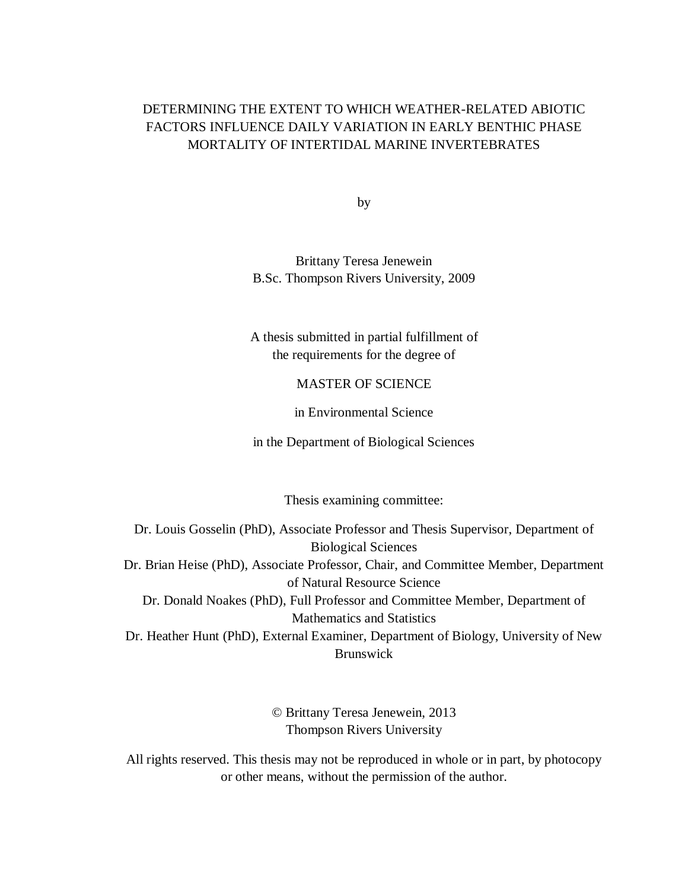# DETERMINING THE EXTENT TO WHICH WEATHER-RELATED ABIOTIC FACTORS INFLUENCE DAILY VARIATION IN EARLY BENTHIC PHASE MORTALITY OF INTERTIDAL MARINE INVERTEBRATES

by

Brittany Teresa Jenewein
B.Sc. Thompson Rivers University, 2009

A thesis submitted in partial fulfillment of
the requirements for the degree of

MASTER OF SCIENCE

in Environmental Science

in the Department of Biological Sciences

Thesis examining committee:

Dr. Louis Gosselin (PhD), Associate Professor and Thesis Supervisor, Department of Biological Sciences
Dr. Brian Heise (PhD), Associate Professor, Chair, and Committee Member, Department of Natural Resource Science
Dr. Donald Noakes (PhD), Full Professor and Committee Member, Department of Mathematics and Statistics
Dr. Heather Hunt (PhD), External Examiner, Department of Biology, University of New Brunswick

© Brittany Teresa Jenewein, 2013
Thompson Rivers University

All rights reserved. This thesis may not be reproduced in whole or in part, by photocopy or other means, without the permission of the author.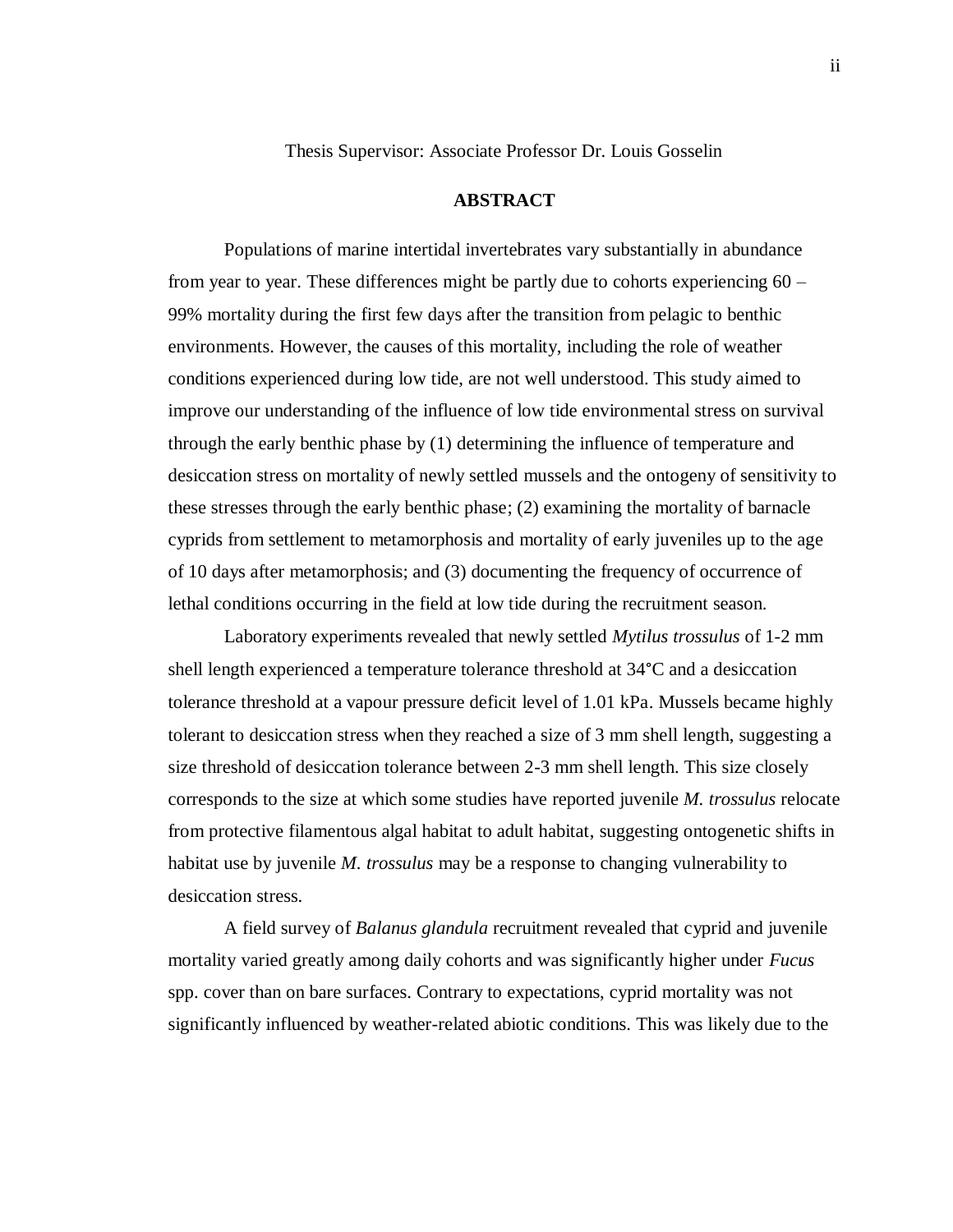Thesis Supervisor: Associate Professor Dr. Louis Gosselin

## ABSTRACT

Populations of marine intertidal invertebrates vary substantially in abundance from year to year. These differences might be partly due to cohorts experiencing 60 – 99% mortality during the first few days after the transition from pelagic to benthic environments. However, the causes of this mortality, including the role of weather conditions experienced during low tide, are not well understood. This study aimed to improve our understanding of the influence of low tide environmental stress on survival through the early benthic phase by (1) determining the influence of temperature and desiccation stress on mortality of newly settled mussels and the ontogeny of sensitivity to these stresses through the early benthic phase; (2) examining the mortality of barnacle cyprids from settlement to metamorphosis and mortality of early juveniles up to the age of 10 days after metamorphosis; and (3) documenting the frequency of occurrence of lethal conditions occurring in the field at low tide during the recruitment season.

Laboratory experiments revealed that newly settled *Mytilus trossulus* of 1-2 mm shell length experienced a temperature tolerance threshold at 34°C and a desiccation tolerance threshold at a vapour pressure deficit level of 1.01 kPa. Mussels became highly tolerant to desiccation stress when they reached a size of 3 mm shell length, suggesting a size threshold of desiccation tolerance between 2-3 mm shell length. This size closely corresponds to the size at which some studies have reported juvenile *M. trossulus* relocate from protective filamentous algal habitat to adult habitat, suggesting ontogenetic shifts in habitat use by juvenile *M. trossulus* may be a response to changing vulnerability to desiccation stress.

A field survey of *Balanus glandula* recruitment revealed that cyprid and juvenile mortality varied greatly among daily cohorts and was significantly higher under *Fucus* spp. cover than on bare surfaces. Contrary to expectations, cyprid mortality was not significantly influenced by weather-related abiotic conditions. This was likely due to the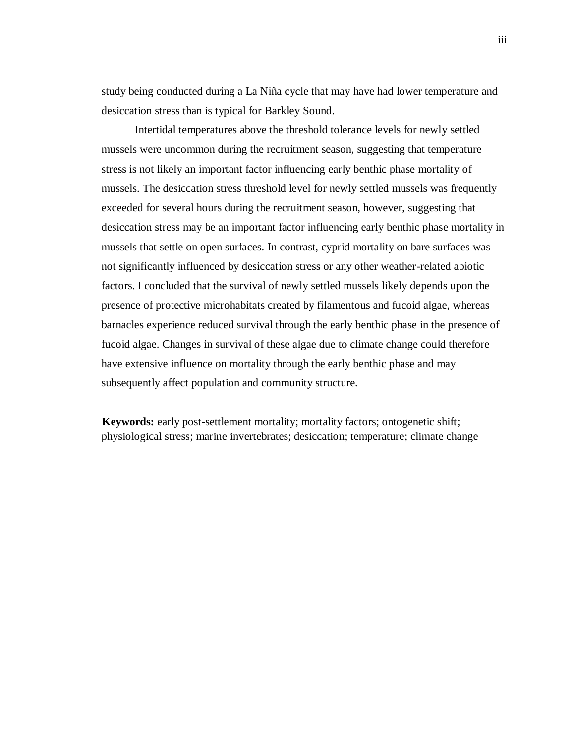study being conducted during a La Niña cycle that may have had lower temperature and desiccation stress than is typical for Barkley Sound.

Intertidal temperatures above the threshold tolerance levels for newly settled mussels were uncommon during the recruitment season, suggesting that temperature stress is not likely an important factor influencing early benthic phase mortality of mussels. The desiccation stress threshold level for newly settled mussels was frequently exceeded for several hours during the recruitment season, however, suggesting that desiccation stress may be an important factor influencing early benthic phase mortality in mussels that settle on open surfaces. In contrast, cyprid mortality on bare surfaces was not significantly influenced by desiccation stress or any other weather-related abiotic factors. I concluded that the survival of newly settled mussels likely depends upon the presence of protective microhabitats created by filamentous and fucoid algae, whereas barnacles experience reduced survival through the early benthic phase in the presence of fucoid algae. Changes in survival of these algae due to climate change could therefore have extensive influence on mortality through the early benthic phase and may subsequently affect population and community structure.

**Keywords:** early post-settlement mortality; mortality factors; ontogenetic shift; physiological stress; marine invertebrates; desiccation; temperature; climate change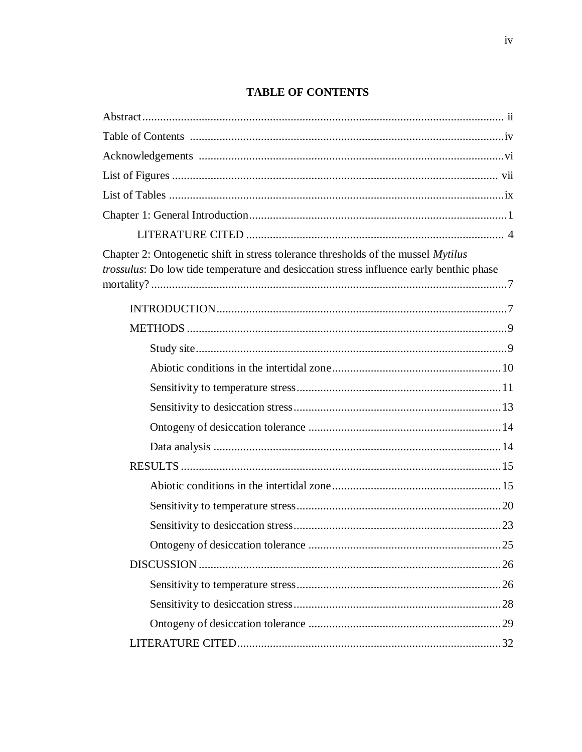# TABLE OF CONTENTS

Abstract ........................................................................................................................ ii

Table of Contents .........................................................................................................iv

Acknowledgements ......................................................................................................vi

List of Figures ............................................................................................................ vii

List of Tables ...............................................................................................................ix

Chapter 1: General Introduction......................................................................................1

    LITERATURE CITED ...................................................................................... 4

Chapter 2: Ontogenetic shift in stress tolerance thresholds of the mussel *Mytilus trossulus*: Do low tide temperature and desiccation stress influence early benthic phase mortality? .......................................................................................................................7

    INTRODUCTION.................................................................................................7

    METHODS ...........................................................................................................9

        Study site.........................................................................................................9

        Abiotic conditions in the intertidal zone.........................................................10

        Sensitivity to temperature stress....................................................................11

        Sensitivity to desiccation stress.....................................................................13

        Ontogeny of desiccation tolerance ................................................................14

        Data analysis .................................................................................................14

    RESULTS ............................................................................................................15

        Abiotic conditions in the intertidal zone.........................................................15

        Sensitivity to temperature stress....................................................................20

        Sensitivity to desiccation stress.....................................................................23

        Ontogeny of desiccation tolerance ................................................................25

    DISCUSSION ......................................................................................................26

        Sensitivity to temperature stress....................................................................26

        Sensitivity to desiccation stress.....................................................................28

        Ontogeny of desiccation tolerance ................................................................29

    LITERATURE CITED........................................................................................32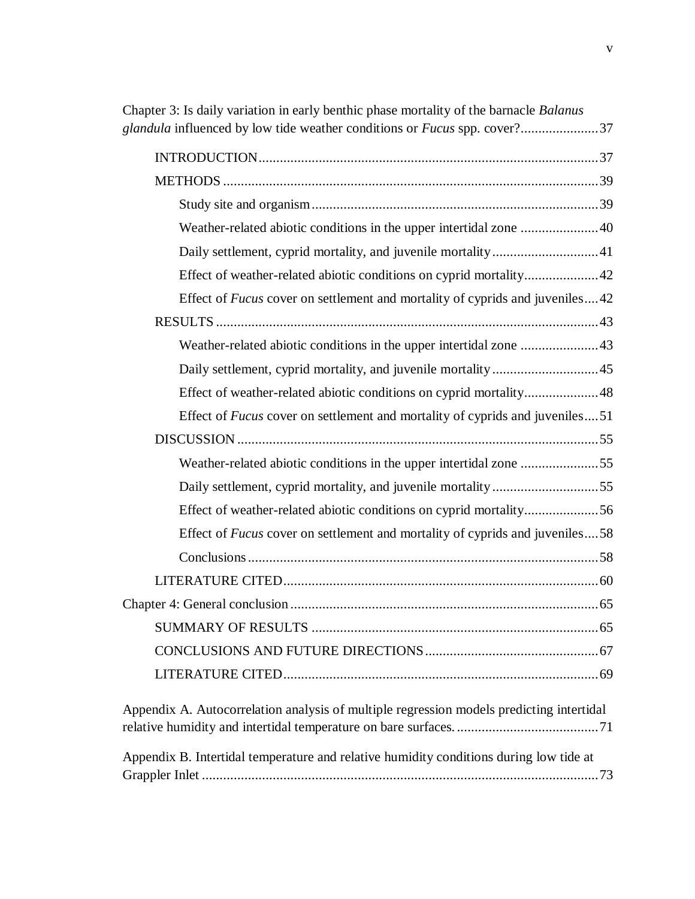Chapter 3: Is daily variation in early benthic phase mortality of the barnacle *Balanus glandula* influenced by low tide weather conditions or *Fucus* spp. cover? ...................... 37

- INTRODUCTION ................................................................................................ 37
- METHODS .......................................................................................................... 39
    - Study site and organism ................................................................................. 39
    - Weather-related abiotic conditions in the upper intertidal zone ...................... 40
    - Daily settlement, cyprid mortality, and juvenile mortality .............................. 41
    - Effect of weather-related abiotic conditions on cyprid mortality..................... 42
    - Effect of *Fucus* cover on settlement and mortality of cyprids and juveniles.... 42
- RESULTS ............................................................................................................ 43
    - Weather-related abiotic conditions in the upper intertidal zone ...................... 43
    - Daily settlement, cyprid mortality, and juvenile mortality .............................. 45
    - Effect of weather-related abiotic conditions on cyprid mortality..................... 48
    - Effect of *Fucus* cover on settlement and mortality of cyprids and juveniles.... 51
- DISCUSSION ...................................................................................................... 55
    - Weather-related abiotic conditions in the upper intertidal zone ...................... 55
    - Daily settlement, cyprid mortality, and juvenile mortality .............................. 55
    - Effect of weather-related abiotic conditions on cyprid mortality..................... 56
    - Effect of *Fucus* cover on settlement and mortality of cyprids and juveniles.... 58
    - Conclusions ................................................................................................... 58
- LITERATURE CITED......................................................................................... 60

Chapter 4: General conclusion ....................................................................................... 65

- SUMMARY OF RESULTS ................................................................................. 65
- CONCLUSIONS AND FUTURE DIRECTIONS................................................. 67
- LITERATURE CITED......................................................................................... 69

Appendix A. Autocorrelation analysis of multiple regression models predicting intertidal relative humidity and intertidal temperature on bare surfaces. ........................................ 71

Appendix B. Intertidal temperature and relative humidity conditions during low tide at Grappler Inlet ................................................................................................................ 73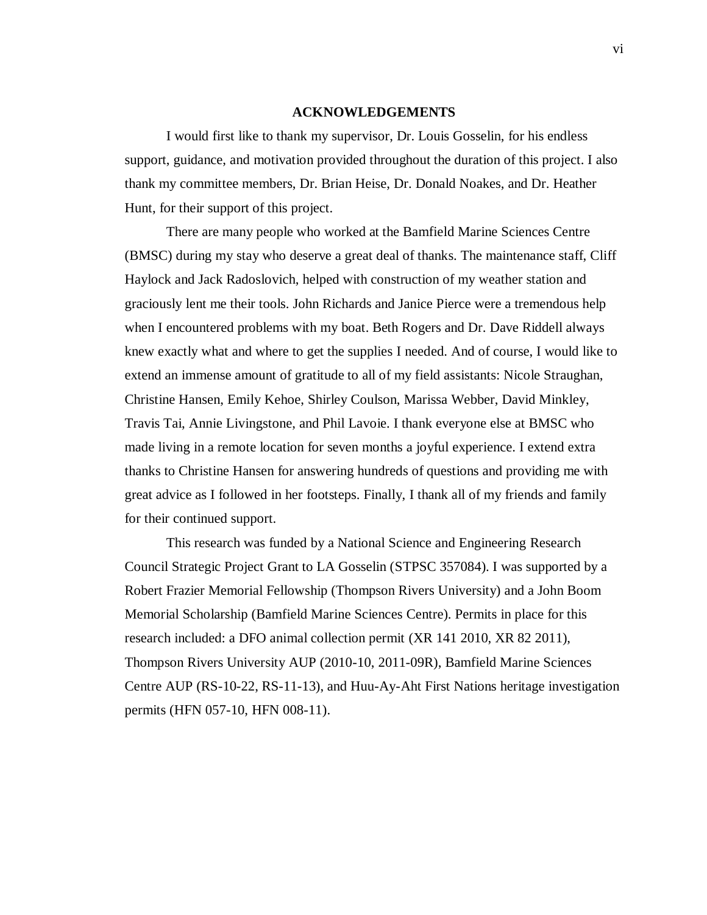## ACKNOWLEDGEMENTS

I would first like to thank my supervisor, Dr. Louis Gosselin, for his endless support, guidance, and motivation provided throughout the duration of this project. I also thank my committee members, Dr. Brian Heise, Dr. Donald Noakes, and Dr. Heather Hunt, for their support of this project.

There are many people who worked at the Bamfield Marine Sciences Centre (BMSC) during my stay who deserve a great deal of thanks. The maintenance staff, Cliff Haylock and Jack Radoslovich, helped with construction of my weather station and graciously lent me their tools. John Richards and Janice Pierce were a tremendous help when I encountered problems with my boat. Beth Rogers and Dr. Dave Riddell always knew exactly what and where to get the supplies I needed. And of course, I would like to extend an immense amount of gratitude to all of my field assistants: Nicole Straughan, Christine Hansen, Emily Kehoe, Shirley Coulson, Marissa Webber, David Minkley, Travis Tai, Annie Livingstone, and Phil Lavoie. I thank everyone else at BMSC who made living in a remote location for seven months a joyful experience. I extend extra thanks to Christine Hansen for answering hundreds of questions and providing me with great advice as I followed in her footsteps. Finally, I thank all of my friends and family for their continued support.

This research was funded by a National Science and Engineering Research Council Strategic Project Grant to LA Gosselin (STPSC 357084). I was supported by a Robert Frazier Memorial Fellowship (Thompson Rivers University) and a John Boom Memorial Scholarship (Bamfield Marine Sciences Centre). Permits in place for this research included: a DFO animal collection permit (XR 141 2010, XR 82 2011), Thompson Rivers University AUP (2010-10, 2011-09R), Bamfield Marine Sciences Centre AUP (RS-10-22, RS-11-13), and Huu-Ay-Aht First Nations heritage investigation permits (HFN 057-10, HFN 008-11).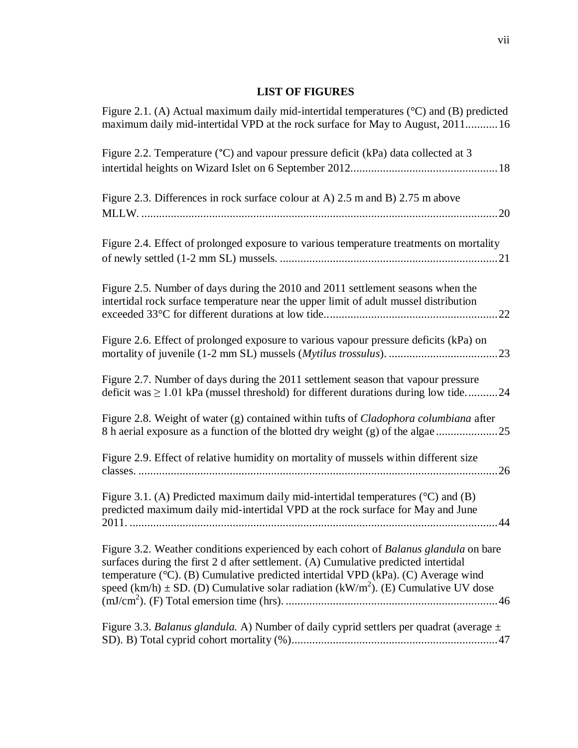## LIST OF FIGURES

Figure 2.1. (A) Actual maximum daily mid-intertidal temperatures (°C) and (B) predicted maximum daily mid-intertidal VPD at the rock surface for May to August, 2011...........16

Figure 2.2. Temperature (°C) and vapour pressure deficit (kPa) data collected at 3 intertidal heights on Wizard Islet on 6 September 2012.................................................18

Figure 2.3. Differences in rock surface colour at A) 2.5 m and B) 2.75 m above MLLW. ..........................................................................................................................20

Figure 2.4. Effect of prolonged exposure to various temperature treatments on mortality of newly settled (1-2 mm SL) mussels. .........................................................................21

Figure 2.5. Number of days during the 2010 and 2011 settlement seasons when the intertidal rock surface temperature near the upper limit of adult mussel distribution exceeded 33°C for different durations at low tide..........................................................22

Figure 2.6. Effect of prolonged exposure to various vapour pressure deficits (kPa) on mortality of juvenile (1-2 mm SL) mussels (*Mytilus trossulus*). .....................................23

Figure 2.7. Number of days during the 2011 settlement season that vapour pressure deficit was ≥ 1.01 kPa (mussel threshold) for different durations during low tide...........24

Figure 2.8. Weight of water (g) contained within tufts of *Cladophora columbiana* after 8 h aerial exposure as a function of the blotted dry weight (g) of the algae.....................25

Figure 2.9. Effect of relative humidity on mortality of mussels within different size classes. ..........................................................................................................................26

Figure 3.1. (A) Predicted maximum daily mid-intertidal temperatures (°C) and (B) predicted maximum daily mid-intertidal VPD at the rock surface for May and June 2011. ............................................................................................................................44

Figure 3.2. Weather conditions experienced by each cohort of *Balanus glandula* on bare surfaces during the first 2 d after settlement. (A) Cumulative predicted intertidal temperature (°C). (B) Cumulative predicted intertidal VPD (kPa). (C) Average wind speed (km/h) ± SD. (D) Cumulative solar radiation ($kW/m^2$). (E) Cumulative UV dose ($mJ/cm^2$). (F) Total emersion time (hrs). .......................................................................46

Figure 3.3. *Balanus glandula.* A) Number of daily cyprid settlers per quadrat (average ± SD). B) Total cyprid cohort mortality (%).....................................................................47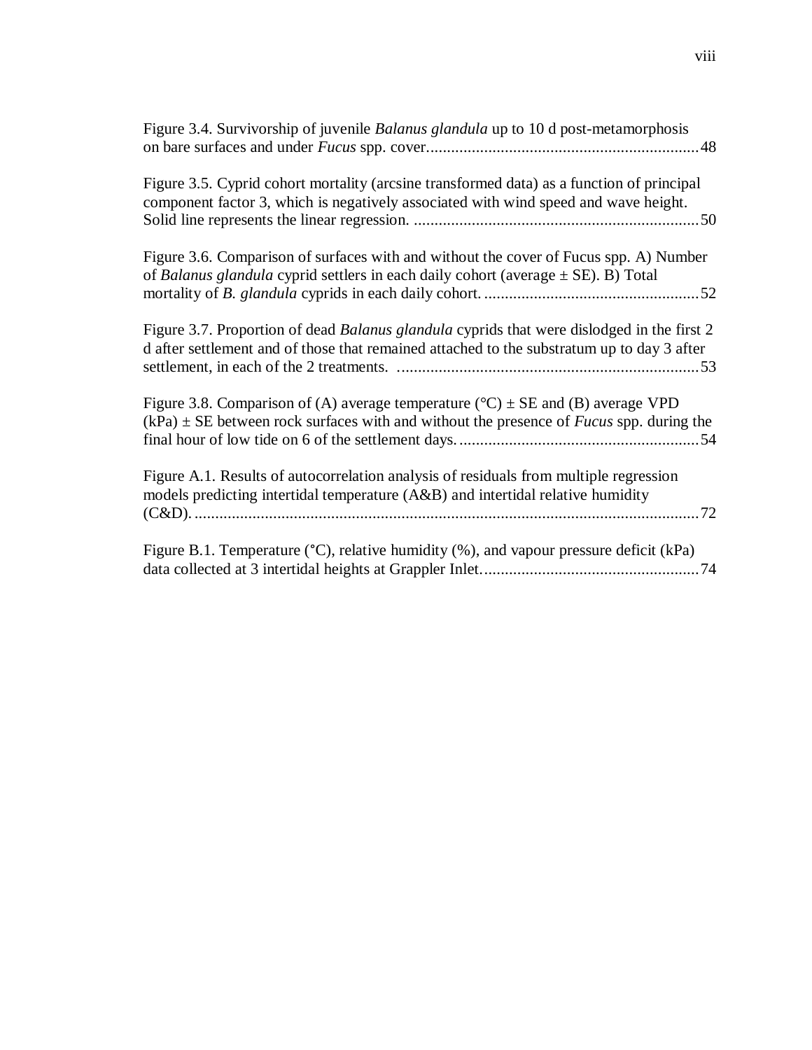Figure 3.4. Survivorship of juvenile *Balanus glandula* up to 10 d post-metamorphosis on bare surfaces and under *Fucus* spp. cover..................................................................48

Figure 3.5. Cyprid cohort mortality (arcsine transformed data) as a function of principal component factor 3, which is negatively associated with wind speed and wave height. Solid line represents the linear regression. .....................................................................50

Figure 3.6. Comparison of surfaces with and without the cover of Fucus spp. A) Number of *Balanus glandula* cyprid settlers in each daily cohort (average ± SE). B) Total mortality of *B. glandula* cyprids in each daily cohort. ....................................................52

Figure 3.7. Proportion of dead *Balanus glandula* cyprids that were dislodged in the first 2 d after settlement and of those that remained attached to the substratum up to day 3 after settlement, in each of the 2 treatments. .........................................................................53

Figure 3.8. Comparison of (A) average temperature (°C) ± SE and (B) average VPD (kPa) ± SE between rock surfaces with and without the presence of *Fucus* spp. during the final hour of low tide on 6 of the settlement days. ..........................................................54

Figure A.1. Results of autocorrelation analysis of residuals from multiple regression models predicting intertidal temperature (A&B) and intertidal relative humidity (C&D). .........................................................................................................................72

Figure B.1. Temperature (°C), relative humidity (%), and vapour pressure deficit (kPa) data collected at 3 intertidal heights at Grappler Inlet. ....................................................74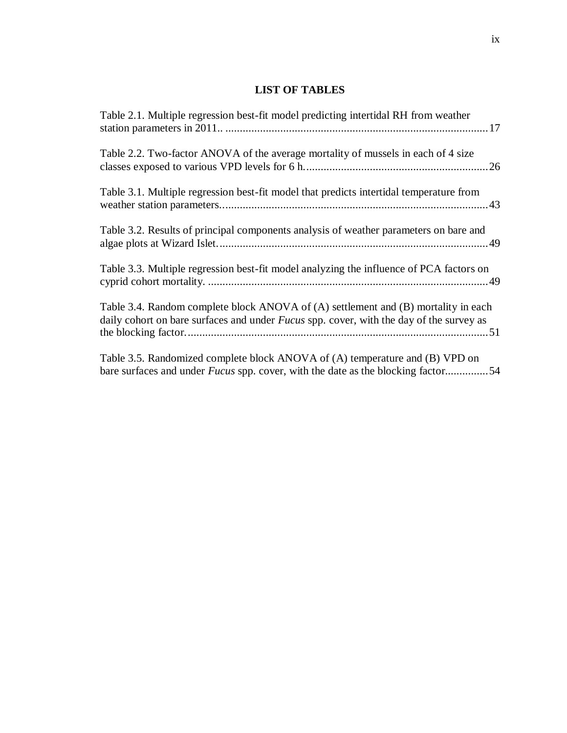# LIST OF TABLES

Table 2.1. Multiple regression best-fit model predicting intertidal RH from weather station parameters in 2011.. ........................................................................................... 17

Table 2.2. Two-factor ANOVA of the average mortality of mussels in each of 4 size classes exposed to various VPD levels for 6 h............................................................... 26

Table 3.1. Multiple regression best-fit model that predicts intertidal temperature from weather station parameters............................................................................................ 43

Table 3.2. Results of principal components analysis of weather parameters on bare and algae plots at Wizard Islet.............................................................................................. 49

Table 3.3. Multiple regression best-fit model analyzing the influence of PCA factors on cyprid cohort mortality. ................................................................................................. 49

Table 3.4. Random complete block ANOVA of (A) settlement and (B) mortality in each daily cohort on bare surfaces and under *Fucus* spp. cover, with the day of the survey as the blocking factor......................................................................................................... 51

Table 3.5. Randomized complete block ANOVA of (A) temperature and (B) VPD on bare surfaces and under *Fucus* spp. cover, with the date as the blocking factor............... 54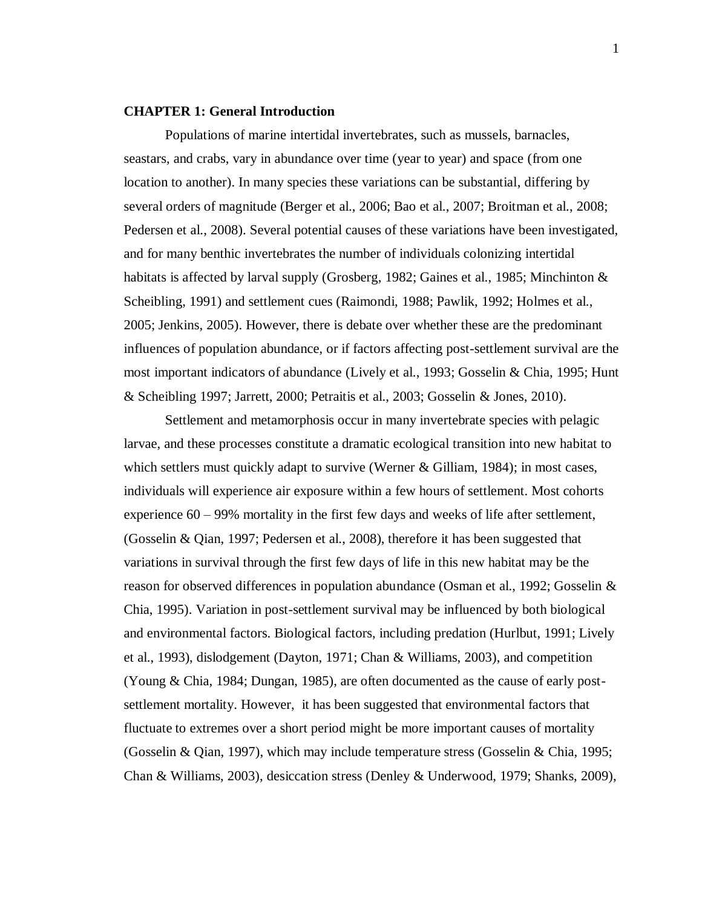## CHAPTER 1: General Introduction

Populations of marine intertidal invertebrates, such as mussels, barnacles, seastars, and crabs, vary in abundance over time (year to year) and space (from one location to another). In many species these variations can be substantial, differing by several orders of magnitude (Berger et al., 2006; Bao et al., 2007; Broitman et al., 2008; Pedersen et al., 2008). Several potential causes of these variations have been investigated, and for many benthic invertebrates the number of individuals colonizing intertidal habitats is affected by larval supply (Grosberg, 1982; Gaines et al., 1985; Minchinton & Scheibling, 1991) and settlement cues (Raimondi, 1988; Pawlik, 1992; Holmes et al., 2005; Jenkins, 2005). However, there is debate over whether these are the predominant influences of population abundance, or if factors affecting post-settlement survival are the most important indicators of abundance (Lively et al., 1993; Gosselin & Chia, 1995; Hunt & Scheibling 1997; Jarrett, 2000; Petraitis et al., 2003; Gosselin & Jones, 2010).

Settlement and metamorphosis occur in many invertebrate species with pelagic larvae, and these processes constitute a dramatic ecological transition into new habitat to which settlers must quickly adapt to survive (Werner & Gilliam, 1984); in most cases, individuals will experience air exposure within a few hours of settlement. Most cohorts experience 60 – 99% mortality in the first few days and weeks of life after settlement, (Gosselin & Qian, 1997; Pedersen et al., 2008), therefore it has been suggested that variations in survival through the first few days of life in this new habitat may be the reason for observed differences in population abundance (Osman et al., 1992; Gosselin & Chia, 1995). Variation in post-settlement survival may be influenced by both biological and environmental factors. Biological factors, including predation (Hurlbut, 1991; Lively et al., 1993), dislodgement (Dayton, 1971; Chan & Williams, 2003), and competition (Young & Chia, 1984; Dungan, 1985), are often documented as the cause of early post-settlement mortality. However, it has been suggested that environmental factors that fluctuate to extremes over a short period might be more important causes of mortality (Gosselin & Qian, 1997), which may include temperature stress (Gosselin & Chia, 1995; Chan & Williams, 2003), desiccation stress (Denley & Underwood, 1979; Shanks, 2009),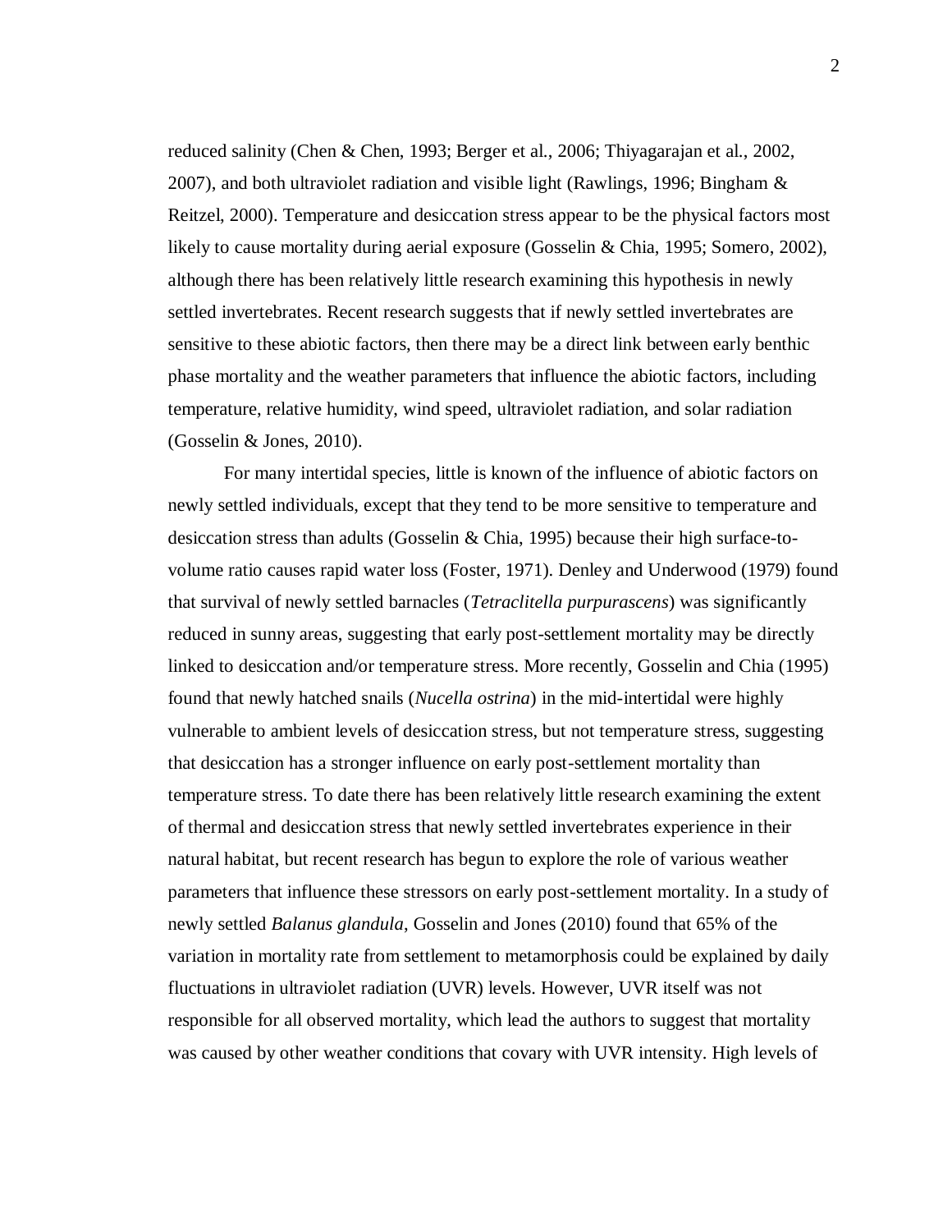reduced salinity (Chen & Chen, 1993; Berger et al., 2006; Thiyagarajan et al., 2002, 2007), and both ultraviolet radiation and visible light (Rawlings, 1996; Bingham & Reitzel, 2000). Temperature and desiccation stress appear to be the physical factors most likely to cause mortality during aerial exposure (Gosselin & Chia, 1995; Somero, 2002), although there has been relatively little research examining this hypothesis in newly settled invertebrates. Recent research suggests that if newly settled invertebrates are sensitive to these abiotic factors, then there may be a direct link between early benthic phase mortality and the weather parameters that influence the abiotic factors, including temperature, relative humidity, wind speed, ultraviolet radiation, and solar radiation (Gosselin & Jones, 2010).

For many intertidal species, little is known of the influence of abiotic factors on newly settled individuals, except that they tend to be more sensitive to temperature and desiccation stress than adults (Gosselin & Chia, 1995) because their high surface-to-volume ratio causes rapid water loss (Foster, 1971). Denley and Underwood (1979) found that survival of newly settled barnacles (*Tetraclitella purpurascens*) was significantly reduced in sunny areas, suggesting that early post-settlement mortality may be directly linked to desiccation and/or temperature stress. More recently, Gosselin and Chia (1995) found that newly hatched snails (*Nucella ostrina*) in the mid-intertidal were highly vulnerable to ambient levels of desiccation stress, but not temperature stress, suggesting that desiccation has a stronger influence on early post-settlement mortality than temperature stress. To date there has been relatively little research examining the extent of thermal and desiccation stress that newly settled invertebrates experience in their natural habitat, but recent research has begun to explore the role of various weather parameters that influence these stressors on early post-settlement mortality. In a study of newly settled *Balanus glandula*, Gosselin and Jones (2010) found that 65% of the variation in mortality rate from settlement to metamorphosis could be explained by daily fluctuations in ultraviolet radiation (UVR) levels. However, UVR itself was not responsible for all observed mortality, which lead the authors to suggest that mortality was caused by other weather conditions that covary with UVR intensity. High levels of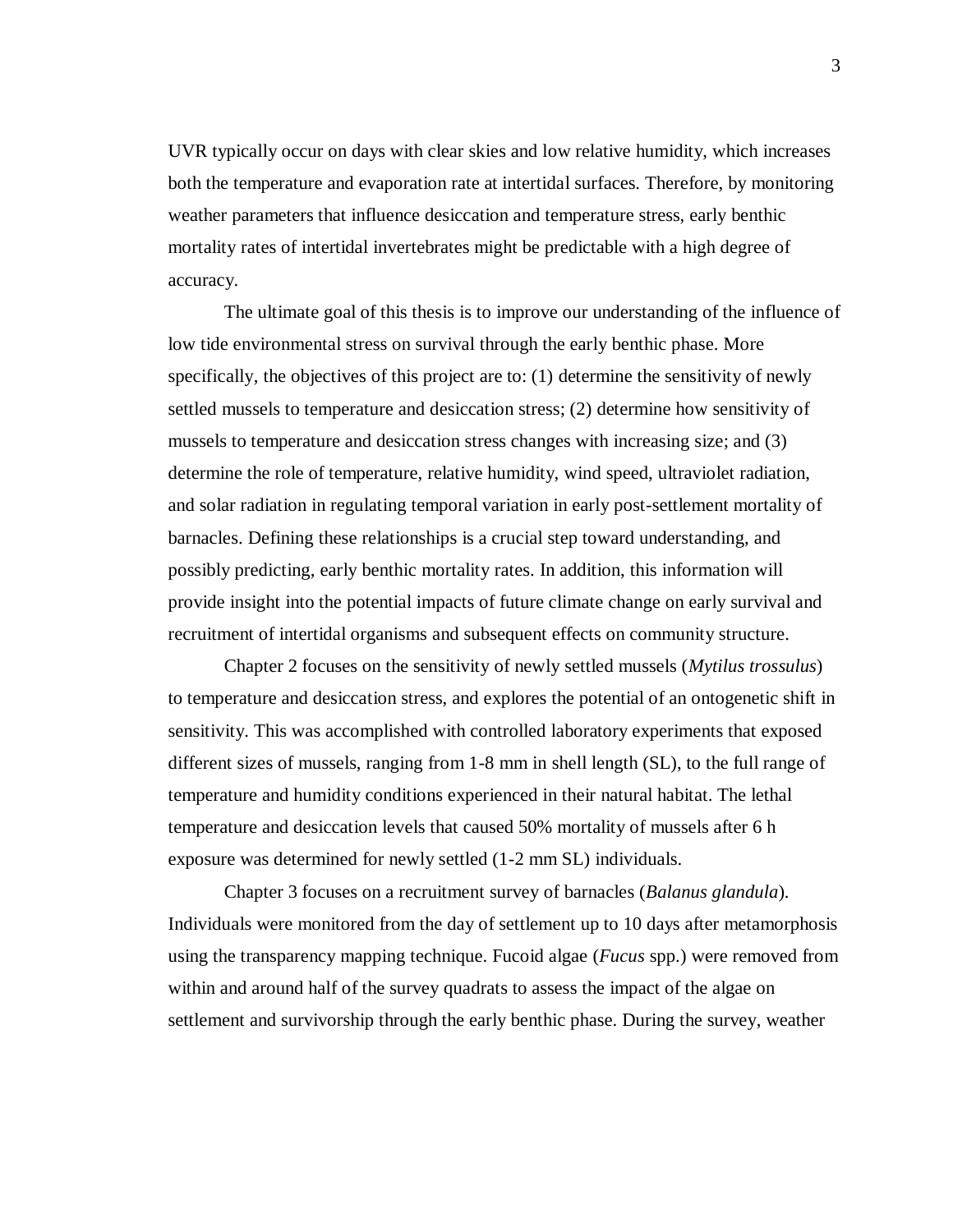UVR typically occur on days with clear skies and low relative humidity, which increases both the temperature and evaporation rate at intertidal surfaces. Therefore, by monitoring weather parameters that influence desiccation and temperature stress, early benthic mortality rates of intertidal invertebrates might be predictable with a high degree of accuracy.

The ultimate goal of this thesis is to improve our understanding of the influence of low tide environmental stress on survival through the early benthic phase. More specifically, the objectives of this project are to: (1) determine the sensitivity of newly settled mussels to temperature and desiccation stress; (2) determine how sensitivity of mussels to temperature and desiccation stress changes with increasing size; and (3) determine the role of temperature, relative humidity, wind speed, ultraviolet radiation, and solar radiation in regulating temporal variation in early post-settlement mortality of barnacles. Defining these relationships is a crucial step toward understanding, and possibly predicting, early benthic mortality rates. In addition, this information will provide insight into the potential impacts of future climate change on early survival and recruitment of intertidal organisms and subsequent effects on community structure.

Chapter 2 focuses on the sensitivity of newly settled mussels (*Mytilus trossulus*) to temperature and desiccation stress, and explores the potential of an ontogenetic shift in sensitivity. This was accomplished with controlled laboratory experiments that exposed different sizes of mussels, ranging from 1-8 mm in shell length (SL), to the full range of temperature and humidity conditions experienced in their natural habitat. The lethal temperature and desiccation levels that caused 50% mortality of mussels after 6 h exposure was determined for newly settled (1-2 mm SL) individuals.

Chapter 3 focuses on a recruitment survey of barnacles (*Balanus glandula*). Individuals were monitored from the day of settlement up to 10 days after metamorphosis using the transparency mapping technique. Fucoid algae (*Fucus* spp.) were removed from within and around half of the survey quadrats to assess the impact of the algae on settlement and survivorship through the early benthic phase. During the survey, weather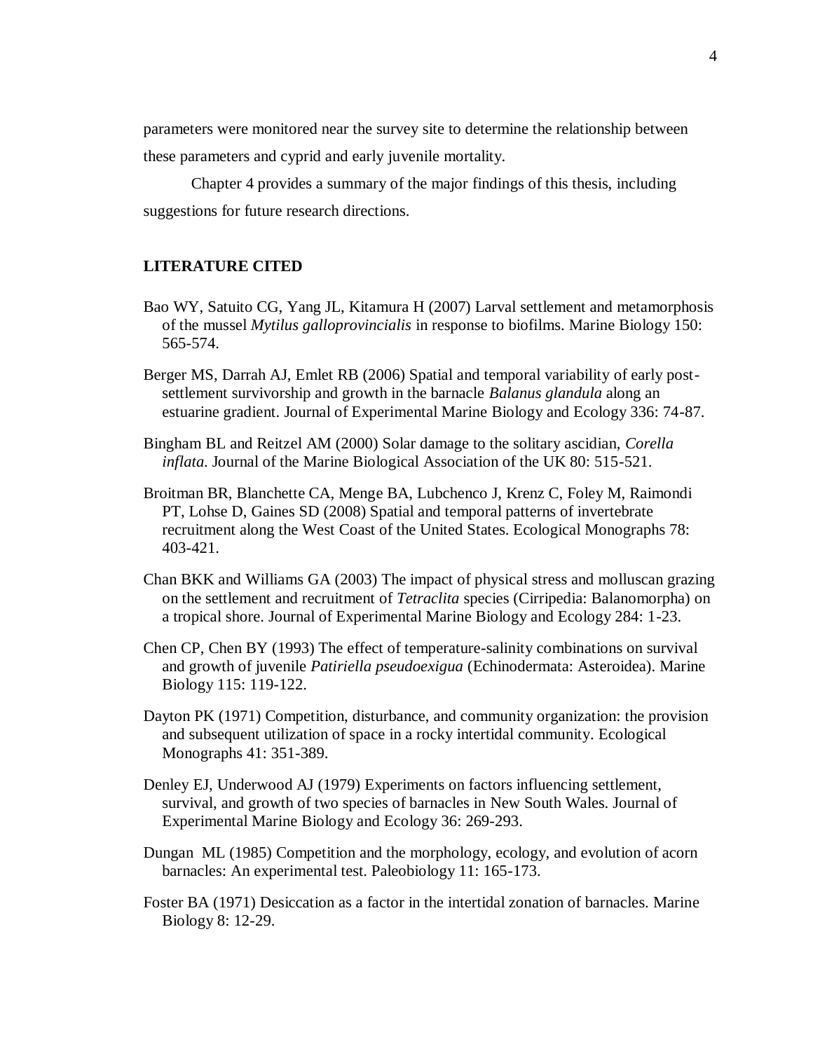parameters were monitored near the survey site to determine the relationship between these parameters and cyprid and early juvenile mortality.

Chapter 4 provides a summary of the major findings of this thesis, including suggestions for future research directions.

## LITERATURE CITED

Bao WY, Satuito CG, Yang JL, Kitamura H (2007) Larval settlement and metamorphosis of the mussel *Mytilus galloprovincialis* in response to biofilms. Marine Biology 150: 565-574.

Berger MS, Darrah AJ, Emlet RB (2006) Spatial and temporal variability of early post-settlement survivorship and growth in the barnacle *Balanus glandula* along an estuarine gradient. Journal of Experimental Marine Biology and Ecology 336: 74-87.

Bingham BL and Reitzel AM (2000) Solar damage to the solitary ascidian, *Corella inflata*. Journal of the Marine Biological Association of the UK 80: 515-521.

Broitman BR, Blanchette CA, Menge BA, Lubchenco J, Krenz C, Foley M, Raimondi PT, Lohse D, Gaines SD (2008) Spatial and temporal patterns of invertebrate recruitment along the West Coast of the United States. Ecological Monographs 78: 403-421.

Chan BKK and Williams GA (2003) The impact of physical stress and molluscan grazing on the settlement and recruitment of *Tetraclita* species (Cirripedia: Balanomorpha) on a tropical shore. Journal of Experimental Marine Biology and Ecology 284: 1-23.

Chen CP, Chen BY (1993) The effect of temperature-salinity combinations on survival and growth of juvenile *Patiriella pseudoexigua* (Echinodermata: Asteroidea). Marine Biology 115: 119-122.

Dayton PK (1971) Competition, disturbance, and community organization: the provision and subsequent utilization of space in a rocky intertidal community. Ecological Monographs 41: 351-389.

Denley EJ, Underwood AJ (1979) Experiments on factors influencing settlement, survival, and growth of two species of barnacles in New South Wales. Journal of Experimental Marine Biology and Ecology 36: 269-293.

Dungan ML (1985) Competition and the morphology, ecology, and evolution of acorn barnacles: An experimental test. Paleobiology 11: 165-173.

Foster BA (1971) Desiccation as a factor in the intertidal zonation of barnacles. Marine Biology 8: 12-29.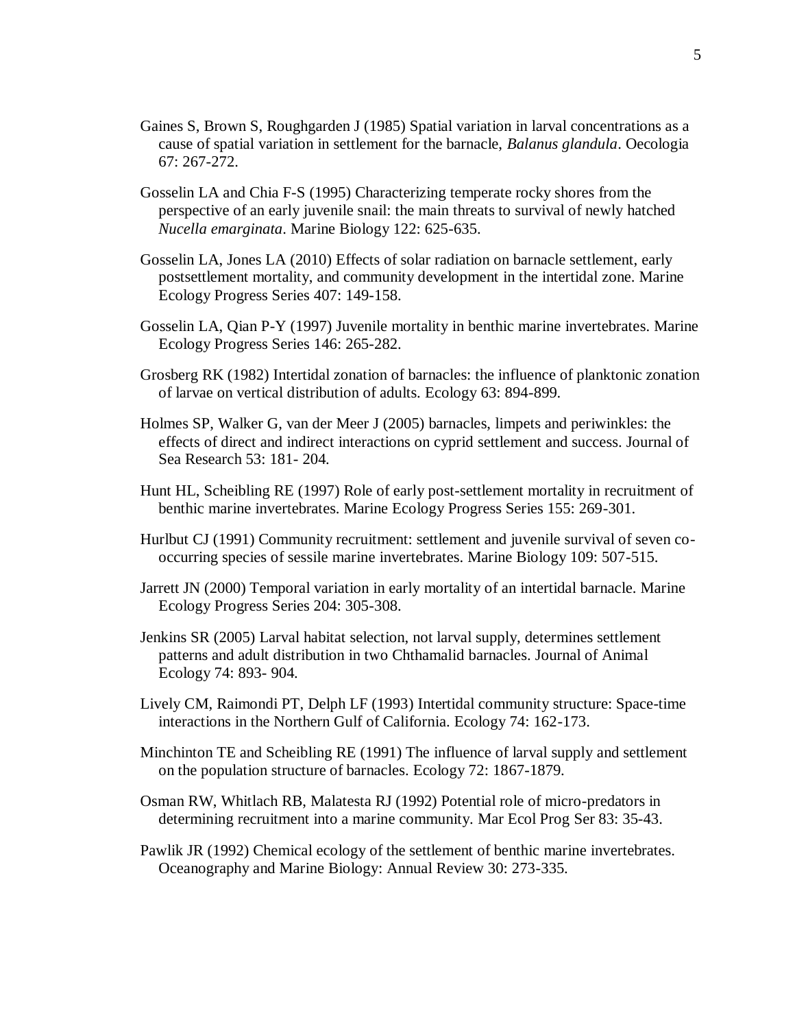Gaines S, Brown S, Roughgarden J (1985) Spatial variation in larval concentrations as a cause of spatial variation in settlement for the barnacle, *Balanus glandula*. Oecologia 67: 267-272.

Gosselin LA and Chia F-S (1995) Characterizing temperate rocky shores from the perspective of an early juvenile snail: the main threats to survival of newly hatched *Nucella emarginata*. Marine Biology 122: 625-635.

Gosselin LA, Jones LA (2010) Effects of solar radiation on barnacle settlement, early postsettlement mortality, and community development in the intertidal zone. Marine Ecology Progress Series 407: 149-158.

Gosselin LA, Qian P-Y (1997) Juvenile mortality in benthic marine invertebrates. Marine Ecology Progress Series 146: 265-282.

Grosberg RK (1982) Intertidal zonation of barnacles: the influence of planktonic zonation of larvae on vertical distribution of adults. Ecology 63: 894-899.

Holmes SP, Walker G, van der Meer J (2005) barnacles, limpets and periwinkles: the effects of direct and indirect interactions on cyprid settlement and success. Journal of Sea Research 53: 181- 204.

Hunt HL, Scheibling RE (1997) Role of early post-settlement mortality in recruitment of benthic marine invertebrates. Marine Ecology Progress Series 155: 269-301.

Hurlbut CJ (1991) Community recruitment: settlement and juvenile survival of seven co-occurring species of sessile marine invertebrates. Marine Biology 109: 507-515.

Jarrett JN (2000) Temporal variation in early mortality of an intertidal barnacle. Marine Ecology Progress Series 204: 305-308.

Jenkins SR (2005) Larval habitat selection, not larval supply, determines settlement patterns and adult distribution in two Chthamalid barnacles. Journal of Animal Ecology 74: 893- 904.

Lively CM, Raimondi PT, Delph LF (1993) Intertidal community structure: Space-time interactions in the Northern Gulf of California. Ecology 74: 162-173.

Minchinton TE and Scheibling RE (1991) The influence of larval supply and settlement on the population structure of barnacles. Ecology 72: 1867-1879.

Osman RW, Whitlach RB, Malatesta RJ (1992) Potential role of micro-predators in determining recruitment into a marine community. Mar Ecol Prog Ser 83: 35-43.

Pawlik JR (1992) Chemical ecology of the settlement of benthic marine invertebrates. Oceanography and Marine Biology: Annual Review 30: 273-335.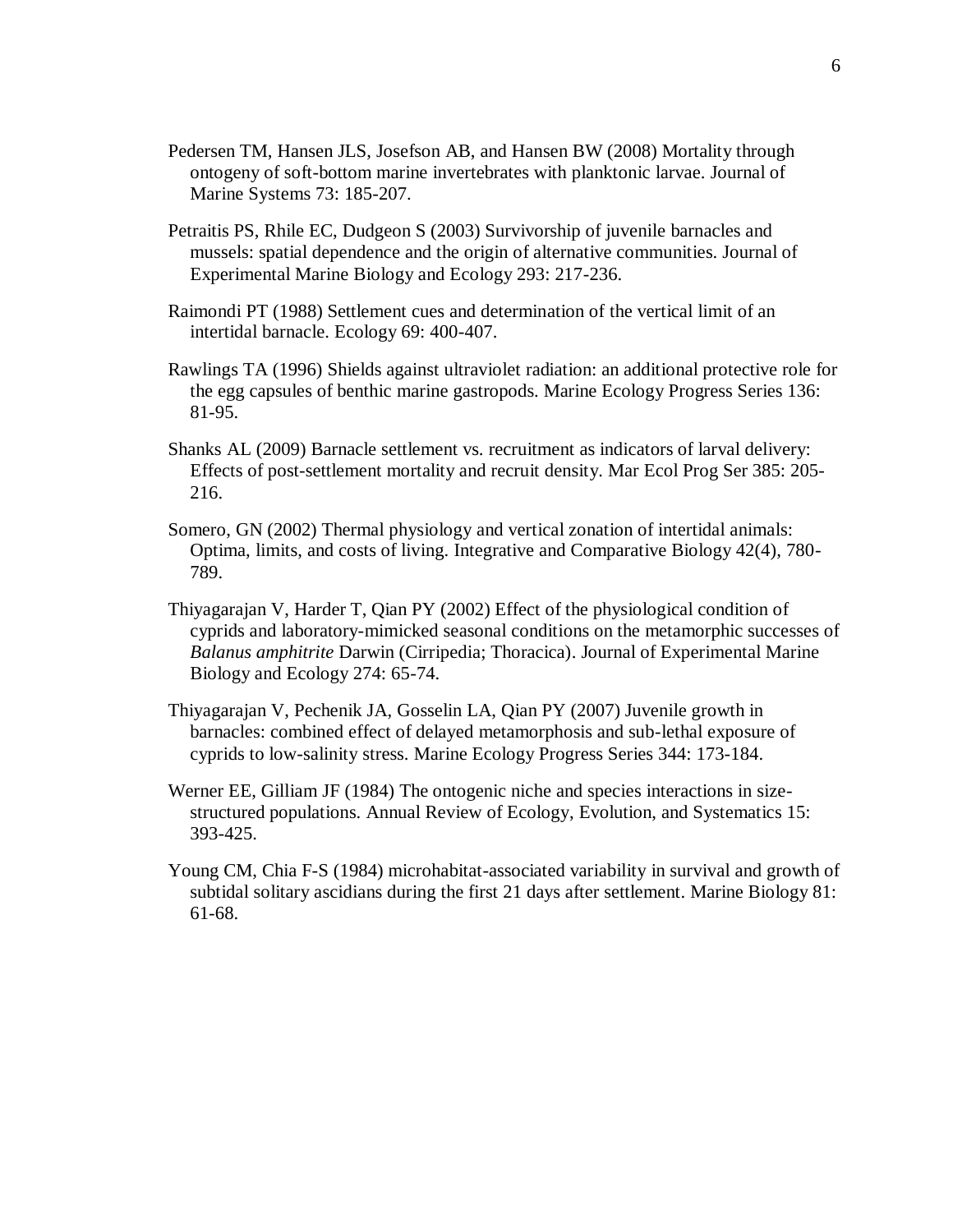Pedersen TM, Hansen JLS, Josefson AB, and Hansen BW (2008) Mortality through ontogeny of soft-bottom marine invertebrates with planktonic larvae. Journal of Marine Systems 73: 185-207.

Petraitis PS, Rhile EC, Dudgeon S (2003) Survivorship of juvenile barnacles and mussels: spatial dependence and the origin of alternative communities. Journal of Experimental Marine Biology and Ecology 293: 217-236.

Raimondi PT (1988) Settlement cues and determination of the vertical limit of an intertidal barnacle. Ecology 69: 400-407.

Rawlings TA (1996) Shields against ultraviolet radiation: an additional protective role for the egg capsules of benthic marine gastropods. Marine Ecology Progress Series 136: 81-95.

Shanks AL (2009) Barnacle settlement vs. recruitment as indicators of larval delivery: Effects of post-settlement mortality and recruit density. Mar Ecol Prog Ser 385: 205-216.

Somero, GN (2002) Thermal physiology and vertical zonation of intertidal animals: Optima, limits, and costs of living. Integrative and Comparative Biology 42(4), 780-789.

Thiyagarajan V, Harder T, Qian PY (2002) Effect of the physiological condition of cyprids and laboratory-mimicked seasonal conditions on the metamorphic successes of *Balanus amphitrite* Darwin (Cirripedia; Thoracica). Journal of Experimental Marine Biology and Ecology 274: 65-74.

Thiyagarajan V, Pechenik JA, Gosselin LA, Qian PY (2007) Juvenile growth in barnacles: combined effect of delayed metamorphosis and sub-lethal exposure of cyprids to low-salinity stress. Marine Ecology Progress Series 344: 173-184.

Werner EE, Gilliam JF (1984) The ontogenic niche and species interactions in size-structured populations. Annual Review of Ecology, Evolution, and Systematics 15: 393-425.

Young CM, Chia F-S (1984) microhabitat-associated variability in survival and growth of subtidal solitary ascidians during the first 21 days after settlement. Marine Biology 81: 61-68.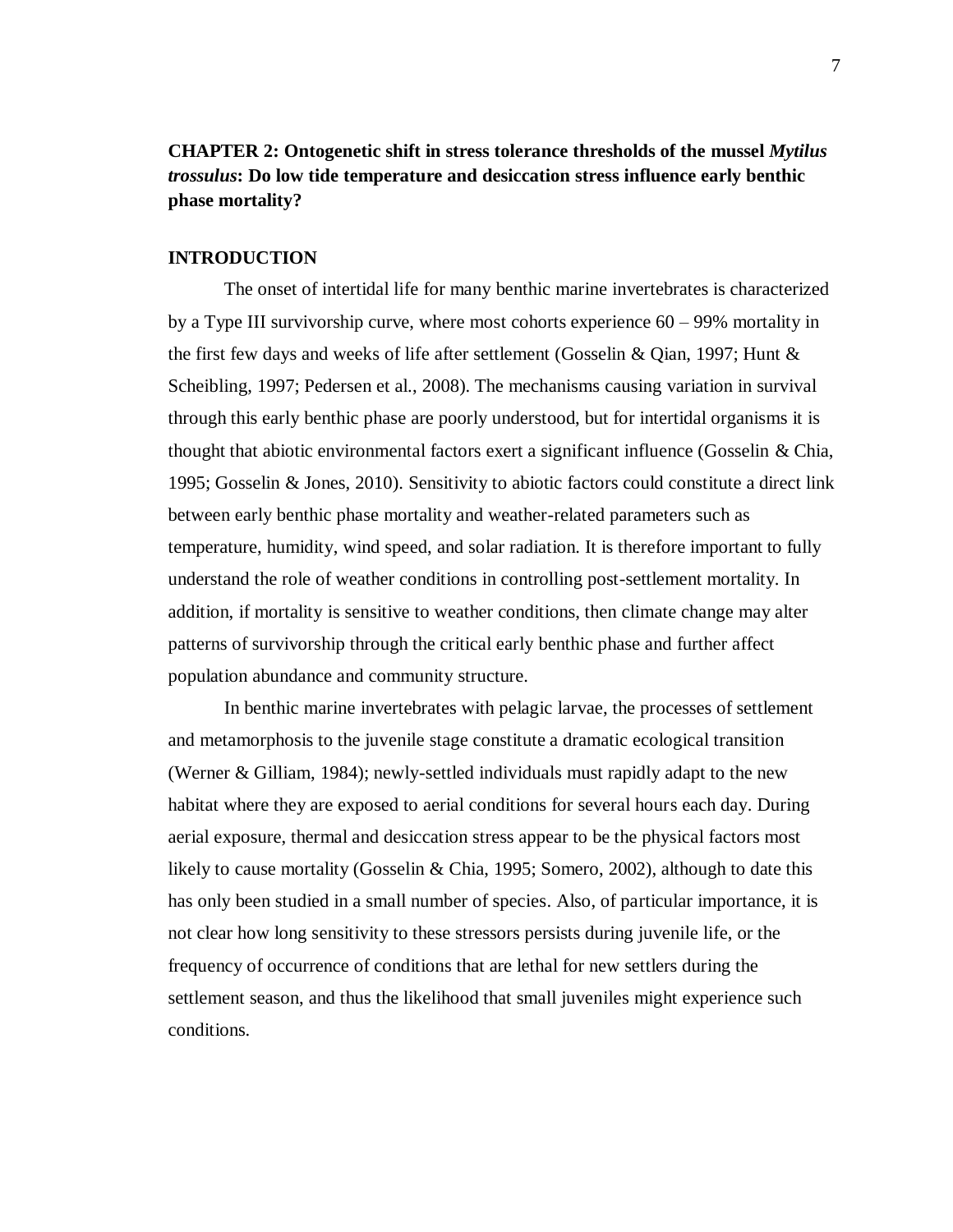## CHAPTER 2: Ontogenetic shift in stress tolerance thresholds of the mussel *Mytilus trossulus*: Do low tide temperature and desiccation stress influence early benthic phase mortality?

### INTRODUCTION

The onset of intertidal life for many benthic marine invertebrates is characterized by a Type III survivorship curve, where most cohorts experience 60 – 99% mortality in the first few days and weeks of life after settlement (Gosselin & Qian, 1997; Hunt & Scheibling, 1997; Pedersen et al., 2008). The mechanisms causing variation in survival through this early benthic phase are poorly understood, but for intertidal organisms it is thought that abiotic environmental factors exert a significant influence (Gosselin & Chia, 1995; Gosselin & Jones, 2010). Sensitivity to abiotic factors could constitute a direct link between early benthic phase mortality and weather-related parameters such as temperature, humidity, wind speed, and solar radiation. It is therefore important to fully understand the role of weather conditions in controlling post-settlement mortality. In addition, if mortality is sensitive to weather conditions, then climate change may alter patterns of survivorship through the critical early benthic phase and further affect population abundance and community structure.

In benthic marine invertebrates with pelagic larvae, the processes of settlement and metamorphosis to the juvenile stage constitute a dramatic ecological transition (Werner & Gilliam, 1984); newly-settled individuals must rapidly adapt to the new habitat where they are exposed to aerial conditions for several hours each day. During aerial exposure, thermal and desiccation stress appear to be the physical factors most likely to cause mortality (Gosselin & Chia, 1995; Somero, 2002), although to date this has only been studied in a small number of species. Also, of particular importance, it is not clear how long sensitivity to these stressors persists during juvenile life, or the frequency of occurrence of conditions that are lethal for new settlers during the settlement season, and thus the likelihood that small juveniles might experience such conditions.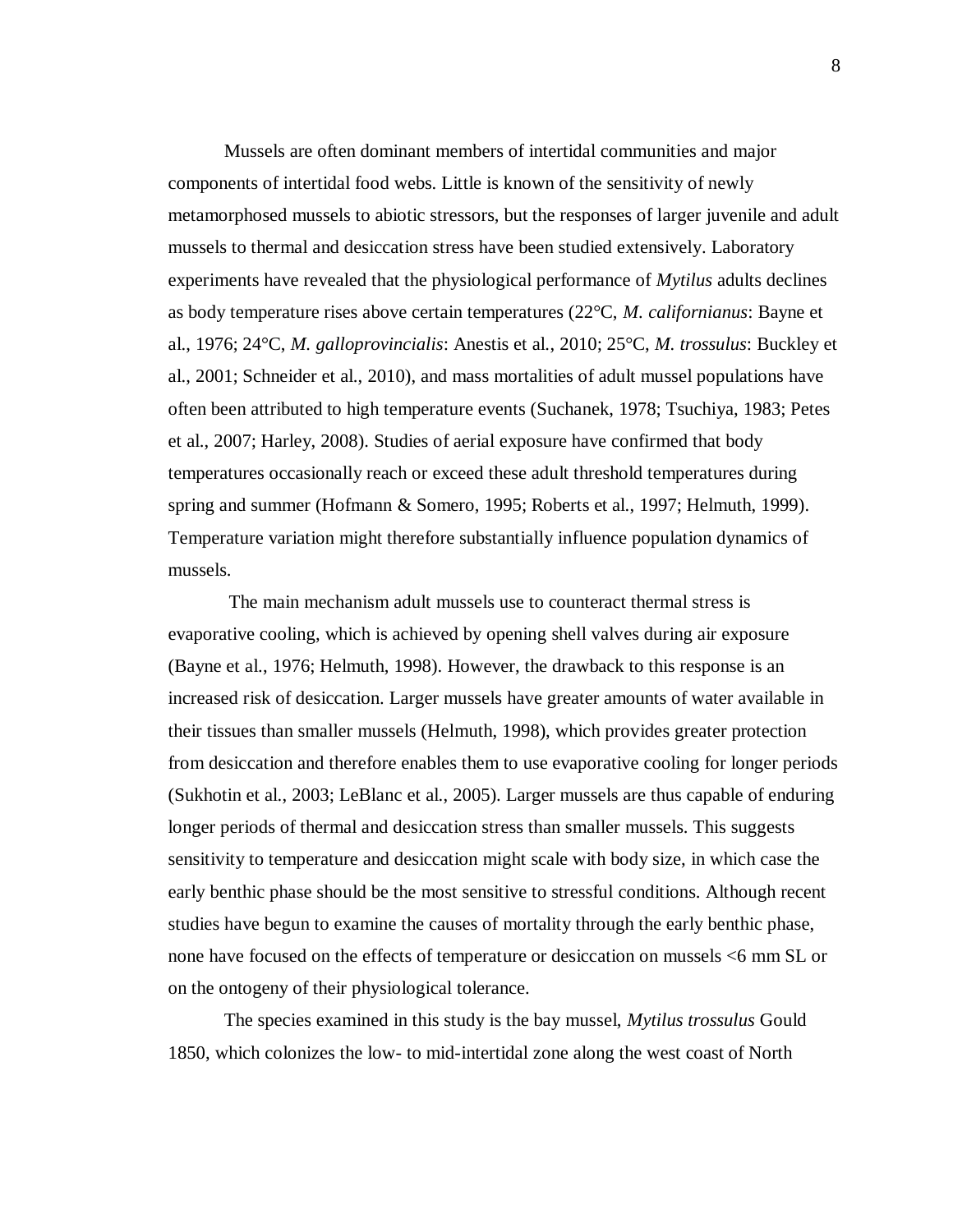Mussels are often dominant members of intertidal communities and major components of intertidal food webs. Little is known of the sensitivity of newly metamorphosed mussels to abiotic stressors, but the responses of larger juvenile and adult mussels to thermal and desiccation stress have been studied extensively. Laboratory experiments have revealed that the physiological performance of *Mytilus* adults declines as body temperature rises above certain temperatures (22°C, *M. californianus*: Bayne et al., 1976; 24°C, *M. galloprovincialis*: Anestis et al., 2010; 25°C, *M. trossulus*: Buckley et al., 2001; Schneider et al., 2010), and mass mortalities of adult mussel populations have often been attributed to high temperature events (Suchanek, 1978; Tsuchiya, 1983; Petes et al., 2007; Harley, 2008). Studies of aerial exposure have confirmed that body temperatures occasionally reach or exceed these adult threshold temperatures during spring and summer (Hofmann & Somero, 1995; Roberts et al., 1997; Helmuth, 1999). Temperature variation might therefore substantially influence population dynamics of mussels.

The main mechanism adult mussels use to counteract thermal stress is evaporative cooling, which is achieved by opening shell valves during air exposure (Bayne et al., 1976; Helmuth, 1998). However, the drawback to this response is an increased risk of desiccation. Larger mussels have greater amounts of water available in their tissues than smaller mussels (Helmuth, 1998), which provides greater protection from desiccation and therefore enables them to use evaporative cooling for longer periods (Sukhotin et al., 2003; LeBlanc et al., 2005). Larger mussels are thus capable of enduring longer periods of thermal and desiccation stress than smaller mussels. This suggests sensitivity to temperature and desiccation might scale with body size, in which case the early benthic phase should be the most sensitive to stressful conditions. Although recent studies have begun to examine the causes of mortality through the early benthic phase, none have focused on the effects of temperature or desiccation on mussels <6 mm SL or on the ontogeny of their physiological tolerance.

The species examined in this study is the bay mussel, *Mytilus trossulus* Gould 1850, which colonizes the low- to mid-intertidal zone along the west coast of North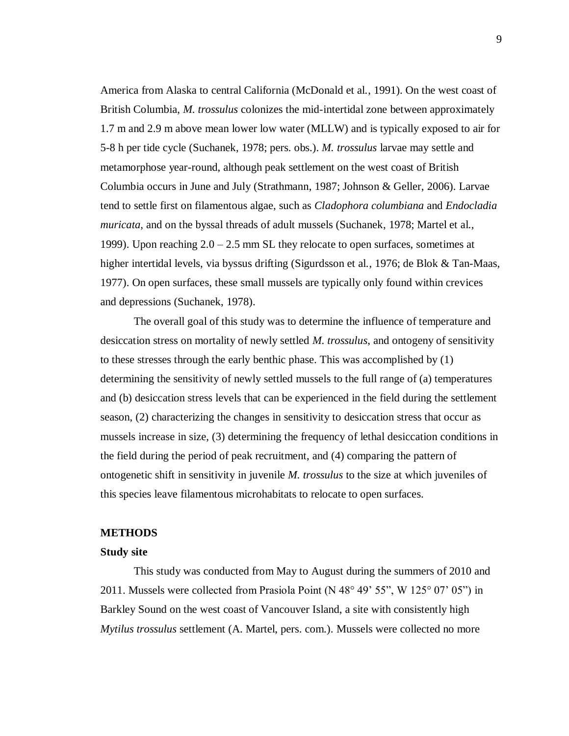America from Alaska to central California (McDonald et al., 1991). On the west coast of British Columbia, *M. trossulus* colonizes the mid-intertidal zone between approximately 1.7 m and 2.9 m above mean lower low water (MLLW) and is typically exposed to air for 5-8 h per tide cycle (Suchanek, 1978; pers. obs.). *M. trossulus* larvae may settle and metamorphose year-round, although peak settlement on the west coast of British Columbia occurs in June and July (Strathmann, 1987; Johnson & Geller, 2006). Larvae tend to settle first on filamentous algae, such as *Cladophora columbiana* and *Endocladia muricata*, and on the byssal threads of adult mussels (Suchanek, 1978; Martel et al., 1999). Upon reaching 2.0 – 2.5 mm SL they relocate to open surfaces, sometimes at higher intertidal levels, via byssus drifting (Sigurdsson et al., 1976; de Blok & Tan-Maas, 1977). On open surfaces, these small mussels are typically only found within crevices and depressions (Suchanek, 1978).

The overall goal of this study was to determine the influence of temperature and desiccation stress on mortality of newly settled *M. trossulus*, and ontogeny of sensitivity to these stresses through the early benthic phase. This was accomplished by (1) determining the sensitivity of newly settled mussels to the full range of (a) temperatures and (b) desiccation stress levels that can be experienced in the field during the settlement season, (2) characterizing the changes in sensitivity to desiccation stress that occur as mussels increase in size, (3) determining the frequency of lethal desiccation conditions in the field during the period of peak recruitment, and (4) comparing the pattern of ontogenetic shift in sensitivity in juvenile *M. trossulus* to the size at which juveniles of this species leave filamentous microhabitats to relocate to open surfaces.

## METHODS

### Study site

This study was conducted from May to August during the summers of 2010 and 2011. Mussels were collected from Prasiola Point (N 48° 49' 55", W 125° 07' 05") in Barkley Sound on the west coast of Vancouver Island, a site with consistently high *Mytilus trossulus* settlement (A. Martel, pers. com.). Mussels were collected no more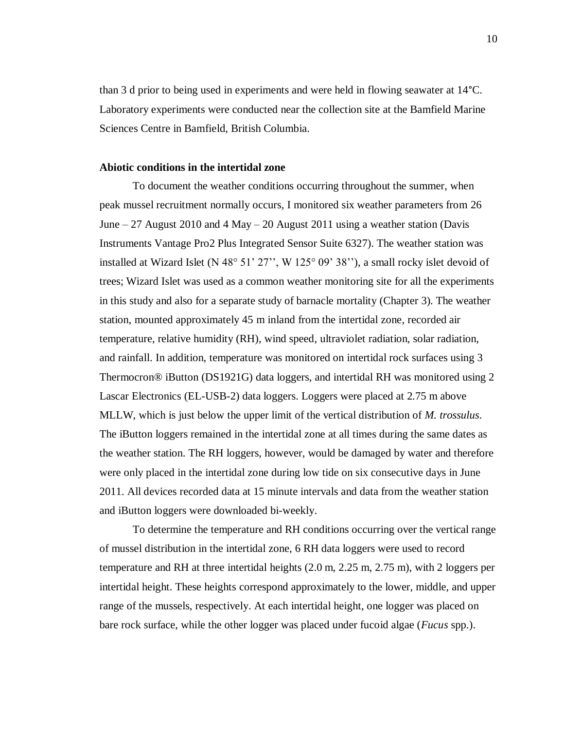than 3 d prior to being used in experiments and were held in flowing seawater at 14°C. Laboratory experiments were conducted near the collection site at the Bamfield Marine Sciences Centre in Bamfield, British Columbia.

**Abiotic conditions in the intertidal zone**

To document the weather conditions occurring throughout the summer, when peak mussel recruitment normally occurs, I monitored six weather parameters from 26 June – 27 August 2010 and 4 May – 20 August 2011 using a weather station (Davis Instruments Vantage Pro2 Plus Integrated Sensor Suite 6327). The weather station was installed at Wizard Islet (N 48° 51' 27'', W 125° 09' 38''), a small rocky islet devoid of trees; Wizard Islet was used as a common weather monitoring site for all the experiments in this study and also for a separate study of barnacle mortality (Chapter 3). The weather station, mounted approximately 45 m inland from the intertidal zone, recorded air temperature, relative humidity (RH), wind speed, ultraviolet radiation, solar radiation, and rainfall. In addition, temperature was monitored on intertidal rock surfaces using 3 Thermocron® iButton (DS1921G) data loggers, and intertidal RH was monitored using 2 Lascar Electronics (EL-USB-2) data loggers. Loggers were placed at 2.75 m above MLLW, which is just below the upper limit of the vertical distribution of *M. trossulus*. The iButton loggers remained in the intertidal zone at all times during the same dates as the weather station. The RH loggers, however, would be damaged by water and therefore were only placed in the intertidal zone during low tide on six consecutive days in June 2011. All devices recorded data at 15 minute intervals and data from the weather station and iButton loggers were downloaded bi-weekly.

To determine the temperature and RH conditions occurring over the vertical range of mussel distribution in the intertidal zone, 6 RH data loggers were used to record temperature and RH at three intertidal heights (2.0 m, 2.25 m, 2.75 m), with 2 loggers per intertidal height. These heights correspond approximately to the lower, middle, and upper range of the mussels, respectively. At each intertidal height, one logger was placed on bare rock surface, while the other logger was placed under fucoid algae (*Fucus* spp.).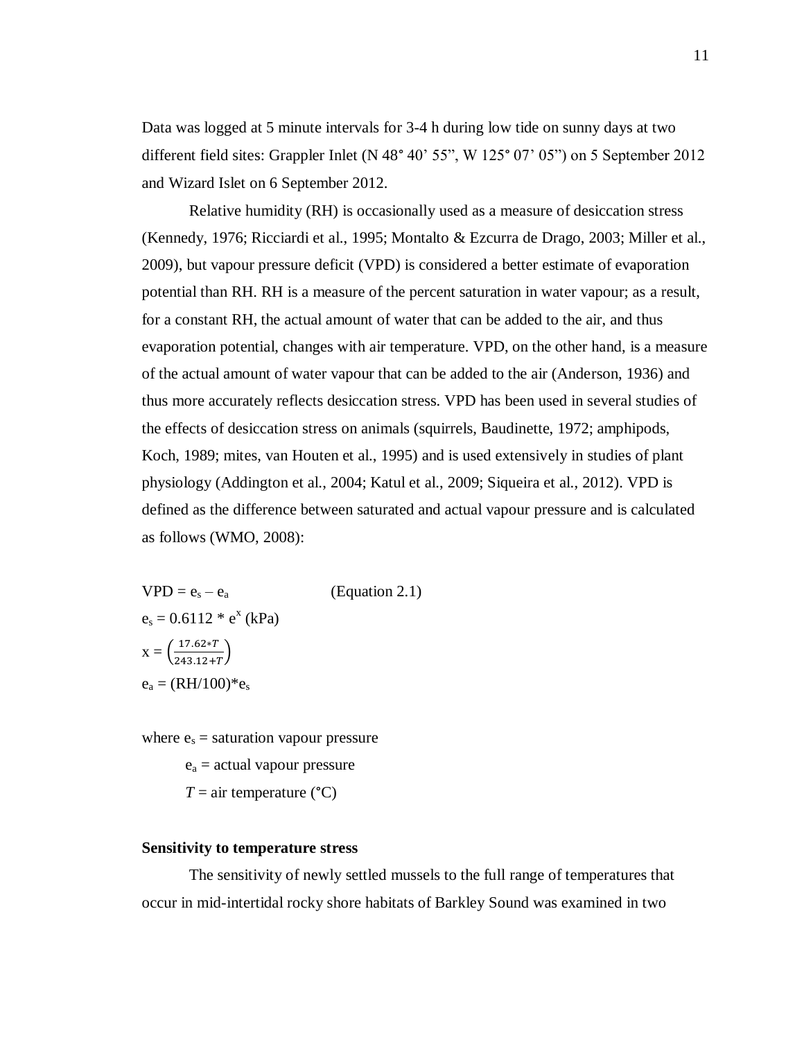Data was logged at 5 minute intervals for 3-4 h during low tide on sunny days at two different field sites: Grappler Inlet (N 48° 40' 55", W 125° 07' 05") on 5 September 2012 and Wizard Islet on 6 September 2012.

Relative humidity (RH) is occasionally used as a measure of desiccation stress (Kennedy, 1976; Ricciardi et al., 1995; Montalto & Ezcurra de Drago, 2003; Miller et al., 2009), but vapour pressure deficit (VPD) is considered a better estimate of evaporation potential than RH. RH is a measure of the percent saturation in water vapour; as a result, for a constant RH, the actual amount of water that can be added to the air, and thus evaporation potential, changes with air temperature. VPD, on the other hand, is a measure of the actual amount of water vapour that can be added to the air (Anderson, 1936) and thus more accurately reflects desiccation stress. VPD has been used in several studies of the effects of desiccation stress on animals (squirrels, Baudinette, 1972; amphipods, Koch, 1989; mites, van Houten et al., 1995) and is used extensively in studies of plant physiology (Addington et al., 2004; Katul et al., 2009; Siqueira et al., 2012). VPD is defined as the difference between saturated and actual vapour pressure and is calculated as follows (WMO, 2008):

$$VPD = e_s - e_a \qquad \text{(Equation 2.1)}$$

$$e_s = 0.6112 * e^x \text{ (kPa)}$$

$$x = \left(\frac{17.62 * T}{243.12 + T}\right)$$

$$e_a = (RH/100) * e_s$$

where $e_s$ = saturation vapour pressure

$e_a$ = actual vapour pressure

$T$ = air temperature (°C)

**Sensitivity to temperature stress**

The sensitivity of newly settled mussels to the full range of temperatures that occur in mid-intertidal rocky shore habitats of Barkley Sound was examined in two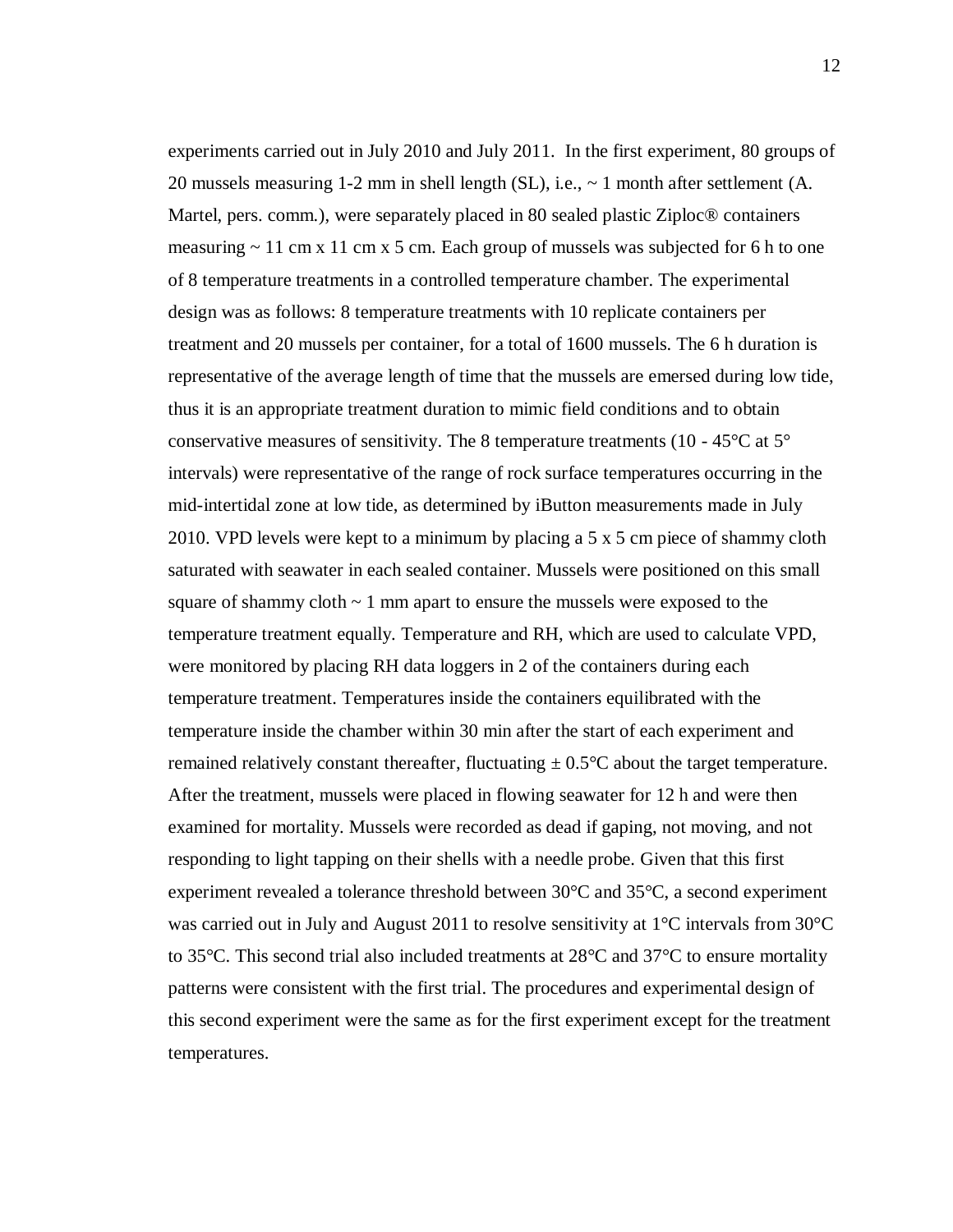experiments carried out in July 2010 and July 2011. In the first experiment, 80 groups of 20 mussels measuring 1-2 mm in shell length (SL), i.e., ~ 1 month after settlement (A. Martel, pers. comm.), were separately placed in 80 sealed plastic Ziploc® containers measuring ~ 11 cm x 11 cm x 5 cm. Each group of mussels was subjected for 6 h to one of 8 temperature treatments in a controlled temperature chamber. The experimental design was as follows: 8 temperature treatments with 10 replicate containers per treatment and 20 mussels per container, for a total of 1600 mussels. The 6 h duration is representative of the average length of time that the mussels are emersed during low tide, thus it is an appropriate treatment duration to mimic field conditions and to obtain conservative measures of sensitivity. The 8 temperature treatments (10 - 45°C at 5° intervals) were representative of the range of rock surface temperatures occurring in the mid-intertidal zone at low tide, as determined by iButton measurements made in July 2010. VPD levels were kept to a minimum by placing a 5 x 5 cm piece of shammy cloth saturated with seawater in each sealed container. Mussels were positioned on this small square of shammy cloth ~ 1 mm apart to ensure the mussels were exposed to the temperature treatment equally. Temperature and RH, which are used to calculate VPD, were monitored by placing RH data loggers in 2 of the containers during each temperature treatment. Temperatures inside the containers equilibrated with the temperature inside the chamber within 30 min after the start of each experiment and remained relatively constant thereafter, fluctuating ± 0.5°C about the target temperature. After the treatment, mussels were placed in flowing seawater for 12 h and were then examined for mortality. Mussels were recorded as dead if gaping, not moving, and not responding to light tapping on their shells with a needle probe. Given that this first experiment revealed a tolerance threshold between 30°C and 35°C, a second experiment was carried out in July and August 2011 to resolve sensitivity at 1°C intervals from 30°C to 35°C. This second trial also included treatments at 28°C and 37°C to ensure mortality patterns were consistent with the first trial. The procedures and experimental design of this second experiment were the same as for the first experiment except for the treatment temperatures.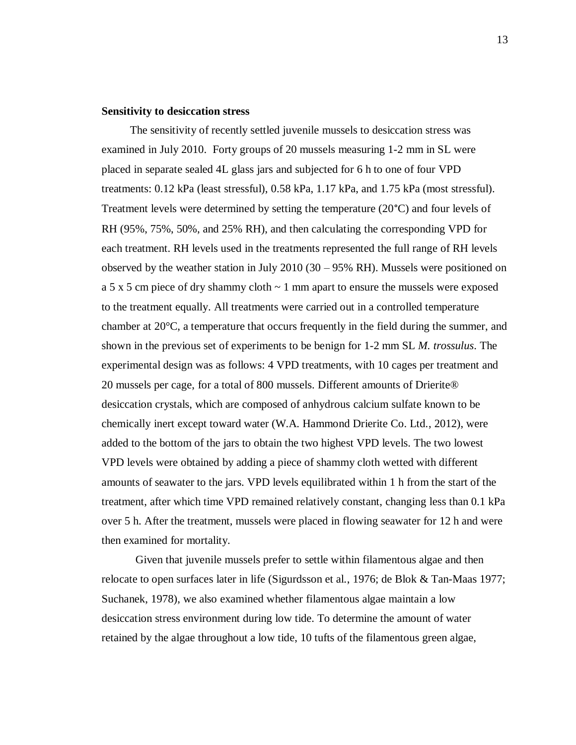**Sensitivity to desiccation stress**

The sensitivity of recently settled juvenile mussels to desiccation stress was examined in July 2010. Forty groups of 20 mussels measuring 1-2 mm in SL were placed in separate sealed 4L glass jars and subjected for 6 h to one of four VPD treatments: 0.12 kPa (least stressful), 0.58 kPa, 1.17 kPa, and 1.75 kPa (most stressful). Treatment levels were determined by setting the temperature (20°C) and four levels of RH (95%, 75%, 50%, and 25% RH), and then calculating the corresponding VPD for each treatment. RH levels used in the treatments represented the full range of RH levels observed by the weather station in July 2010 (30 – 95% RH). Mussels were positioned on a 5 x 5 cm piece of dry shammy cloth ~ 1 mm apart to ensure the mussels were exposed to the treatment equally. All treatments were carried out in a controlled temperature chamber at 20°C, a temperature that occurs frequently in the field during the summer, and shown in the previous set of experiments to be benign for 1-2 mm SL *M. trossulus*. The experimental design was as follows: 4 VPD treatments, with 10 cages per treatment and 20 mussels per cage, for a total of 800 mussels. Different amounts of Drierite® desiccation crystals, which are composed of anhydrous calcium sulfate known to be chemically inert except toward water (W.A. Hammond Drierite Co. Ltd., 2012), were added to the bottom of the jars to obtain the two highest VPD levels. The two lowest VPD levels were obtained by adding a piece of shammy cloth wetted with different amounts of seawater to the jars. VPD levels equilibrated within 1 h from the start of the treatment, after which time VPD remained relatively constant, changing less than 0.1 kPa over 5 h. After the treatment, mussels were placed in flowing seawater for 12 h and were then examined for mortality.

Given that juvenile mussels prefer to settle within filamentous algae and then relocate to open surfaces later in life (Sigurdsson et al., 1976; de Blok & Tan-Maas 1977; Suchanek, 1978), we also examined whether filamentous algae maintain a low desiccation stress environment during low tide. To determine the amount of water retained by the algae throughout a low tide, 10 tufts of the filamentous green algae,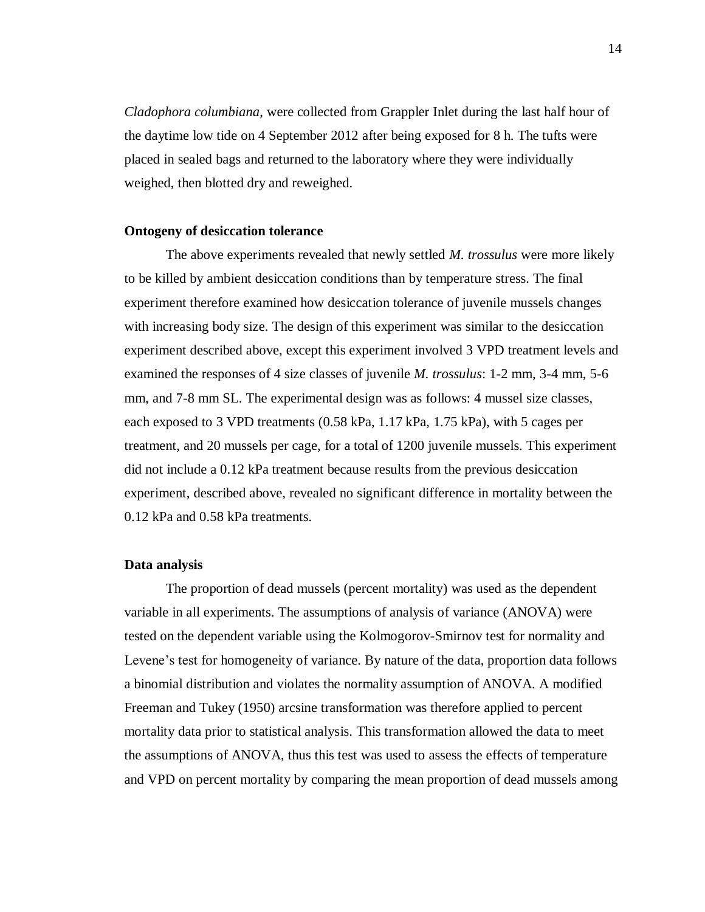*Cladophora columbiana*, were collected from Grappler Inlet during the last half hour of the daytime low tide on 4 September 2012 after being exposed for 8 h. The tufts were placed in sealed bags and returned to the laboratory where they were individually weighed, then blotted dry and reweighed.

### Ontogeny of desiccation tolerance

The above experiments revealed that newly settled *M. trossulus* were more likely to be killed by ambient desiccation conditions than by temperature stress. The final experiment therefore examined how desiccation tolerance of juvenile mussels changes with increasing body size. The design of this experiment was similar to the desiccation experiment described above, except this experiment involved 3 VPD treatment levels and examined the responses of 4 size classes of juvenile *M. trossulus*: 1-2 mm, 3-4 mm, 5-6 mm, and 7-8 mm SL. The experimental design was as follows: 4 mussel size classes, each exposed to 3 VPD treatments (0.58 kPa, 1.17 kPa, 1.75 kPa), with 5 cages per treatment, and 20 mussels per cage, for a total of 1200 juvenile mussels. This experiment did not include a 0.12 kPa treatment because results from the previous desiccation experiment, described above, revealed no significant difference in mortality between the 0.12 kPa and 0.58 kPa treatments.

### Data analysis

The proportion of dead mussels (percent mortality) was used as the dependent variable in all experiments. The assumptions of analysis of variance (ANOVA) were tested on the dependent variable using the Kolmogorov-Smirnov test for normality and Levene's test for homogeneity of variance. By nature of the data, proportion data follows a binomial distribution and violates the normality assumption of ANOVA. A modified Freeman and Tukey (1950) arcsine transformation was therefore applied to percent mortality data prior to statistical analysis. This transformation allowed the data to meet the assumptions of ANOVA, thus this test was used to assess the effects of temperature and VPD on percent mortality by comparing the mean proportion of dead mussels among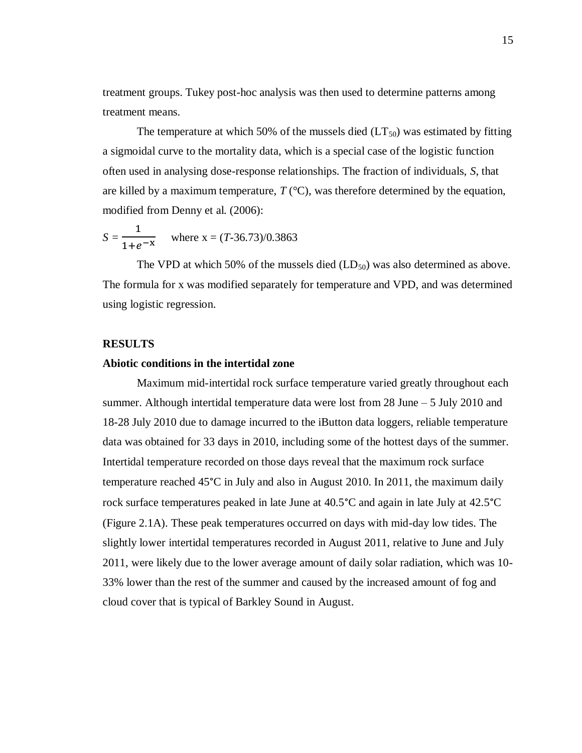treatment groups. Tukey post-hoc analysis was then used to determine patterns among treatment means.

The temperature at which 50% of the mussels died ($LT_{50}$) was estimated by fitting a sigmoidal curve to the mortality data, which is a special case of the logistic function often used in analysing dose-response relationships. The fraction of individuals, *S*, that are killed by a maximum temperature, *T* (°C), was therefore determined by the equation, modified from Denny et al. (2006):

$$S = \frac{1}{1+e^{-x}} \quad \text{where } x = (T\text{-}36.73)/0.3863$$

The VPD at which 50% of the mussels died ($LD_{50}$) was also determined as above. The formula for x was modified separately for temperature and VPD, and was determined using logistic regression.

## RESULTS

### Abiotic conditions in the intertidal zone

Maximum mid-intertidal rock surface temperature varied greatly throughout each summer. Although intertidal temperature data were lost from 28 June – 5 July 2010 and 18-28 July 2010 due to damage incurred to the iButton data loggers, reliable temperature data was obtained for 33 days in 2010, including some of the hottest days of the summer. Intertidal temperature recorded on those days reveal that the maximum rock surface temperature reached 45°C in July and also in August 2010. In 2011, the maximum daily rock surface temperatures peaked in late June at 40.5°C and again in late July at 42.5°C (Figure 2.1A). These peak temperatures occurred on days with mid-day low tides. The slightly lower intertidal temperatures recorded in August 2011, relative to June and July 2011, were likely due to the lower average amount of daily solar radiation, which was 10-33% lower than the rest of the summer and caused by the increased amount of fog and cloud cover that is typical of Barkley Sound in August.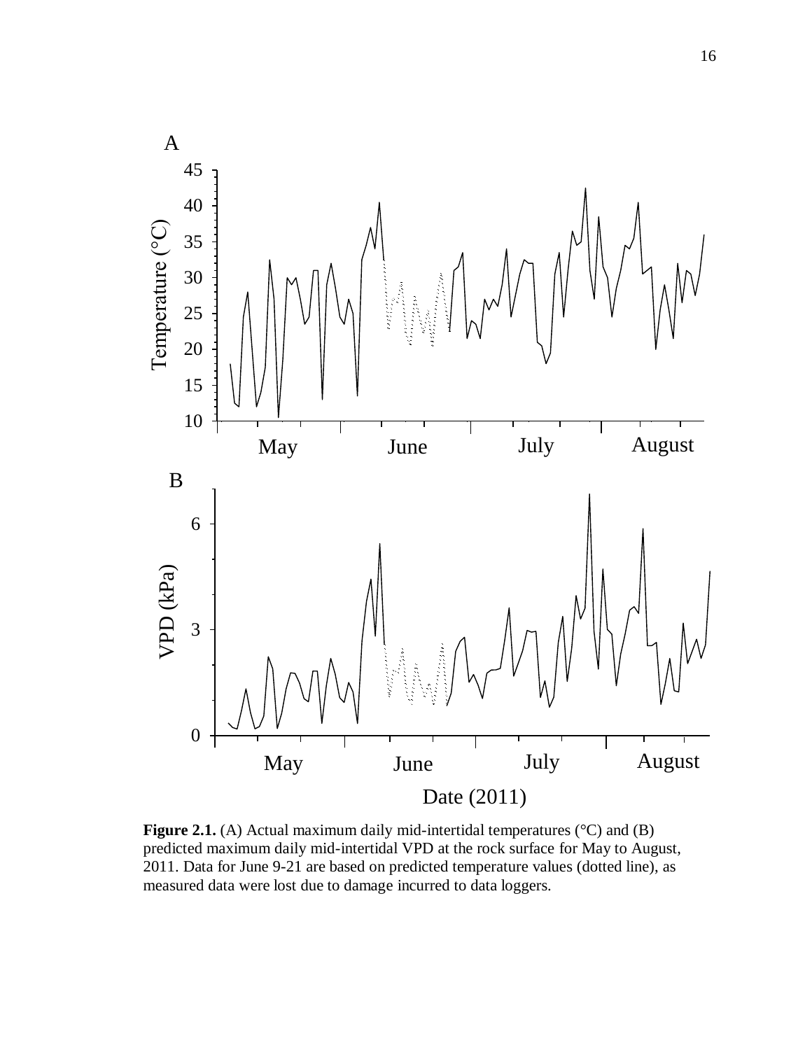**Figure 2.1.** (A) Actual maximum daily mid-intertidal temperatures (°C) and (B) predicted maximum daily mid-intertidal VPD at the rock surface for May to August, 2011. Data for June 9-21 are based on predicted temperature values (dotted line), as measured data were lost due to damage incurred to data loggers.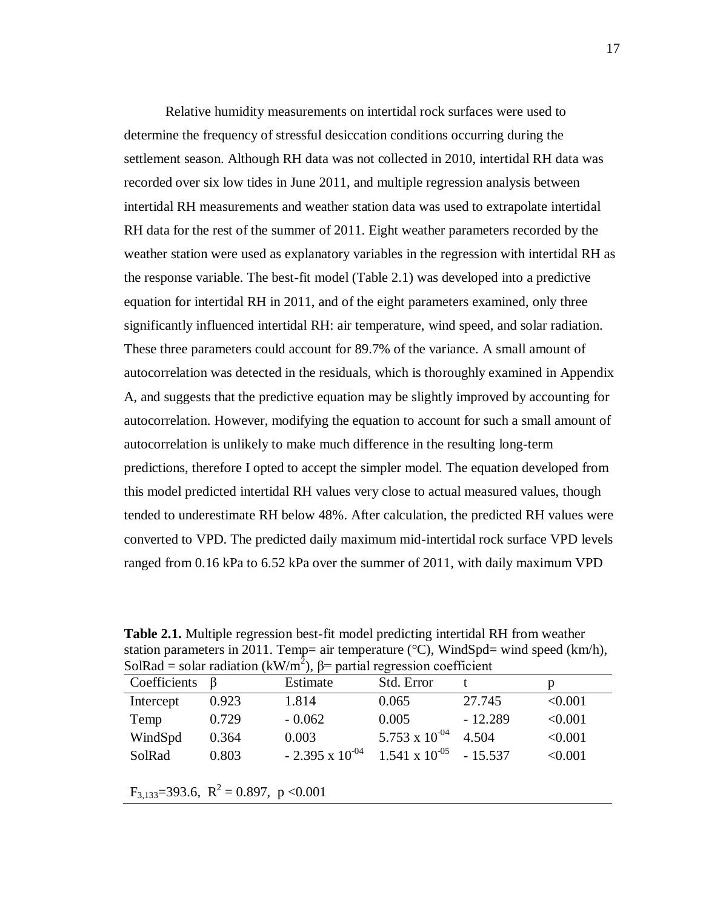Relative humidity measurements on intertidal rock surfaces were used to determine the frequency of stressful desiccation conditions occurring during the settlement season. Although RH data was not collected in 2010, intertidal RH data was recorded over six low tides in June 2011, and multiple regression analysis between intertidal RH measurements and weather station data was used to extrapolate intertidal RH data for the rest of the summer of 2011. Eight weather parameters recorded by the weather station were used as explanatory variables in the regression with intertidal RH as the response variable. The best-fit model (Table 2.1) was developed into a predictive equation for intertidal RH in 2011, and of the eight parameters examined, only three significantly influenced intertidal RH: air temperature, wind speed, and solar radiation. These three parameters could account for 89.7% of the variance. A small amount of autocorrelation was detected in the residuals, which is thoroughly examined in Appendix A, and suggests that the predictive equation may be slightly improved by accounting for autocorrelation. However, modifying the equation to account for such a small amount of autocorrelation is unlikely to make much difference in the resulting long-term predictions, therefore I opted to accept the simpler model. The equation developed from this model predicted intertidal RH values very close to actual measured values, though tended to underestimate RH below 48%. After calculation, the predicted RH values were converted to VPD. The predicted daily maximum mid-intertidal rock surface VPD levels ranged from 0.16 kPa to 6.52 kPa over the summer of 2011, with daily maximum VPD

**Table 2.1.** Multiple regression best-fit model predicting intertidal RH from weather station parameters in 2011. Temp= air temperature (°C), WindSpd= wind speed (km/h), SolRad = solar radiation ($kW/m^2$), β= partial regression coefficient

| Coefficients | β | Estimate | Std. Error | t | p |
|---|---|---|---|---|---|
| Intercept | 0.923 | 1.814 | 0.065 | 27.745 | <0.001 |
| Temp | 0.729 | - 0.062 | 0.005 | - 12.289 | <0.001 |
| WindSpd | 0.364 | 0.003 | $5.753 \times 10^{-04}$ | 4.504 | <0.001 |
| SolRad | 0.803 | $- 2.395 \times 10^{-04}$ | $1.541 \times 10^{-05}$ | - 15.537 | <0.001 |

$F_{3,133}$=393.6, $R^2 = 0.897$, $p < 0.001$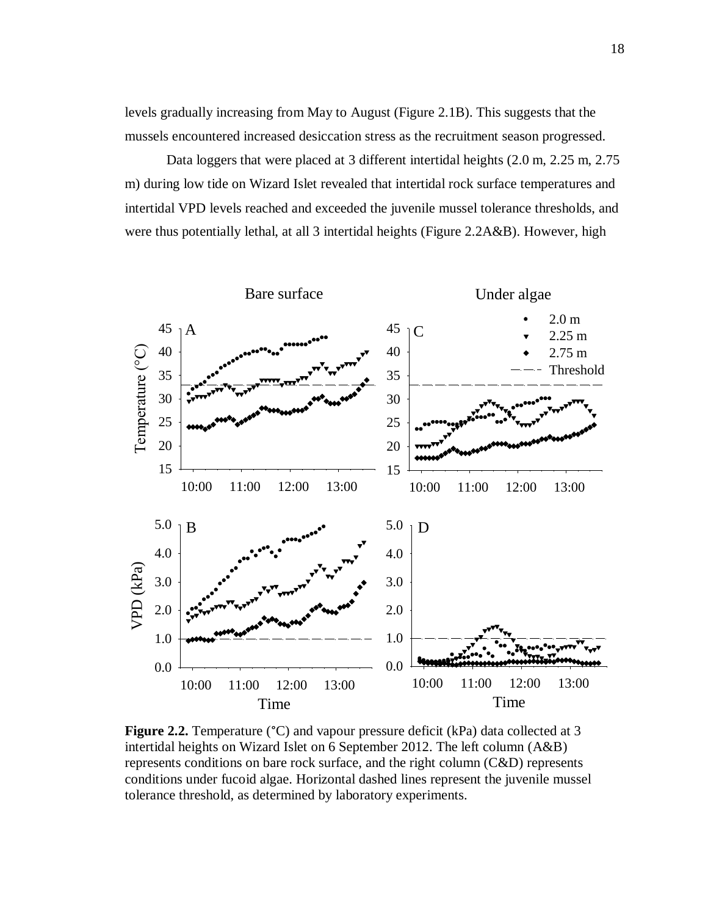levels gradually increasing from May to August (Figure 2.1B). This suggests that the mussels encountered increased desiccation stress as the recruitment season progressed.

Data loggers that were placed at 3 different intertidal heights (2.0 m, 2.25 m, 2.75 m) during low tide on Wizard Islet revealed that intertidal rock surface temperatures and intertidal VPD levels reached and exceeded the juvenile mussel tolerance thresholds, and were thus potentially lethal, at all 3 intertidal heights (Figure 2.2A&B). However, high

**Figure 2.2.** Temperature (°C) and vapour pressure deficit (kPa) data collected at 3 intertidal heights on Wizard Islet on 6 September 2012. The left column (A&B) represents conditions on bare rock surface, and the right column (C&D) represents conditions under fucoid algae. Horizontal dashed lines represent the juvenile mussel tolerance threshold, as determined by laboratory experiments.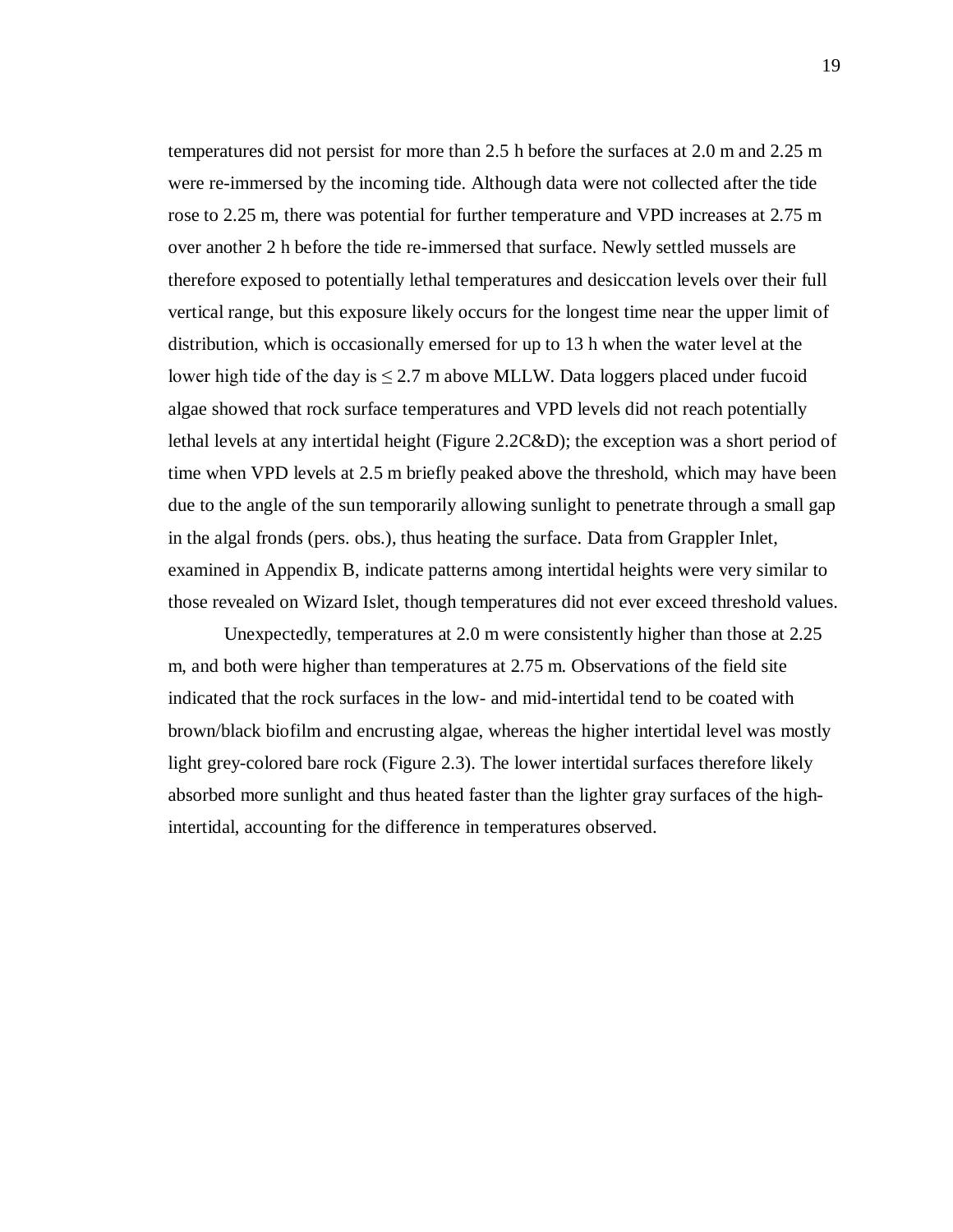temperatures did not persist for more than 2.5 h before the surfaces at 2.0 m and 2.25 m were re-immersed by the incoming tide. Although data were not collected after the tide rose to 2.25 m, there was potential for further temperature and VPD increases at 2.75 m over another 2 h before the tide re-immersed that surface. Newly settled mussels are therefore exposed to potentially lethal temperatures and desiccation levels over their full vertical range, but this exposure likely occurs for the longest time near the upper limit of distribution, which is occasionally emersed for up to 13 h when the water level at the lower high tide of the day is $\leq$ 2.7 m above MLLW. Data loggers placed under fucoid algae showed that rock surface temperatures and VPD levels did not reach potentially lethal levels at any intertidal height (Figure 2.2C&D); the exception was a short period of time when VPD levels at 2.5 m briefly peaked above the threshold, which may have been due to the angle of the sun temporarily allowing sunlight to penetrate through a small gap in the algal fronds (pers. obs.), thus heating the surface. Data from Grappler Inlet, examined in Appendix B, indicate patterns among intertidal heights were very similar to those revealed on Wizard Islet, though temperatures did not ever exceed threshold values.

Unexpectedly, temperatures at 2.0 m were consistently higher than those at 2.25 m, and both were higher than temperatures at 2.75 m. Observations of the field site indicated that the rock surfaces in the low- and mid-intertidal tend to be coated with brown/black biofilm and encrusting algae, whereas the higher intertidal level was mostly light grey-colored bare rock (Figure 2.3). The lower intertidal surfaces therefore likely absorbed more sunlight and thus heated faster than the lighter gray surfaces of the high-intertidal, accounting for the difference in temperatures observed.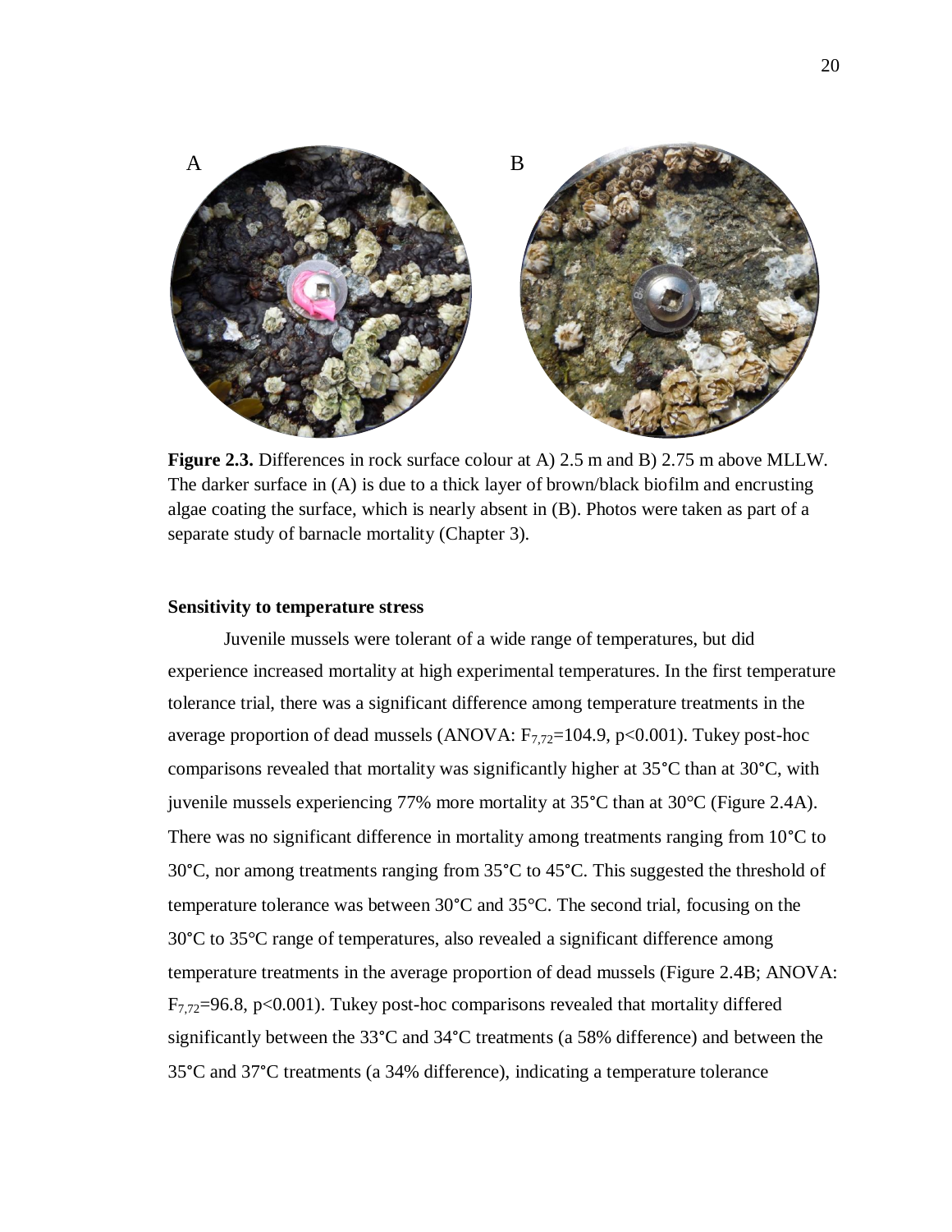**Figure 2.3.** Differences in rock surface colour at A) 2.5 m and B) 2.75 m above MLLW. The darker surface in (A) is due to a thick layer of brown/black biofilm and encrusting algae coating the surface, which is nearly absent in (B). Photos were taken as part of a separate study of barnacle mortality (Chapter 3).

**Sensitivity to temperature stress**

Juvenile mussels were tolerant of a wide range of temperatures, but did experience increased mortality at high experimental temperatures. In the first temperature tolerance trial, there was a significant difference among temperature treatments in the average proportion of dead mussels (ANOVA: $F_{7,72}$=104.9, $p$<0.001). Tukey post-hoc comparisons revealed that mortality was significantly higher at 35°C than at 30°C, with juvenile mussels experiencing 77% more mortality at 35°C than at 30°C (Figure 2.4A). There was no significant difference in mortality among treatments ranging from 10°C to 30°C, nor among treatments ranging from 35°C to 45°C. This suggested the threshold of temperature tolerance was between 30°C and 35°C. The second trial, focusing on the 30°C to 35°C range of temperatures, also revealed a significant difference among temperature treatments in the average proportion of dead mussels (Figure 2.4B; ANOVA: $F_{7,72}$=96.8, $p$<0.001). Tukey post-hoc comparisons revealed that mortality differed significantly between the 33°C and 34°C treatments (a 58% difference) and between the 35°C and 37°C treatments (a 34% difference), indicating a temperature tolerance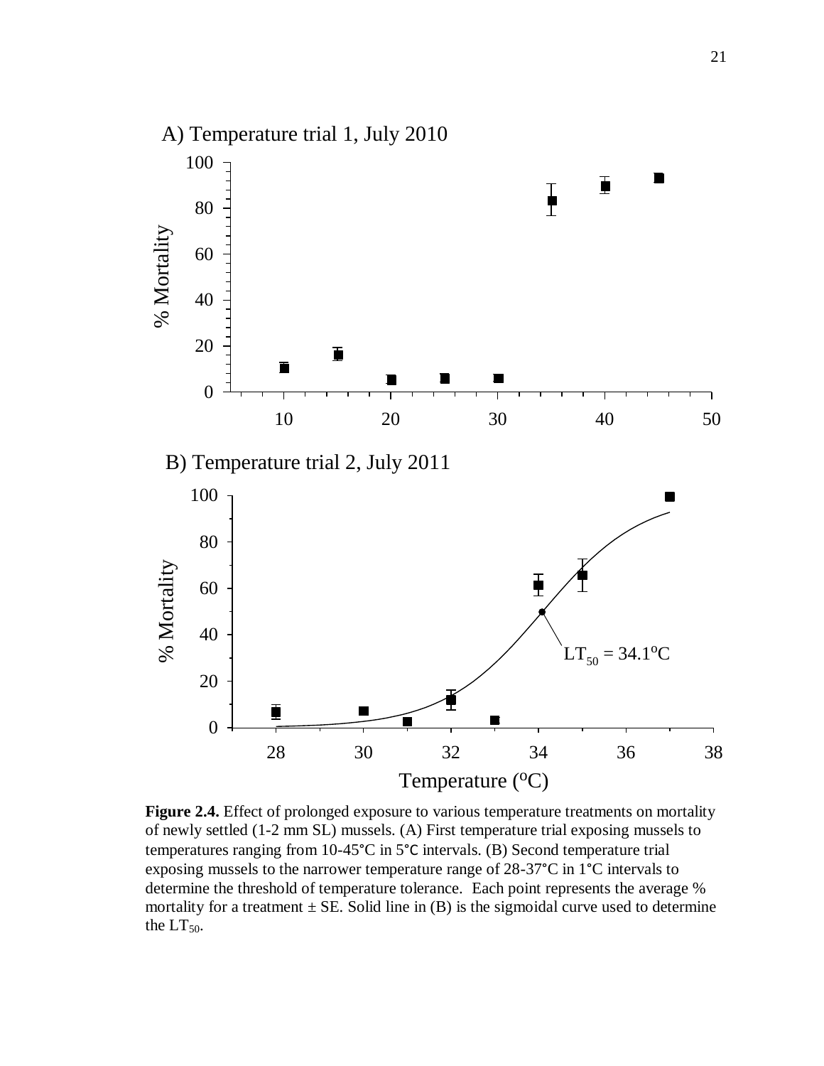**Figure 2.4.** Effect of prolonged exposure to various temperature treatments on mortality of newly settled (1-2 mm SL) mussels. (A) First temperature trial exposing mussels to temperatures ranging from 10-45°C in 5°C intervals. (B) Second temperature trial exposing mussels to the narrower temperature range of 28-37°C in 1°C intervals to determine the threshold of temperature tolerance. Each point represents the average % mortality for a treatment ± SE. Solid line in (B) is the sigmoidal curve used to determine the $LT_{50}$.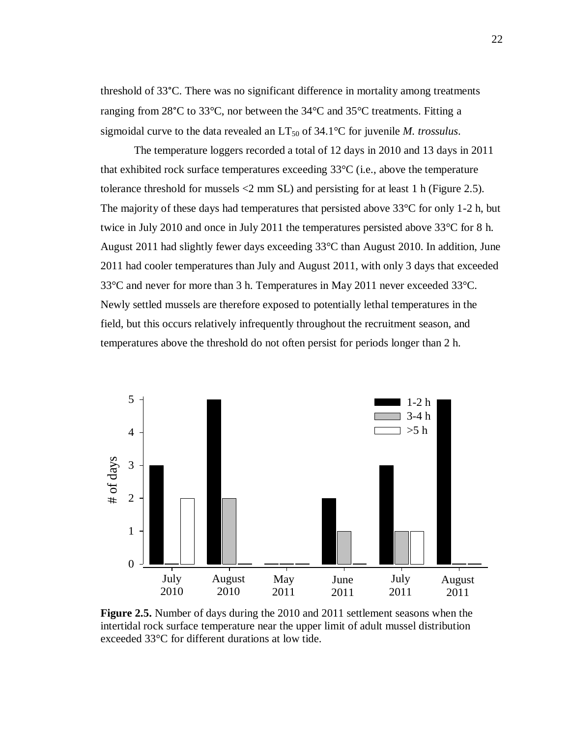threshold of 33°C. There was no significant difference in mortality among treatments ranging from 28°C to 33°C, nor between the 34°C and 35°C treatments. Fitting a sigmoidal curve to the data revealed an $LT_{50}$ of 34.1°C for juvenile *M. trossulus*.

The temperature loggers recorded a total of 12 days in 2010 and 13 days in 2011 that exhibited rock surface temperatures exceeding 33°C (i.e., above the temperature tolerance threshold for mussels <2 mm SL) and persisting for at least 1 h (Figure 2.5). The majority of these days had temperatures that persisted above 33°C for only 1-2 h, but twice in July 2010 and once in July 2011 the temperatures persisted above 33°C for 8 h. August 2011 had slightly fewer days exceeding 33°C than August 2010. In addition, June 2011 had cooler temperatures than July and August 2011, with only 3 days that exceeded 33°C and never for more than 3 h. Temperatures in May 2011 never exceeded 33°C. Newly settled mussels are therefore exposed to potentially lethal temperatures in the field, but this occurs relatively infrequently throughout the recruitment season, and temperatures above the threshold do not often persist for periods longer than 2 h.

**Figure 2.5.** Number of days during the 2010 and 2011 settlement seasons when the intertidal rock surface temperature near the upper limit of adult mussel distribution exceeded 33°C for different durations at low tide.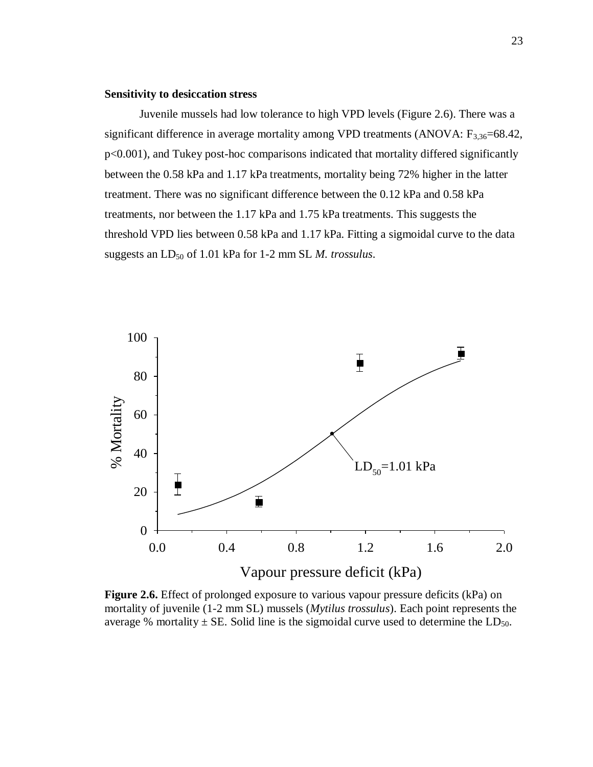**Sensitivity to desiccation stress**

Juvenile mussels had low tolerance to high VPD levels (Figure 2.6). There was a significant difference in average mortality among VPD treatments (ANOVA: $F_{3,36}$=68.42, $p<0.001$), and Tukey post-hoc comparisons indicated that mortality differed significantly between the 0.58 kPa and 1.17 kPa treatments, mortality being 72% higher in the latter treatment. There was no significant difference between the 0.12 kPa and 0.58 kPa treatments, nor between the 1.17 kPa and 1.75 kPa treatments. This suggests the threshold VPD lies between 0.58 kPa and 1.17 kPa. Fitting a sigmoidal curve to the data suggests an $LD_{50}$ of 1.01 kPa for 1-2 mm SL *M. trossulus*.

**Figure 2.6.** Effect of prolonged exposure to various vapour pressure deficits (kPa) on mortality of juvenile (1-2 mm SL) mussels (*Mytilus trossulus*). Each point represents the average % mortality ± SE. Solid line is the sigmoidal curve used to determine the $LD_{50}$.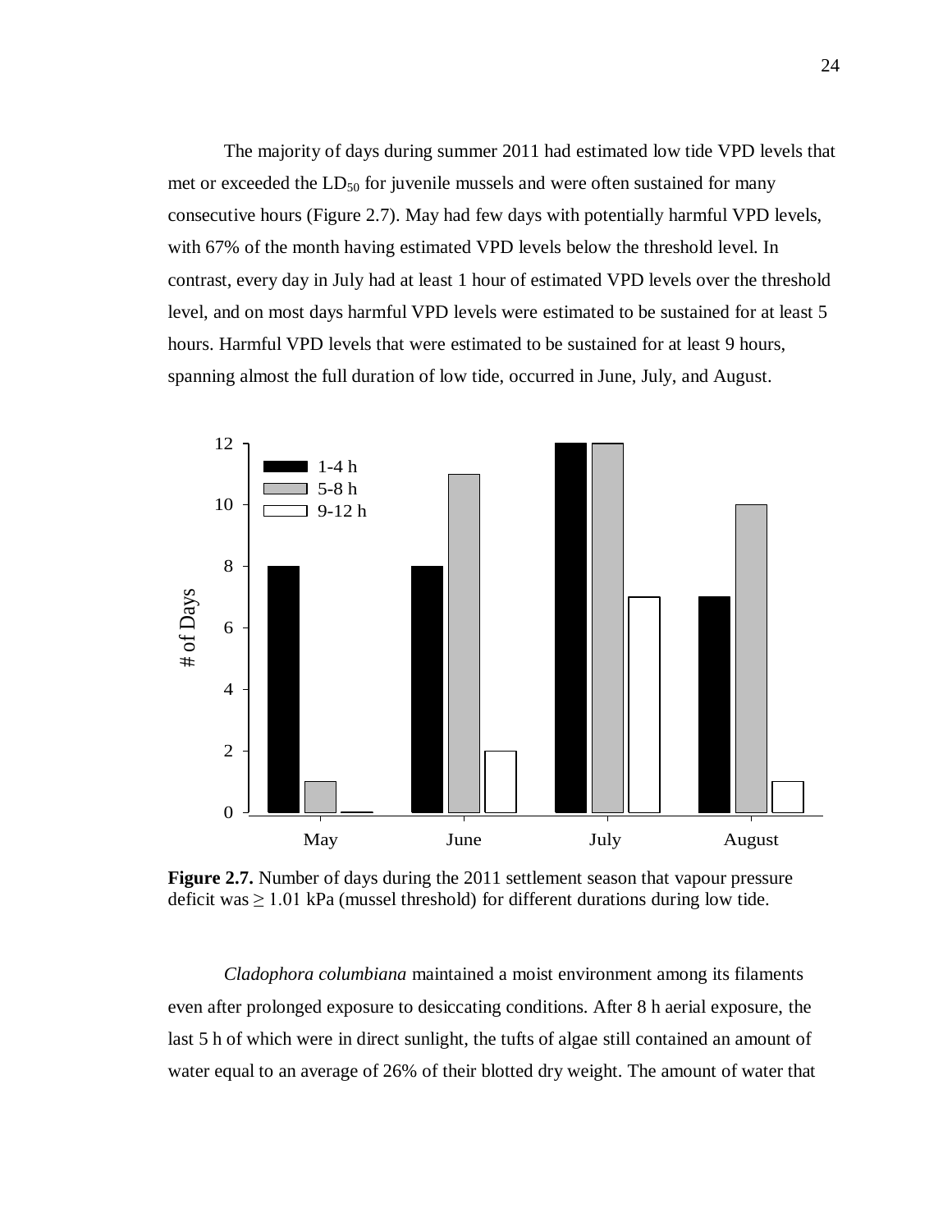The majority of days during summer 2011 had estimated low tide VPD levels that met or exceeded the $LD_{50}$ for juvenile mussels and were often sustained for many consecutive hours (Figure 2.7). May had few days with potentially harmful VPD levels, with 67% of the month having estimated VPD levels below the threshold level. In contrast, every day in July had at least 1 hour of estimated VPD levels over the threshold level, and on most days harmful VPD levels were estimated to be sustained for at least 5 hours. Harmful VPD levels that were estimated to be sustained for at least 9 hours, spanning almost the full duration of low tide, occurred in June, July, and August.

**Figure 2.7.** Number of days during the 2011 settlement season that vapour pressure deficit was ≥ 1.01 kPa (mussel threshold) for different durations during low tide.

*Cladophora columbiana* maintained a moist environment among its filaments even after prolonged exposure to desiccating conditions. After 8 h aerial exposure, the last 5 h of which were in direct sunlight, the tufts of algae still contained an amount of water equal to an average of 26% of their blotted dry weight. The amount of water that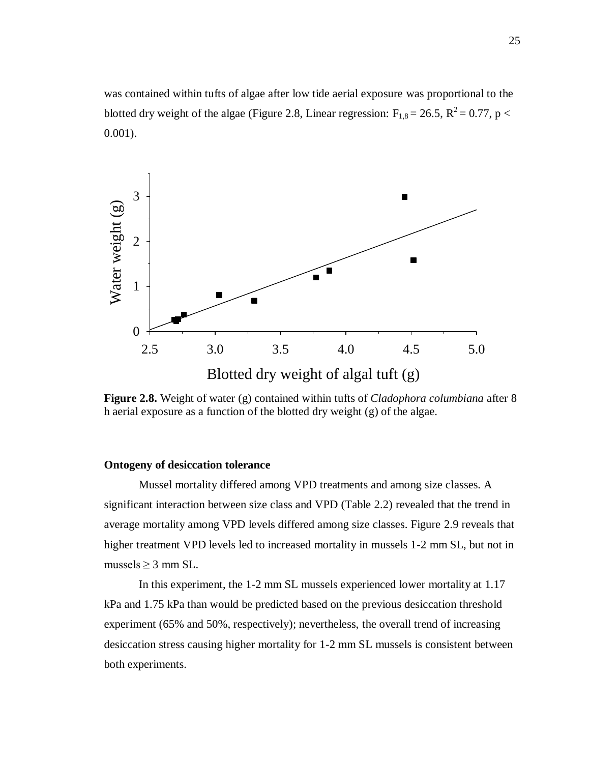was contained within tufts of algae after low tide aerial exposure was proportional to the blotted dry weight of the algae (Figure 2.8, Linear regression: $F_{1,8} = 26.5$, $R^2 = 0.77$, $p < 0.001$).

**Figure 2.8.** Weight of water (g) contained within tufts of *Cladophora columbiana* after 8 h aerial exposure as a function of the blotted dry weight (g) of the algae.

### Ontogeny of desiccation tolerance

Mussel mortality differed among VPD treatments and among size classes. A significant interaction between size class and VPD (Table 2.2) revealed that the trend in average mortality among VPD levels differed among size classes. Figure 2.9 reveals that higher treatment VPD levels led to increased mortality in mussels 1-2 mm SL, but not in mussels $\geq 3$ mm SL.

In this experiment, the 1-2 mm SL mussels experienced lower mortality at 1.17 kPa and 1.75 kPa than would be predicted based on the previous desiccation threshold experiment (65% and 50%, respectively); nevertheless, the overall trend of increasing desiccation stress causing higher mortality for 1-2 mm SL mussels is consistent between both experiments.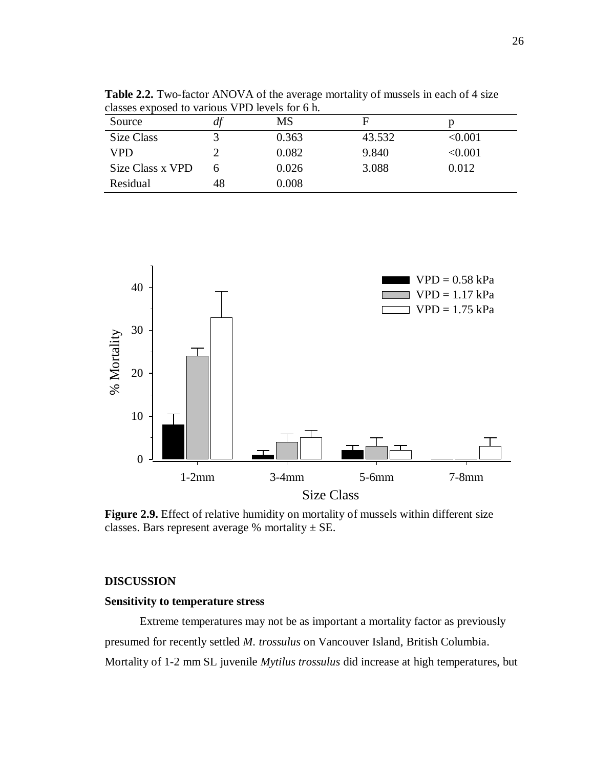**Table 2.2.** Two-factor ANOVA of the average mortality of mussels in each of 4 size classes exposed to various VPD levels for 6 h.

| Source | *df* | MS | F | p |
|---|---|---|---|---|
| Size Class | 3 | 0.363 | 43.532 | <0.001 |
| VPD | 2 | 0.082 | 9.840 | <0.001 |
| Size Class x VPD | 6 | 0.026 | 3.088 | 0.012 |
| Residual | 48 | 0.008 | | |

**Figure 2.9.** Effect of relative humidity on mortality of mussels within different size classes. Bars represent average % mortality ± SE.

## DISCUSSION

### Sensitivity to temperature stress

Extreme temperatures may not be as important a mortality factor as previously presumed for recently settled *M. trossulus* on Vancouver Island, British Columbia. Mortality of 1-2 mm SL juvenile *Mytilus trossulus* did increase at high temperatures, but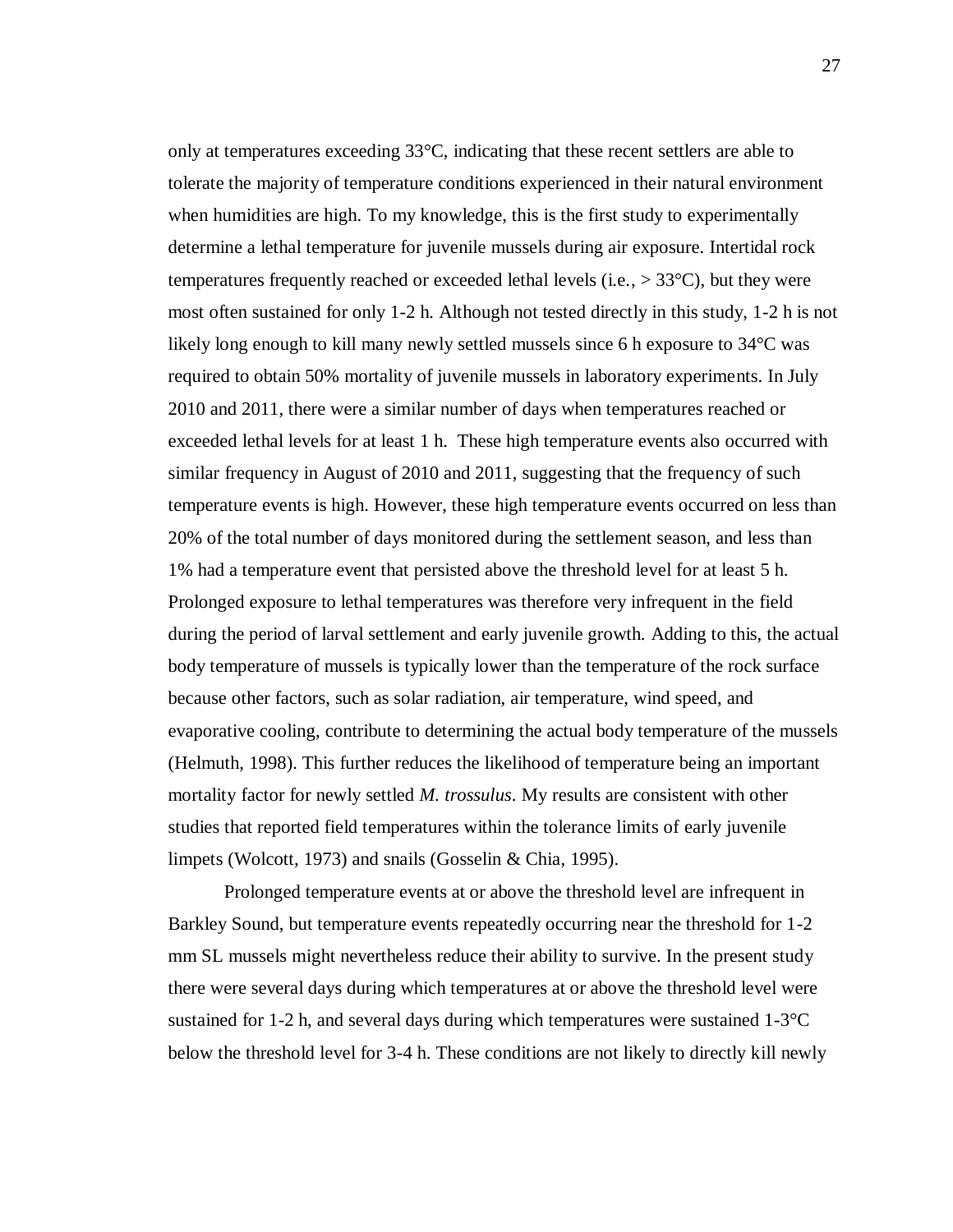only at temperatures exceeding 33°C, indicating that these recent settlers are able to tolerate the majority of temperature conditions experienced in their natural environment when humidities are high. To my knowledge, this is the first study to experimentally determine a lethal temperature for juvenile mussels during air exposure. Intertidal rock temperatures frequently reached or exceeded lethal levels (i.e., > 33°C), but they were most often sustained for only 1-2 h. Although not tested directly in this study, 1-2 h is not likely long enough to kill many newly settled mussels since 6 h exposure to 34°C was required to obtain 50% mortality of juvenile mussels in laboratory experiments. In July 2010 and 2011, there were a similar number of days when temperatures reached or exceeded lethal levels for at least 1 h. These high temperature events also occurred with similar frequency in August of 2010 and 2011, suggesting that the frequency of such temperature events is high. However, these high temperature events occurred on less than 20% of the total number of days monitored during the settlement season, and less than 1% had a temperature event that persisted above the threshold level for at least 5 h. Prolonged exposure to lethal temperatures was therefore very infrequent in the field during the period of larval settlement and early juvenile growth. Adding to this, the actual body temperature of mussels is typically lower than the temperature of the rock surface because other factors, such as solar radiation, air temperature, wind speed, and evaporative cooling, contribute to determining the actual body temperature of the mussels (Helmuth, 1998). This further reduces the likelihood of temperature being an important mortality factor for newly settled *M. trossulus*. My results are consistent with other studies that reported field temperatures within the tolerance limits of early juvenile limpets (Wolcott, 1973) and snails (Gosselin & Chia, 1995).

Prolonged temperature events at or above the threshold level are infrequent in Barkley Sound, but temperature events repeatedly occurring near the threshold for 1-2 mm SL mussels might nevertheless reduce their ability to survive. In the present study there were several days during which temperatures at or above the threshold level were sustained for 1-2 h, and several days during which temperatures were sustained 1-3°C below the threshold level for 3-4 h. These conditions are not likely to directly kill newly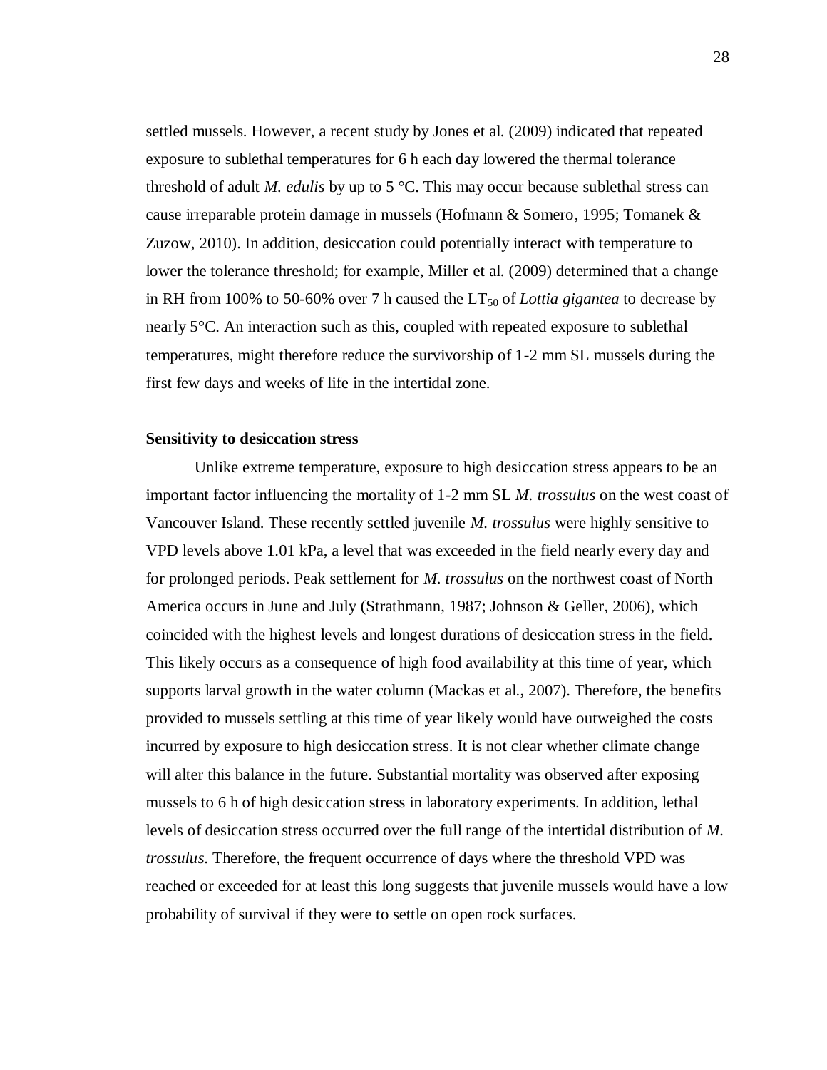settled mussels. However, a recent study by Jones et al. (2009) indicated that repeated exposure to sublethal temperatures for 6 h each day lowered the thermal tolerance threshold of adult *M. edulis* by up to 5 °C. This may occur because sublethal stress can cause irreparable protein damage in mussels (Hofmann & Somero, 1995; Tomanek & Zuzow, 2010). In addition, desiccation could potentially interact with temperature to lower the tolerance threshold; for example, Miller et al. (2009) determined that a change in RH from 100% to 50-60% over 7 h caused the $LT_{50}$ of *Lottia gigantea* to decrease by nearly 5°C. An interaction such as this, coupled with repeated exposure to sublethal temperatures, might therefore reduce the survivorship of 1-2 mm SL mussels during the first few days and weeks of life in the intertidal zone.

**Sensitivity to desiccation stress**

Unlike extreme temperature, exposure to high desiccation stress appears to be an important factor influencing the mortality of 1-2 mm SL *M. trossulus* on the west coast of Vancouver Island. These recently settled juvenile *M. trossulus* were highly sensitive to VPD levels above 1.01 kPa, a level that was exceeded in the field nearly every day and for prolonged periods. Peak settlement for *M. trossulus* on the northwest coast of North America occurs in June and July (Strathmann, 1987; Johnson & Geller, 2006), which coincided with the highest levels and longest durations of desiccation stress in the field. This likely occurs as a consequence of high food availability at this time of year, which supports larval growth in the water column (Mackas et al., 2007). Therefore, the benefits provided to mussels settling at this time of year likely would have outweighed the costs incurred by exposure to high desiccation stress. It is not clear whether climate change will alter this balance in the future. Substantial mortality was observed after exposing mussels to 6 h of high desiccation stress in laboratory experiments. In addition, lethal levels of desiccation stress occurred over the full range of the intertidal distribution of *M. trossulus*. Therefore, the frequent occurrence of days where the threshold VPD was reached or exceeded for at least this long suggests that juvenile mussels would have a low probability of survival if they were to settle on open rock surfaces.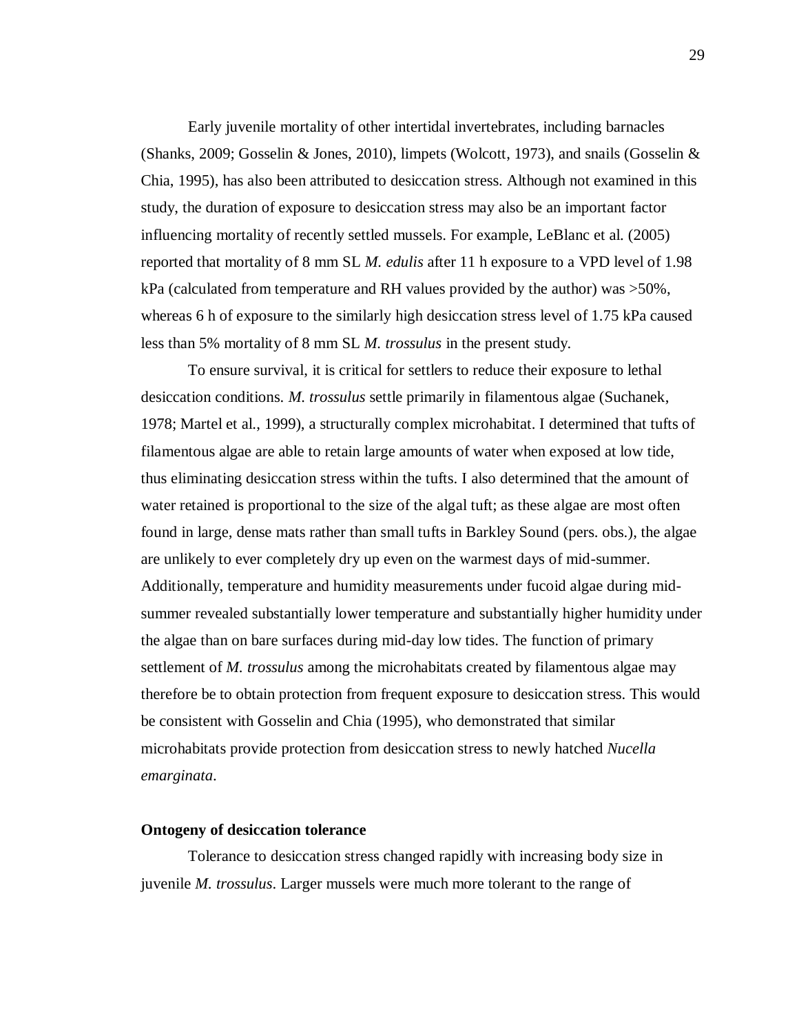Early juvenile mortality of other intertidal invertebrates, including barnacles (Shanks, 2009; Gosselin & Jones, 2010), limpets (Wolcott, 1973), and snails (Gosselin & Chia, 1995), has also been attributed to desiccation stress. Although not examined in this study, the duration of exposure to desiccation stress may also be an important factor influencing mortality of recently settled mussels. For example, LeBlanc et al. (2005) reported that mortality of 8 mm SL *M. edulis* after 11 h exposure to a VPD level of 1.98 kPa (calculated from temperature and RH values provided by the author) was >50%, whereas 6 h of exposure to the similarly high desiccation stress level of 1.75 kPa caused less than 5% mortality of 8 mm SL *M. trossulus* in the present study.

To ensure survival, it is critical for settlers to reduce their exposure to lethal desiccation conditions. *M. trossulus* settle primarily in filamentous algae (Suchanek, 1978; Martel et al., 1999), a structurally complex microhabitat. I determined that tufts of filamentous algae are able to retain large amounts of water when exposed at low tide, thus eliminating desiccation stress within the tufts. I also determined that the amount of water retained is proportional to the size of the algal tuft; as these algae are most often found in large, dense mats rather than small tufts in Barkley Sound (pers. obs.), the algae are unlikely to ever completely dry up even on the warmest days of mid-summer. Additionally, temperature and humidity measurements under fucoid algae during mid-summer revealed substantially lower temperature and substantially higher humidity under the algae than on bare surfaces during mid-day low tides. The function of primary settlement of *M. trossulus* among the microhabitats created by filamentous algae may therefore be to obtain protection from frequent exposure to desiccation stress. This would be consistent with Gosselin and Chia (1995), who demonstrated that similar microhabitats provide protection from desiccation stress to newly hatched *Nucella emarginata*.

**Ontogeny of desiccation tolerance**

Tolerance to desiccation stress changed rapidly with increasing body size in juvenile *M. trossulus*. Larger mussels were much more tolerant to the range of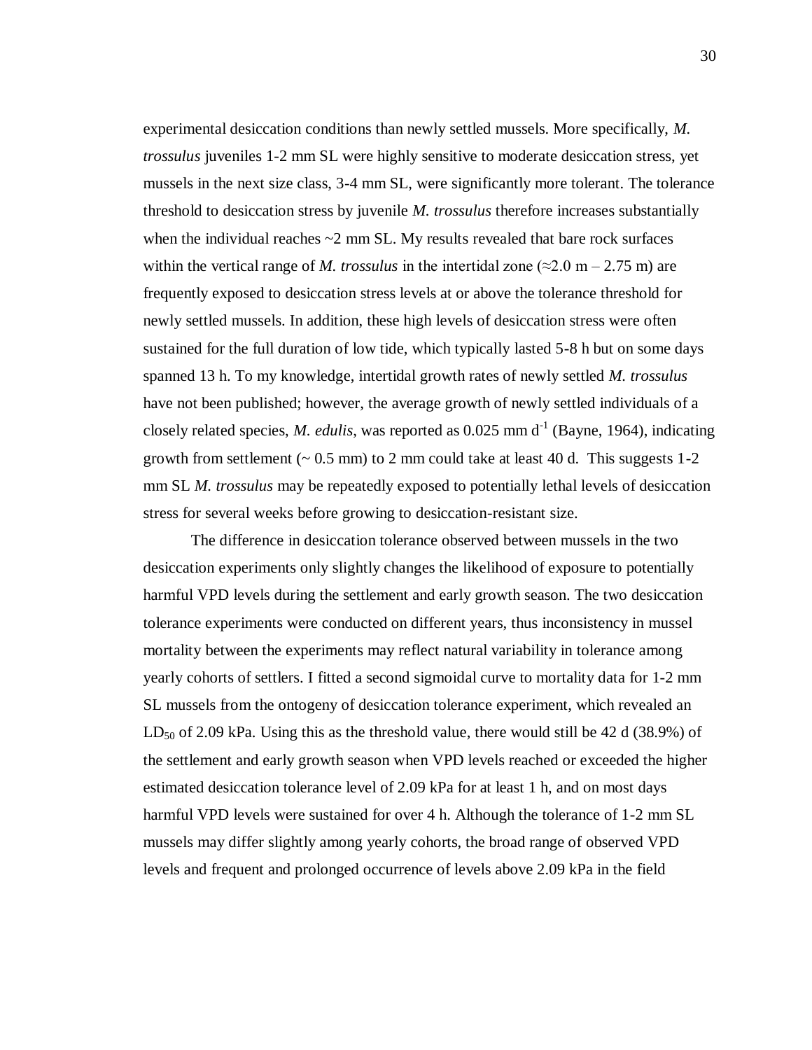experimental desiccation conditions than newly settled mussels. More specifically, *M. trossulus* juveniles 1-2 mm SL were highly sensitive to moderate desiccation stress, yet mussels in the next size class, 3-4 mm SL, were significantly more tolerant. The tolerance threshold to desiccation stress by juvenile *M. trossulus* therefore increases substantially when the individual reaches ~2 mm SL. My results revealed that bare rock surfaces within the vertical range of *M. trossulus* in the intertidal zone (≈2.0 m – 2.75 m) are frequently exposed to desiccation stress levels at or above the tolerance threshold for newly settled mussels. In addition, these high levels of desiccation stress were often sustained for the full duration of low tide, which typically lasted 5-8 h but on some days spanned 13 h. To my knowledge, intertidal growth rates of newly settled *M. trossulus* have not been published; however, the average growth of newly settled individuals of a closely related species, *M. edulis*, was reported as 0.025 mm $d^{-1}$ (Bayne, 1964), indicating growth from settlement (~ 0.5 mm) to 2 mm could take at least 40 d. This suggests 1-2 mm SL *M. trossulus* may be repeatedly exposed to potentially lethal levels of desiccation stress for several weeks before growing to desiccation-resistant size.

The difference in desiccation tolerance observed between mussels in the two desiccation experiments only slightly changes the likelihood of exposure to potentially harmful VPD levels during the settlement and early growth season. The two desiccation tolerance experiments were conducted on different years, thus inconsistency in mussel mortality between the experiments may reflect natural variability in tolerance among yearly cohorts of settlers. I fitted a second sigmoidal curve to mortality data for 1-2 mm SL mussels from the ontogeny of desiccation tolerance experiment, which revealed an $LD_{50}$ of 2.09 kPa. Using this as the threshold value, there would still be 42 d (38.9%) of the settlement and early growth season when VPD levels reached or exceeded the higher estimated desiccation tolerance level of 2.09 kPa for at least 1 h, and on most days harmful VPD levels were sustained for over 4 h. Although the tolerance of 1-2 mm SL mussels may differ slightly among yearly cohorts, the broad range of observed VPD levels and frequent and prolonged occurrence of levels above 2.09 kPa in the field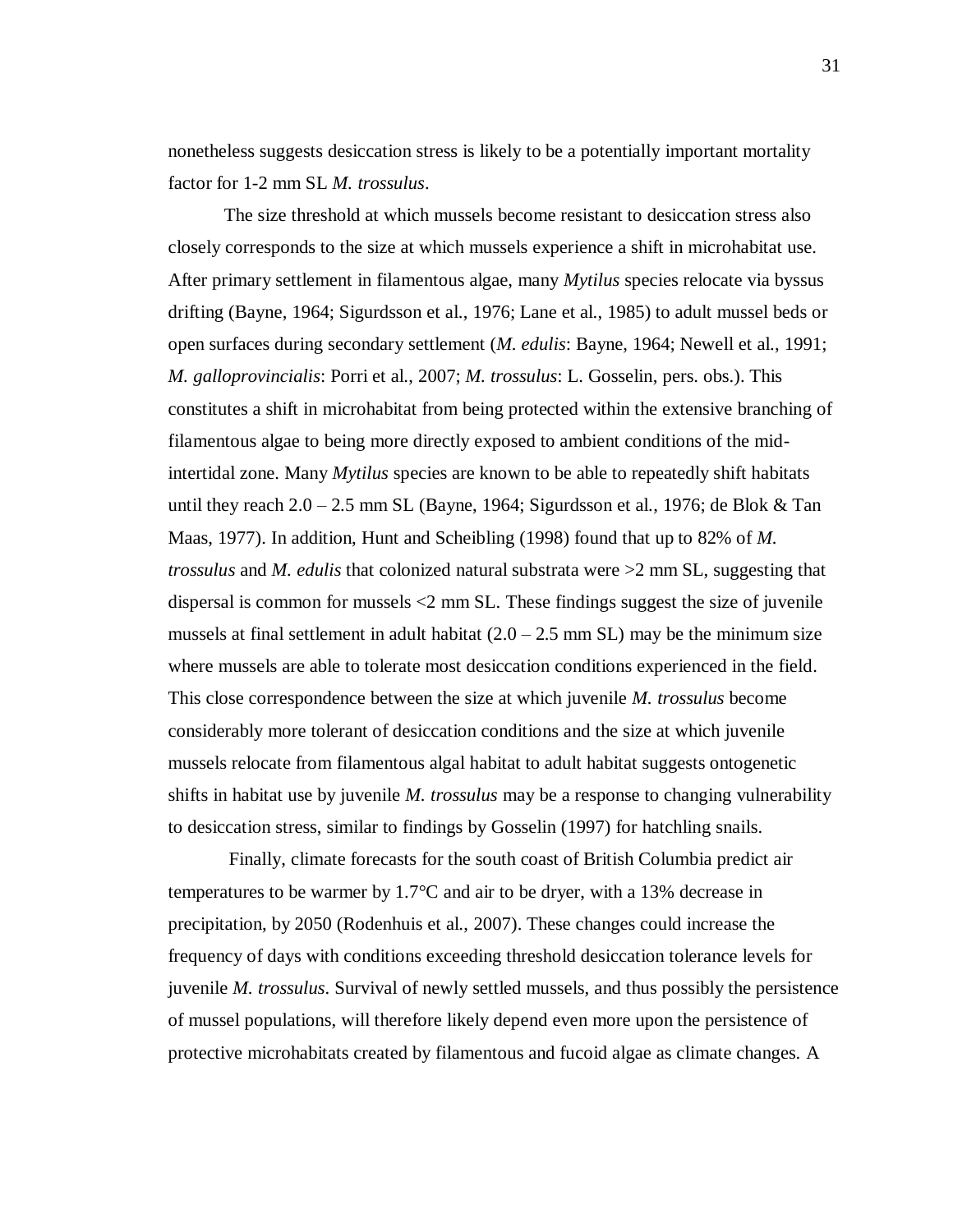nonetheless suggests desiccation stress is likely to be a potentially important mortality factor for 1-2 mm SL *M. trossulus*.

The size threshold at which mussels become resistant to desiccation stress also closely corresponds to the size at which mussels experience a shift in microhabitat use. After primary settlement in filamentous algae, many *Mytilus* species relocate via byssus drifting (Bayne, 1964; Sigurdsson et al., 1976; Lane et al., 1985) to adult mussel beds or open surfaces during secondary settlement (*M. edulis*: Bayne, 1964; Newell et al., 1991; *M. galloprovincialis*: Porri et al., 2007; *M. trossulus*: L. Gosselin, pers. obs.). This constitutes a shift in microhabitat from being protected within the extensive branching of filamentous algae to being more directly exposed to ambient conditions of the mid-intertidal zone. Many *Mytilus* species are known to be able to repeatedly shift habitats until they reach 2.0 – 2.5 mm SL (Bayne, 1964; Sigurdsson et al., 1976; de Blok & Tan Maas, 1977). In addition, Hunt and Scheibling (1998) found that up to 82% of *M. trossulus* and *M. edulis* that colonized natural substrata were >2 mm SL, suggesting that dispersal is common for mussels <2 mm SL. These findings suggest the size of juvenile mussels at final settlement in adult habitat (2.0 – 2.5 mm SL) may be the minimum size where mussels are able to tolerate most desiccation conditions experienced in the field. This close correspondence between the size at which juvenile *M. trossulus* become considerably more tolerant of desiccation conditions and the size at which juvenile mussels relocate from filamentous algal habitat to adult habitat suggests ontogenetic shifts in habitat use by juvenile *M. trossulus* may be a response to changing vulnerability to desiccation stress, similar to findings by Gosselin (1997) for hatchling snails.

Finally, climate forecasts for the south coast of British Columbia predict air temperatures to be warmer by 1.7°C and air to be dryer, with a 13% decrease in precipitation, by 2050 (Rodenhuis et al., 2007). These changes could increase the frequency of days with conditions exceeding threshold desiccation tolerance levels for juvenile *M. trossulus*. Survival of newly settled mussels, and thus possibly the persistence of mussel populations, will therefore likely depend even more upon the persistence of protective microhabitats created by filamentous and fucoid algae as climate changes. A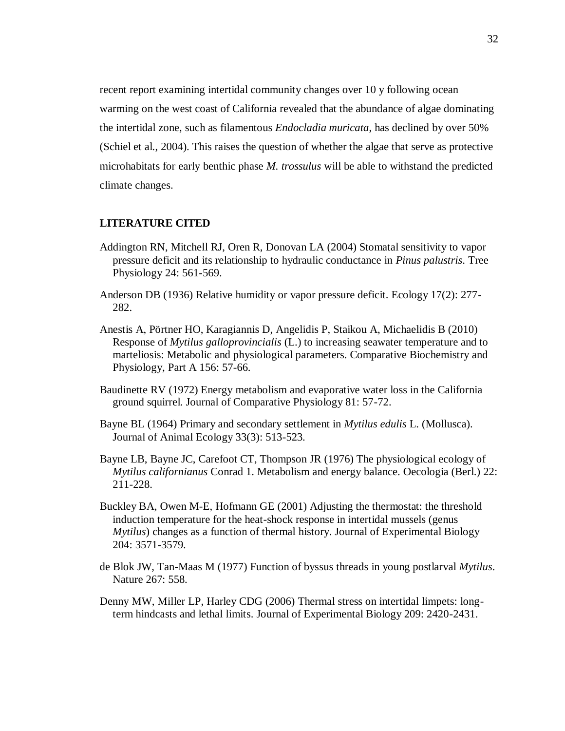recent report examining intertidal community changes over 10 y following ocean warming on the west coast of California revealed that the abundance of algae dominating the intertidal zone, such as filamentous *Endocladia muricata*, has declined by over 50% (Schiel et al., 2004). This raises the question of whether the algae that serve as protective microhabitats for early benthic phase *M. trossulus* will be able to withstand the predicted climate changes.

**LITERATURE CITED**

Addington RN, Mitchell RJ, Oren R, Donovan LA (2004) Stomatal sensitivity to vapor pressure deficit and its relationship to hydraulic conductance in *Pinus palustris*. Tree Physiology 24: 561-569.

Anderson DB (1936) Relative humidity or vapor pressure deficit. Ecology 17(2): 277-282.

Anestis A, Pörtner HO, Karagiannis D, Angelidis P, Staikou A, Michaelidis B (2010) Response of *Mytilus galloprovincialis* (L.) to increasing seawater temperature and to marteliosis: Metabolic and physiological parameters. Comparative Biochemistry and Physiology, Part A 156: 57-66.

Baudinette RV (1972) Energy metabolism and evaporative water loss in the California ground squirrel. Journal of Comparative Physiology 81: 57-72.

Bayne BL (1964) Primary and secondary settlement in *Mytilus edulis* L. (Mollusca). Journal of Animal Ecology 33(3): 513-523.

Bayne LB, Bayne JC, Carefoot CT, Thompson JR (1976) The physiological ecology of *Mytilus californianus* Conrad 1. Metabolism and energy balance. Oecologia (Berl.) 22: 211-228.

Buckley BA, Owen M-E, Hofmann GE (2001) Adjusting the thermostat: the threshold induction temperature for the heat-shock response in intertidal mussels (genus *Mytilus*) changes as a function of thermal history. Journal of Experimental Biology 204: 3571-3579.

de Blok JW, Tan-Maas M (1977) Function of byssus threads in young postlarval *Mytilus*. Nature 267: 558.

Denny MW, Miller LP, Harley CDG (2006) Thermal stress on intertidal limpets: long-term hindcasts and lethal limits. Journal of Experimental Biology 209: 2420-2431.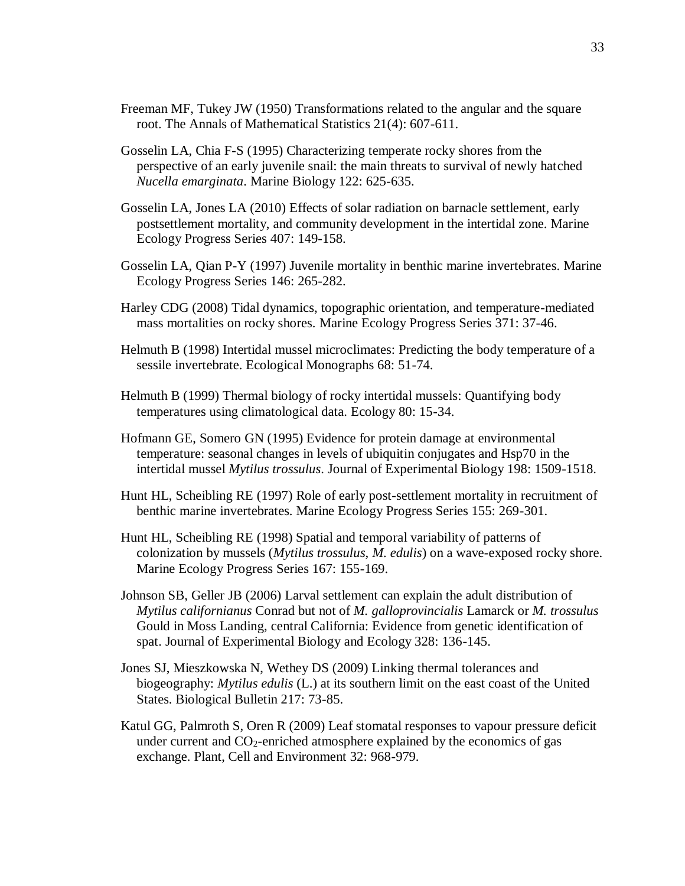Freeman MF, Tukey JW (1950) Transformations related to the angular and the square root. The Annals of Mathematical Statistics 21(4): 607-611.

Gosselin LA, Chia F-S (1995) Characterizing temperate rocky shores from the perspective of an early juvenile snail: the main threats to survival of newly hatched *Nucella emarginata*. Marine Biology 122: 625-635.

Gosselin LA, Jones LA (2010) Effects of solar radiation on barnacle settlement, early postsettlement mortality, and community development in the intertidal zone. Marine Ecology Progress Series 407: 149-158.

Gosselin LA, Qian P-Y (1997) Juvenile mortality in benthic marine invertebrates. Marine Ecology Progress Series 146: 265-282.

Harley CDG (2008) Tidal dynamics, topographic orientation, and temperature-mediated mass mortalities on rocky shores. Marine Ecology Progress Series 371: 37-46.

Helmuth B (1998) Intertidal mussel microclimates: Predicting the body temperature of a sessile invertebrate. Ecological Monographs 68: 51-74.

Helmuth B (1999) Thermal biology of rocky intertidal mussels: Quantifying body temperatures using climatological data. Ecology 80: 15-34.

Hofmann GE, Somero GN (1995) Evidence for protein damage at environmental temperature: seasonal changes in levels of ubiquitin conjugates and Hsp70 in the intertidal mussel *Mytilus trossulus*. Journal of Experimental Biology 198: 1509-1518.

Hunt HL, Scheibling RE (1997) Role of early post-settlement mortality in recruitment of benthic marine invertebrates. Marine Ecology Progress Series 155: 269-301.

Hunt HL, Scheibling RE (1998) Spatial and temporal variability of patterns of colonization by mussels (*Mytilus trossulus*, *M. edulis*) on a wave-exposed rocky shore. Marine Ecology Progress Series 167: 155-169.

Johnson SB, Geller JB (2006) Larval settlement can explain the adult distribution of *Mytilus californianus* Conrad but not of *M. galloprovincialis* Lamarck or *M. trossulus* Gould in Moss Landing, central California: Evidence from genetic identification of spat. Journal of Experimental Biology and Ecology 328: 136-145.

Jones SJ, Mieszkowska N, Wethey DS (2009) Linking thermal tolerances and biogeography: *Mytilus edulis* (L.) at its southern limit on the east coast of the United States. Biological Bulletin 217: 73-85.

Katul GG, Palmroth S, Oren R (2009) Leaf stomatal responses to vapour pressure deficit under current and $CO_2$-enriched atmosphere explained by the economics of gas exchange. Plant, Cell and Environment 32: 968-979.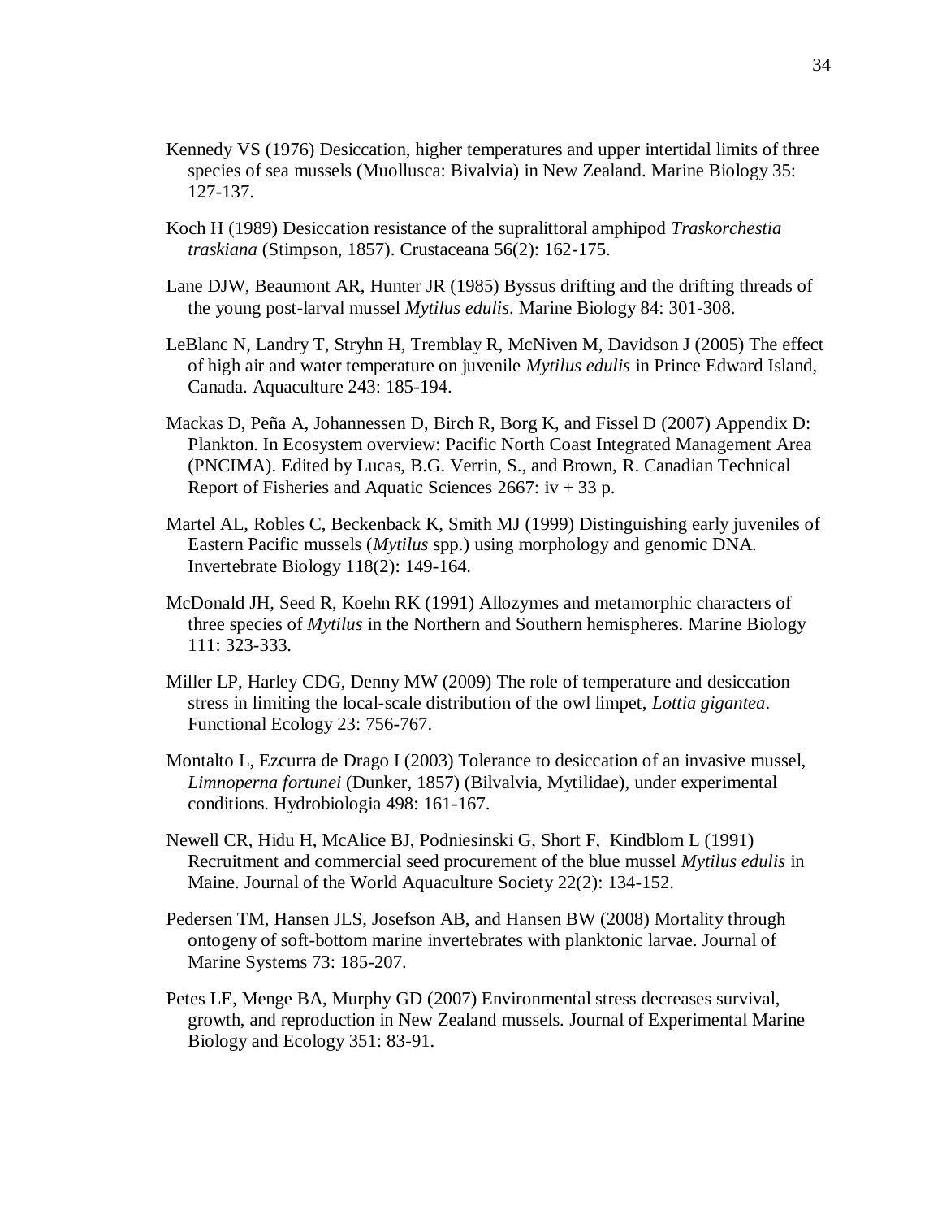Kennedy VS (1976) Desiccation, higher temperatures and upper intertidal limits of three species of sea mussels (Muollusca: Bivalvia) in New Zealand. Marine Biology 35: 127-137.

Koch H (1989) Desiccation resistance of the supralittoral amphipod *Traskorchestia traskiana* (Stimpson, 1857). Crustaceana 56(2): 162-175.

Lane DJW, Beaumont AR, Hunter JR (1985) Byssus drifting and the drifting threads of the young post-larval mussel *Mytilus edulis*. Marine Biology 84: 301-308.

LeBlanc N, Landry T, Stryhn H, Tremblay R, McNiven M, Davidson J (2005) The effect of high air and water temperature on juvenile *Mytilus edulis* in Prince Edward Island, Canada. Aquaculture 243: 185-194.

Mackas D, Peña A, Johannessen D, Birch R, Borg K, and Fissel D (2007) Appendix D: Plankton. In Ecosystem overview: Pacific North Coast Integrated Management Area (PNCIMA). Edited by Lucas, B.G. Verrin, S., and Brown, R. Canadian Technical Report of Fisheries and Aquatic Sciences 2667: iv + 33 p.

Martel AL, Robles C, Beckenback K, Smith MJ (1999) Distinguishing early juveniles of Eastern Pacific mussels (*Mytilus* spp.) using morphology and genomic DNA. Invertebrate Biology 118(2): 149-164.

McDonald JH, Seed R, Koehn RK (1991) Allozymes and metamorphic characters of three species of *Mytilus* in the Northern and Southern hemispheres. Marine Biology 111: 323-333.

Miller LP, Harley CDG, Denny MW (2009) The role of temperature and desiccation stress in limiting the local-scale distribution of the owl limpet, *Lottia gigantea*. Functional Ecology 23: 756-767.

Montalto L, Ezcurra de Drago I (2003) Tolerance to desiccation of an invasive mussel, *Limnoperna fortunei* (Dunker, 1857) (Bilvalvia, Mytilidae), under experimental conditions. Hydrobiologia 498: 161-167.

Newell CR, Hidu H, McAlice BJ, Podniesinski G, Short F, Kindblom L (1991) Recruitment and commercial seed procurement of the blue mussel *Mytilus edulis* in Maine. Journal of the World Aquaculture Society 22(2): 134-152.

Pedersen TM, Hansen JLS, Josefson AB, and Hansen BW (2008) Mortality through ontogeny of soft-bottom marine invertebrates with planktonic larvae. Journal of Marine Systems 73: 185-207.

Petes LE, Menge BA, Murphy GD (2007) Environmental stress decreases survival, growth, and reproduction in New Zealand mussels. Journal of Experimental Marine Biology and Ecology 351: 83-91.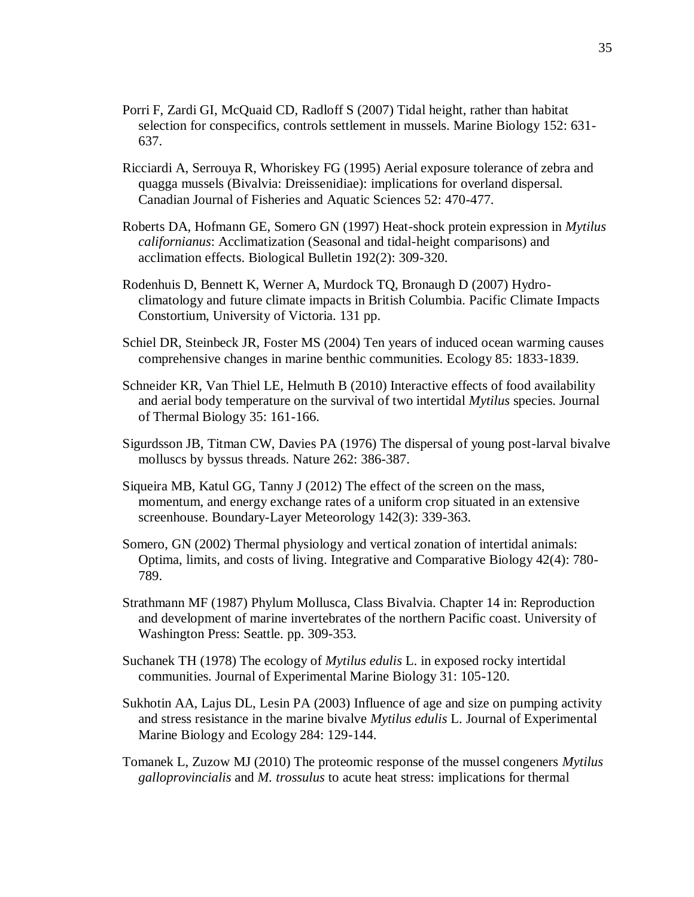Porri F, Zardi GI, McQuaid CD, Radloff S (2007) Tidal height, rather than habitat selection for conspecifics, controls settlement in mussels. Marine Biology 152: 631-637.

Ricciardi A, Serrouya R, Whoriskey FG (1995) Aerial exposure tolerance of zebra and quagga mussels (Bivalvia: Dreissenidiae): implications for overland dispersal. Canadian Journal of Fisheries and Aquatic Sciences 52: 470-477.

Roberts DA, Hofmann GE, Somero GN (1997) Heat-shock protein expression in *Mytilus californianus*: Acclimatization (Seasonal and tidal-height comparisons) and acclimation effects. Biological Bulletin 192(2): 309-320.

Rodenhuis D, Bennett K, Werner A, Murdock TQ, Bronaugh D (2007) Hydro-climatology and future climate impacts in British Columbia. Pacific Climate Impacts Constortium, University of Victoria. 131 pp.

Schiel DR, Steinbeck JR, Foster MS (2004) Ten years of induced ocean warming causes comprehensive changes in marine benthic communities. Ecology 85: 1833-1839.

Schneider KR, Van Thiel LE, Helmuth B (2010) Interactive effects of food availability and aerial body temperature on the survival of two intertidal *Mytilus* species. Journal of Thermal Biology 35: 161-166.

Sigurdsson JB, Titman CW, Davies PA (1976) The dispersal of young post-larval bivalve molluscs by byssus threads. Nature 262: 386-387.

Siqueira MB, Katul GG, Tanny J (2012) The effect of the screen on the mass, momentum, and energy exchange rates of a uniform crop situated in an extensive screenhouse. Boundary-Layer Meteorology 142(3): 339-363.

Somero, GN (2002) Thermal physiology and vertical zonation of intertidal animals: Optima, limits, and costs of living. Integrative and Comparative Biology 42(4): 780-789.

Strathmann MF (1987) Phylum Mollusca, Class Bivalvia. Chapter 14 in: Reproduction and development of marine invertebrates of the northern Pacific coast. University of Washington Press: Seattle. pp. 309-353.

Suchanek TH (1978) The ecology of *Mytilus edulis* L. in exposed rocky intertidal communities. Journal of Experimental Marine Biology 31: 105-120.

Sukhotin AA, Lajus DL, Lesin PA (2003) Influence of age and size on pumping activity and stress resistance in the marine bivalve *Mytilus edulis* L. Journal of Experimental Marine Biology and Ecology 284: 129-144.

Tomanek L, Zuzow MJ (2010) The proteomic response of the mussel congeners *Mytilus galloprovincialis* and *M. trossulus* to acute heat stress: implications for thermal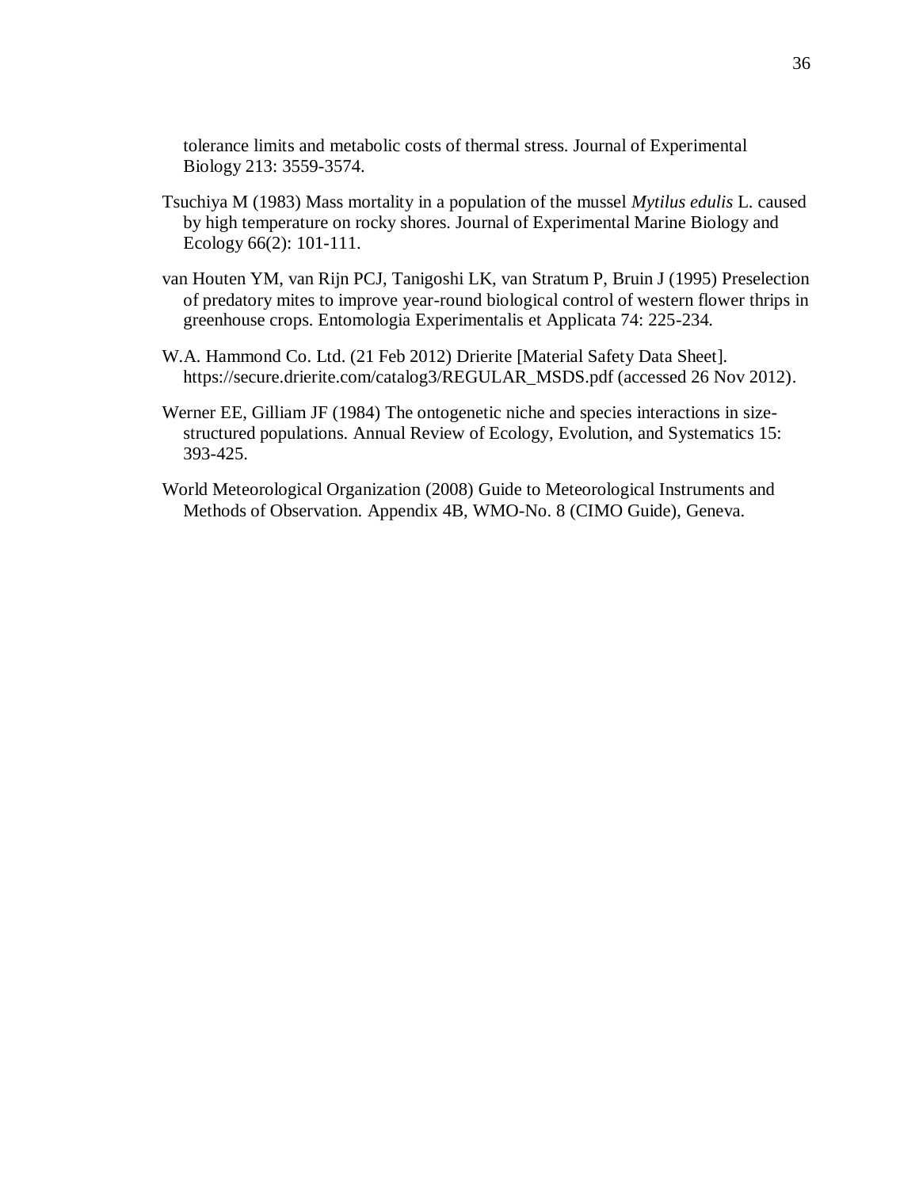tolerance limits and metabolic costs of thermal stress. Journal of Experimental Biology 213: 3559-3574.

Tsuchiya M (1983) Mass mortality in a population of the mussel *Mytilus edulis* L. caused by high temperature on rocky shores. Journal of Experimental Marine Biology and Ecology 66(2): 101-111.

van Houten YM, van Rijn PCJ, Tanigoshi LK, van Stratum P, Bruin J (1995) Preselection of predatory mites to improve year-round biological control of western flower thrips in greenhouse crops. Entomologia Experimentalis et Applicata 74: 225-234.

W.A. Hammond Co. Ltd. (21 Feb 2012) Drierite [Material Safety Data Sheet]. https://secure.drierite.com/catalog3/REGULAR_MSDS.pdf (accessed 26 Nov 2012).

Werner EE, Gilliam JF (1984) The ontogenetic niche and species interactions in size-structured populations. Annual Review of Ecology, Evolution, and Systematics 15: 393-425.

World Meteorological Organization (2008) Guide to Meteorological Instruments and Methods of Observation. Appendix 4B, WMO-No. 8 (CIMO Guide), Geneva.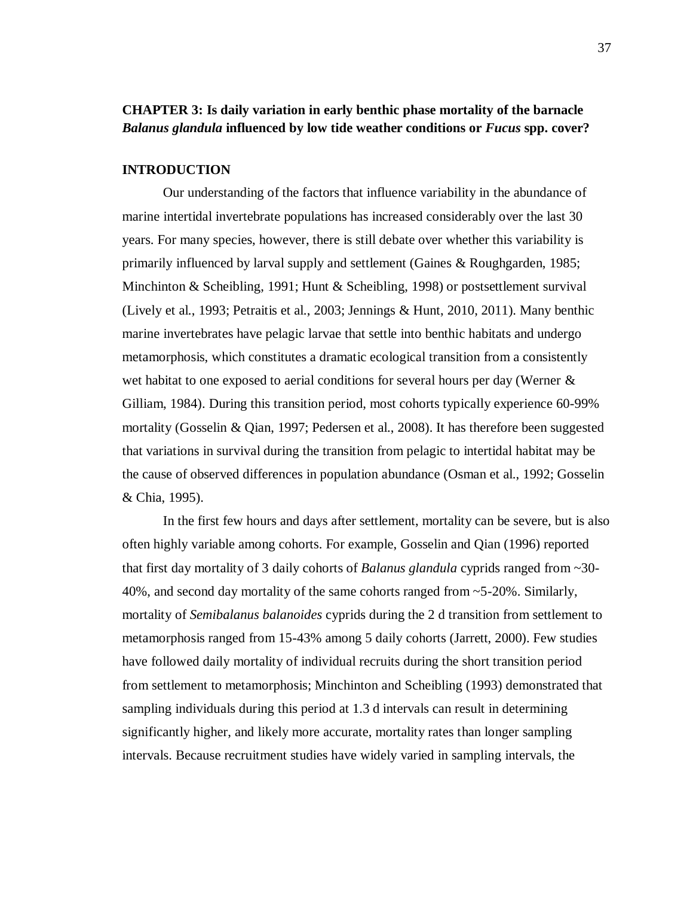## CHAPTER 3: Is daily variation in early benthic phase mortality of the barnacle *Balanus glandula* influenced by low tide weather conditions or *Fucus* spp. cover?

### INTRODUCTION

Our understanding of the factors that influence variability in the abundance of marine intertidal invertebrate populations has increased considerably over the last 30 years. For many species, however, there is still debate over whether this variability is primarily influenced by larval supply and settlement (Gaines & Roughgarden, 1985; Minchinton & Scheibling, 1991; Hunt & Scheibling, 1998) or postsettlement survival (Lively et al., 1993; Petraitis et al., 2003; Jennings & Hunt, 2010, 2011). Many benthic marine invertebrates have pelagic larvae that settle into benthic habitats and undergo metamorphosis, which constitutes a dramatic ecological transition from a consistently wet habitat to one exposed to aerial conditions for several hours per day (Werner & Gilliam, 1984). During this transition period, most cohorts typically experience 60-99% mortality (Gosselin & Qian, 1997; Pedersen et al., 2008). It has therefore been suggested that variations in survival during the transition from pelagic to intertidal habitat may be the cause of observed differences in population abundance (Osman et al., 1992; Gosselin & Chia, 1995).

In the first few hours and days after settlement, mortality can be severe, but is also often highly variable among cohorts. For example, Gosselin and Qian (1996) reported that first day mortality of 3 daily cohorts of *Balanus glandula* cyprids ranged from ~30-40%, and second day mortality of the same cohorts ranged from ~5-20%. Similarly, mortality of *Semibalanus balanoides* cyprids during the 2 d transition from settlement to metamorphosis ranged from 15-43% among 5 daily cohorts (Jarrett, 2000). Few studies have followed daily mortality of individual recruits during the short transition period from settlement to metamorphosis; Minchinton and Scheibling (1993) demonstrated that sampling individuals during this period at 1.3 d intervals can result in determining significantly higher, and likely more accurate, mortality rates than longer sampling intervals. Because recruitment studies have widely varied in sampling intervals, the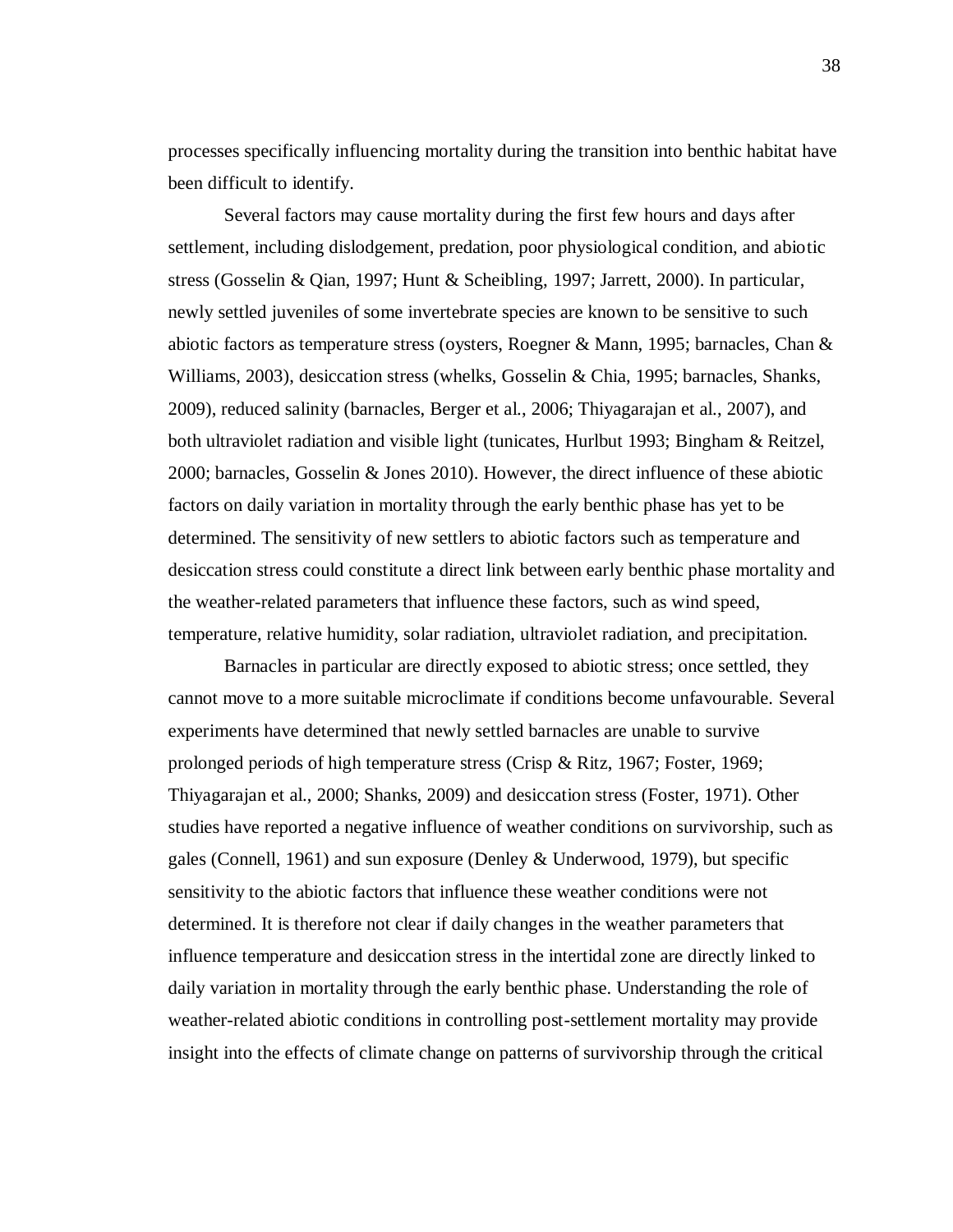processes specifically influencing mortality during the transition into benthic habitat have been difficult to identify.

Several factors may cause mortality during the first few hours and days after settlement, including dislodgement, predation, poor physiological condition, and abiotic stress (Gosselin & Qian, 1997; Hunt & Scheibling, 1997; Jarrett, 2000). In particular, newly settled juveniles of some invertebrate species are known to be sensitive to such abiotic factors as temperature stress (oysters, Roegner & Mann, 1995; barnacles, Chan & Williams, 2003), desiccation stress (whelks, Gosselin & Chia, 1995; barnacles, Shanks, 2009), reduced salinity (barnacles, Berger et al., 2006; Thiyagarajan et al., 2007), and both ultraviolet radiation and visible light (tunicates, Hurlbut 1993; Bingham & Reitzel, 2000; barnacles, Gosselin & Jones 2010). However, the direct influence of these abiotic factors on daily variation in mortality through the early benthic phase has yet to be determined. The sensitivity of new settlers to abiotic factors such as temperature and desiccation stress could constitute a direct link between early benthic phase mortality and the weather-related parameters that influence these factors, such as wind speed, temperature, relative humidity, solar radiation, ultraviolet radiation, and precipitation.

Barnacles in particular are directly exposed to abiotic stress; once settled, they cannot move to a more suitable microclimate if conditions become unfavourable. Several experiments have determined that newly settled barnacles are unable to survive prolonged periods of high temperature stress (Crisp & Ritz, 1967; Foster, 1969; Thiyagarajan et al., 2000; Shanks, 2009) and desiccation stress (Foster, 1971). Other studies have reported a negative influence of weather conditions on survivorship, such as gales (Connell, 1961) and sun exposure (Denley & Underwood, 1979), but specific sensitivity to the abiotic factors that influence these weather conditions were not determined. It is therefore not clear if daily changes in the weather parameters that influence temperature and desiccation stress in the intertidal zone are directly linked to daily variation in mortality through the early benthic phase. Understanding the role of weather-related abiotic conditions in controlling post-settlement mortality may provide insight into the effects of climate change on patterns of survivorship through the critical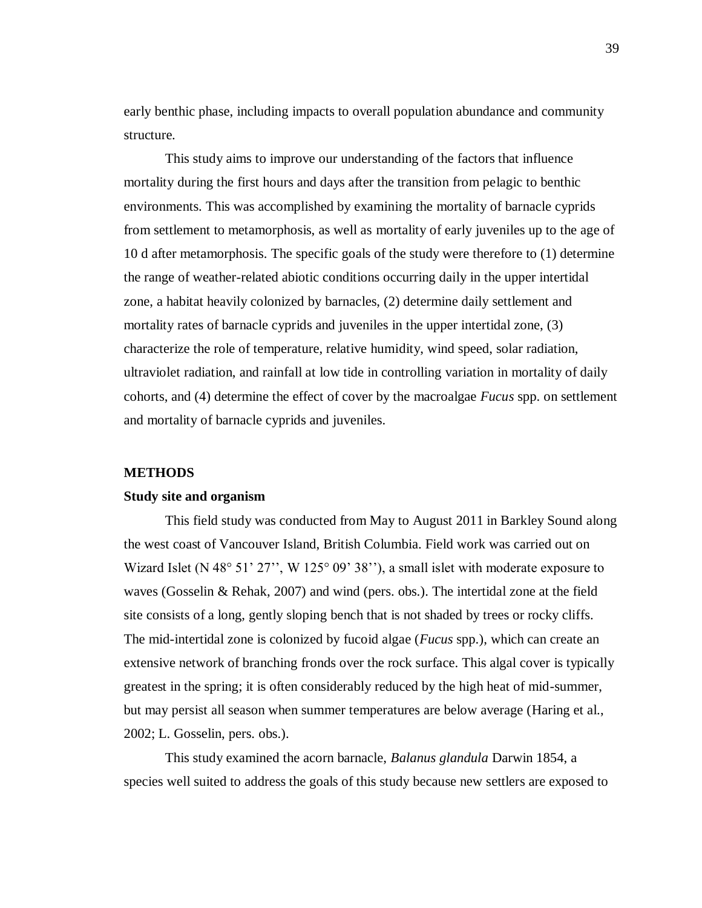early benthic phase, including impacts to overall population abundance and community structure.

This study aims to improve our understanding of the factors that influence mortality during the first hours and days after the transition from pelagic to benthic environments. This was accomplished by examining the mortality of barnacle cyprids from settlement to metamorphosis, as well as mortality of early juveniles up to the age of 10 d after metamorphosis. The specific goals of the study were therefore to (1) determine the range of weather-related abiotic conditions occurring daily in the upper intertidal zone, a habitat heavily colonized by barnacles, (2) determine daily settlement and mortality rates of barnacle cyprids and juveniles in the upper intertidal zone, (3) characterize the role of temperature, relative humidity, wind speed, solar radiation, ultraviolet radiation, and rainfall at low tide in controlling variation in mortality of daily cohorts, and (4) determine the effect of cover by the macroalgae *Fucus* spp. on settlement and mortality of barnacle cyprids and juveniles.

## METHODS

### Study site and organism

This field study was conducted from May to August 2011 in Barkley Sound along the west coast of Vancouver Island, British Columbia. Field work was carried out on Wizard Islet (N 48° 51' 27'', W 125° 09' 38''), a small islet with moderate exposure to waves (Gosselin & Rehak, 2007) and wind (pers. obs.). The intertidal zone at the field site consists of a long, gently sloping bench that is not shaded by trees or rocky cliffs. The mid-intertidal zone is colonized by fucoid algae (*Fucus* spp.), which can create an extensive network of branching fronds over the rock surface. This algal cover is typically greatest in the spring; it is often considerably reduced by the high heat of mid-summer, but may persist all season when summer temperatures are below average (Haring et al., 2002; L. Gosselin, pers. obs.).

This study examined the acorn barnacle, *Balanus glandula* Darwin 1854, a species well suited to address the goals of this study because new settlers are exposed to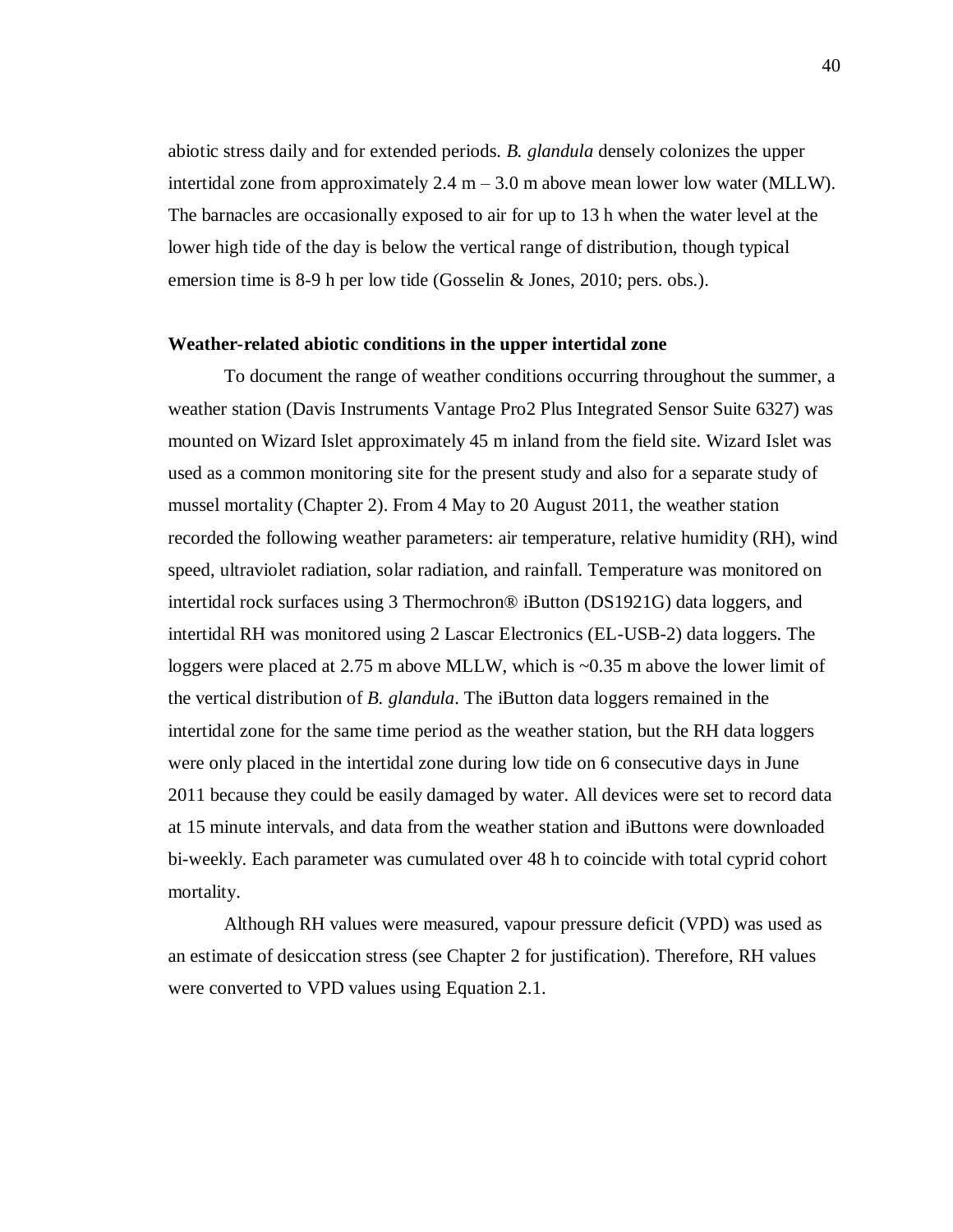abiotic stress daily and for extended periods. *B. glandula* densely colonizes the upper intertidal zone from approximately 2.4 m – 3.0 m above mean lower low water (MLLW). The barnacles are occasionally exposed to air for up to 13 h when the water level at the lower high tide of the day is below the vertical range of distribution, though typical emersion time is 8-9 h per low tide (Gosselin & Jones, 2010; pers. obs.).

### Weather-related abiotic conditions in the upper intertidal zone

To document the range of weather conditions occurring throughout the summer, a weather station (Davis Instruments Vantage Pro2 Plus Integrated Sensor Suite 6327) was mounted on Wizard Islet approximately 45 m inland from the field site. Wizard Islet was used as a common monitoring site for the present study and also for a separate study of mussel mortality (Chapter 2). From 4 May to 20 August 2011, the weather station recorded the following weather parameters: air temperature, relative humidity (RH), wind speed, ultraviolet radiation, solar radiation, and rainfall. Temperature was monitored on intertidal rock surfaces using 3 Thermochron® iButton (DS1921G) data loggers, and intertidal RH was monitored using 2 Lascar Electronics (EL-USB-2) data loggers. The loggers were placed at 2.75 m above MLLW, which is ~0.35 m above the lower limit of the vertical distribution of *B. glandula*. The iButton data loggers remained in the intertidal zone for the same time period as the weather station, but the RH data loggers were only placed in the intertidal zone during low tide on 6 consecutive days in June 2011 because they could be easily damaged by water. All devices were set to record data at 15 minute intervals, and data from the weather station and iButtons were downloaded bi-weekly. Each parameter was cumulated over 48 h to coincide with total cyprid cohort mortality.

Although RH values were measured, vapour pressure deficit (VPD) was used as an estimate of desiccation stress (see Chapter 2 for justification). Therefore, RH values were converted to VPD values using Equation 2.1.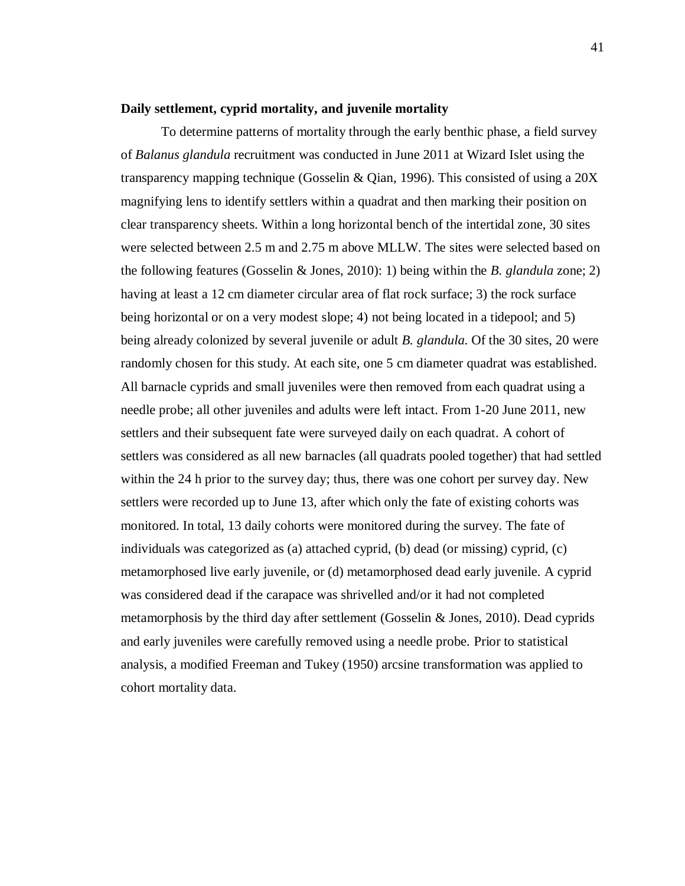**Daily settlement, cyprid mortality, and juvenile mortality**

To determine patterns of mortality through the early benthic phase, a field survey of *Balanus glandula* recruitment was conducted in June 2011 at Wizard Islet using the transparency mapping technique (Gosselin & Qian, 1996). This consisted of using a 20X magnifying lens to identify settlers within a quadrat and then marking their position on clear transparency sheets. Within a long horizontal bench of the intertidal zone, 30 sites were selected between 2.5 m and 2.75 m above MLLW. The sites were selected based on the following features (Gosselin & Jones, 2010): 1) being within the *B. glandula* zone; 2) having at least a 12 cm diameter circular area of flat rock surface; 3) the rock surface being horizontal or on a very modest slope; 4) not being located in a tidepool; and 5) being already colonized by several juvenile or adult *B. glandula*. Of the 30 sites, 20 were randomly chosen for this study. At each site, one 5 cm diameter quadrat was established. All barnacle cyprids and small juveniles were then removed from each quadrat using a needle probe; all other juveniles and adults were left intact. From 1-20 June 2011, new settlers and their subsequent fate were surveyed daily on each quadrat. A cohort of settlers was considered as all new barnacles (all quadrats pooled together) that had settled within the 24 h prior to the survey day; thus, there was one cohort per survey day. New settlers were recorded up to June 13, after which only the fate of existing cohorts was monitored. In total, 13 daily cohorts were monitored during the survey. The fate of individuals was categorized as (a) attached cyprid, (b) dead (or missing) cyprid, (c) metamorphosed live early juvenile, or (d) metamorphosed dead early juvenile. A cyprid was considered dead if the carapace was shrivelled and/or it had not completed metamorphosis by the third day after settlement (Gosselin & Jones, 2010). Dead cyprids and early juveniles were carefully removed using a needle probe. Prior to statistical analysis, a modified Freeman and Tukey (1950) arcsine transformation was applied to cohort mortality data.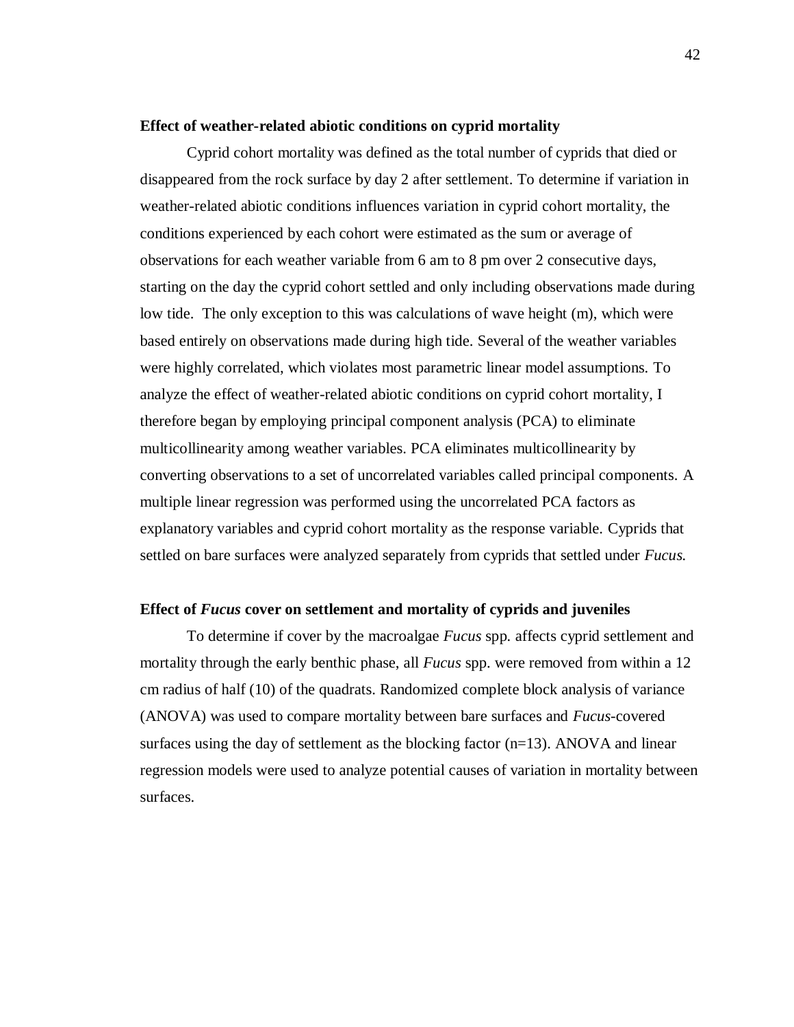### Effect of weather-related abiotic conditions on cyprid mortality

Cyprid cohort mortality was defined as the total number of cyprids that died or disappeared from the rock surface by day 2 after settlement. To determine if variation in weather-related abiotic conditions influences variation in cyprid cohort mortality, the conditions experienced by each cohort were estimated as the sum or average of observations for each weather variable from 6 am to 8 pm over 2 consecutive days, starting on the day the cyprid cohort settled and only including observations made during low tide. The only exception to this was calculations of wave height (m), which were based entirely on observations made during high tide. Several of the weather variables were highly correlated, which violates most parametric linear model assumptions. To analyze the effect of weather-related abiotic conditions on cyprid cohort mortality, I therefore began by employing principal component analysis (PCA) to eliminate multicollinearity among weather variables. PCA eliminates multicollinearity by converting observations to a set of uncorrelated variables called principal components. A multiple linear regression was performed using the uncorrelated PCA factors as explanatory variables and cyprid cohort mortality as the response variable. Cyprids that settled on bare surfaces were analyzed separately from cyprids that settled under *Fucus*.

### Effect of *Fucus* cover on settlement and mortality of cyprids and juveniles

To determine if cover by the macroalgae *Fucus* spp. affects cyprid settlement and mortality through the early benthic phase, all *Fucus* spp. were removed from within a 12 cm radius of half (10) of the quadrats. Randomized complete block analysis of variance (ANOVA) was used to compare mortality between bare surfaces and *Fucus*-covered surfaces using the day of settlement as the blocking factor ($n=13$). ANOVA and linear regression models were used to analyze potential causes of variation in mortality between surfaces.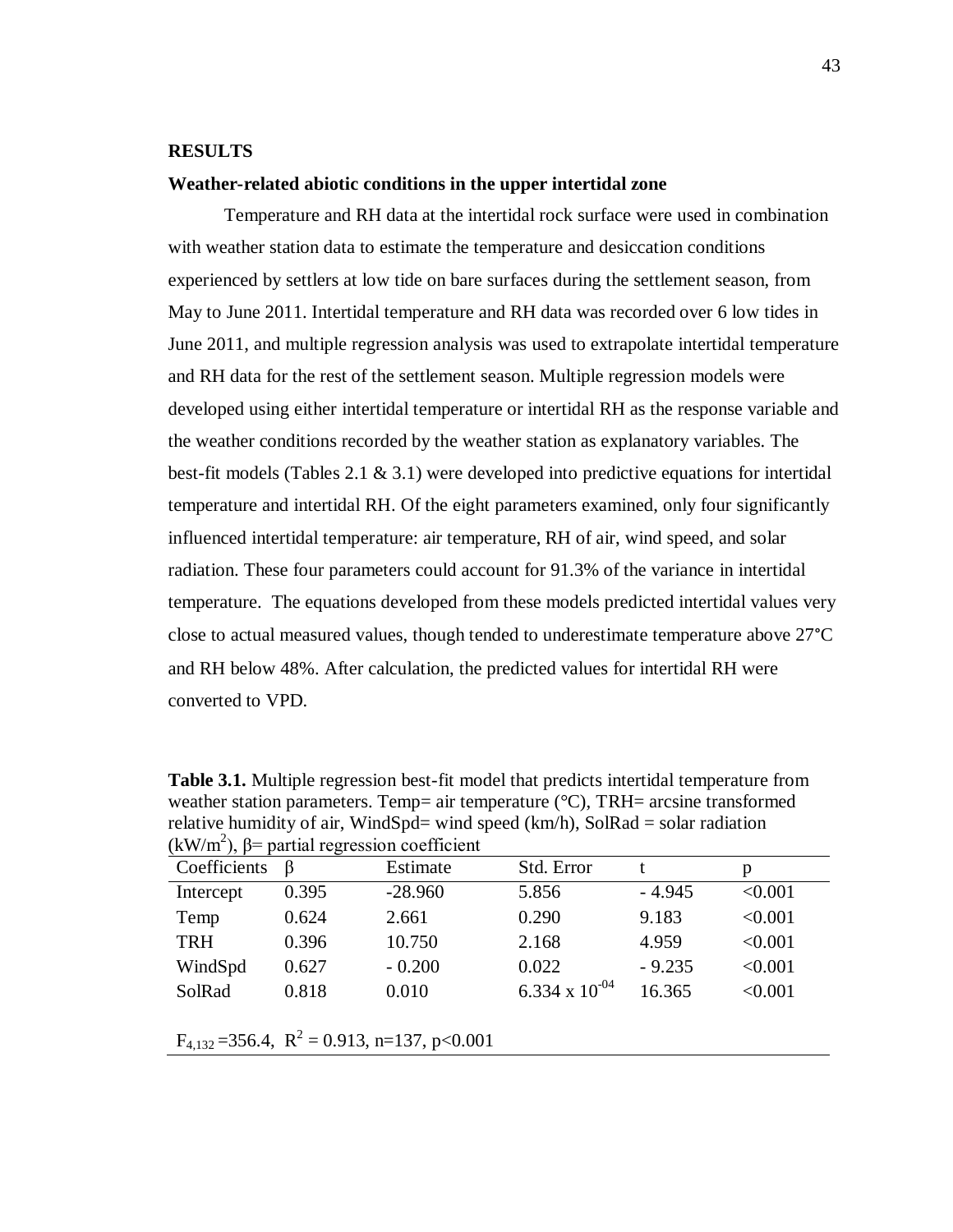## RESULTS

### Weather-related abiotic conditions in the upper intertidal zone

Temperature and RH data at the intertidal rock surface were used in combination with weather station data to estimate the temperature and desiccation conditions experienced by settlers at low tide on bare surfaces during the settlement season, from May to June 2011. Intertidal temperature and RH data was recorded over 6 low tides in June 2011, and multiple regression analysis was used to extrapolate intertidal temperature and RH data for the rest of the settlement season. Multiple regression models were developed using either intertidal temperature or intertidal RH as the response variable and the weather conditions recorded by the weather station as explanatory variables. The best-fit models (Tables 2.1 & 3.1) were developed into predictive equations for intertidal temperature and intertidal RH. Of the eight parameters examined, only four significantly influenced intertidal temperature: air temperature, RH of air, wind speed, and solar radiation. These four parameters could account for 91.3% of the variance in intertidal temperature. The equations developed from these models predicted intertidal values very close to actual measured values, though tended to underestimate temperature above 27°C and RH below 48%. After calculation, the predicted values for intertidal RH were converted to VPD.

**Table 3.1.** Multiple regression best-fit model that predicts intertidal temperature from weather station parameters. Temp= air temperature (°C), TRH= arcsine transformed relative humidity of air, WindSpd= wind speed (km/h), SolRad = solar radiation ($kW/m^2$), β= partial regression coefficient

| Coefficients | β | Estimate | Std. Error | t | p |
|---|---|---|---|---|---|
| Intercept | 0.395 | -28.960 | 5.856 | - 4.945 | <0.001 |
| Temp | 0.624 | 2.661 | 0.290 | 9.183 | <0.001 |
| TRH | 0.396 | 10.750 | 2.168 | 4.959 | <0.001 |
| WindSpd | 0.627 | - 0.200 | 0.022 | - 9.235 | <0.001 |
| SolRad | 0.818 | 0.010 | $6.334 \times 10^{-04}$ | 16.365 | <0.001 |

$F_{4,132}$ =356.4, $R^2$ = 0.913, n=137, p<0.001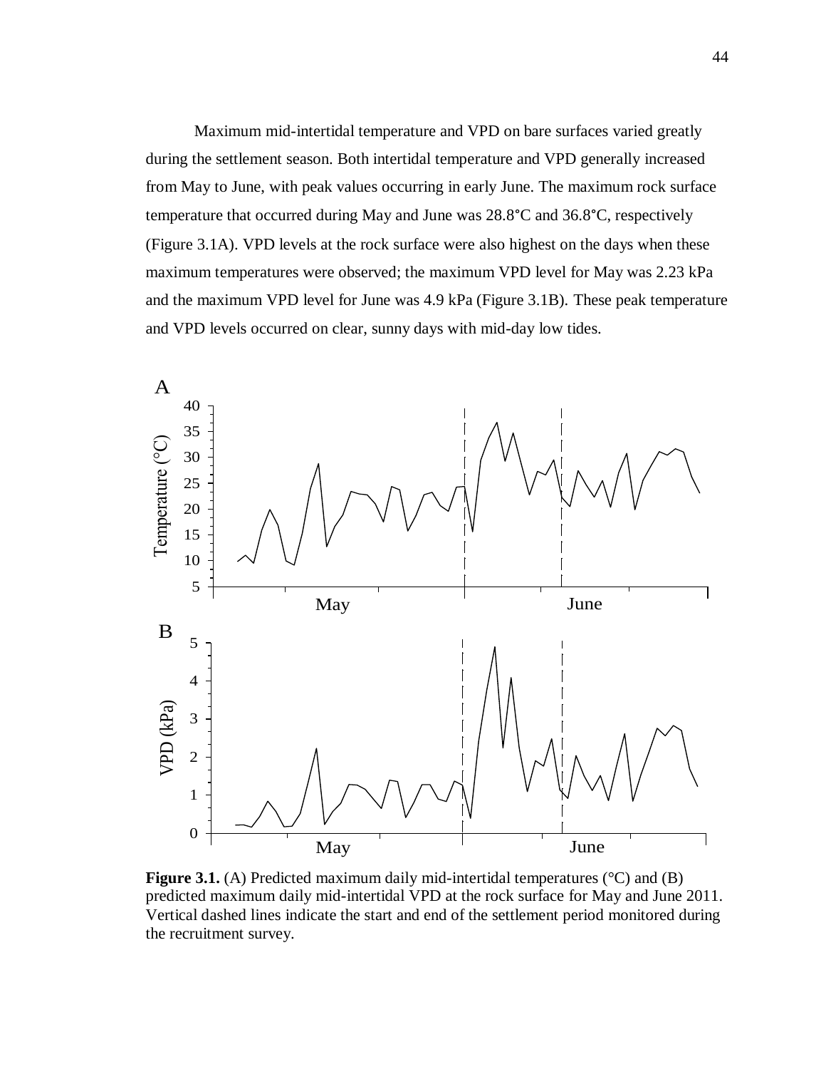Maximum mid-intertidal temperature and VPD on bare surfaces varied greatly during the settlement season. Both intertidal temperature and VPD generally increased from May to June, with peak values occurring in early June. The maximum rock surface temperature that occurred during May and June was 28.8°C and 36.8°C, respectively (Figure 3.1A). VPD levels at the rock surface were also highest on the days when these maximum temperatures were observed; the maximum VPD level for May was 2.23 kPa and the maximum VPD level for June was 4.9 kPa (Figure 3.1B). These peak temperature and VPD levels occurred on clear, sunny days with mid-day low tides.

**Figure 3.1.** (A) Predicted maximum daily mid-intertidal temperatures (°C) and (B) predicted maximum daily mid-intertidal VPD at the rock surface for May and June 2011. Vertical dashed lines indicate the start and end of the settlement period monitored during the recruitment survey.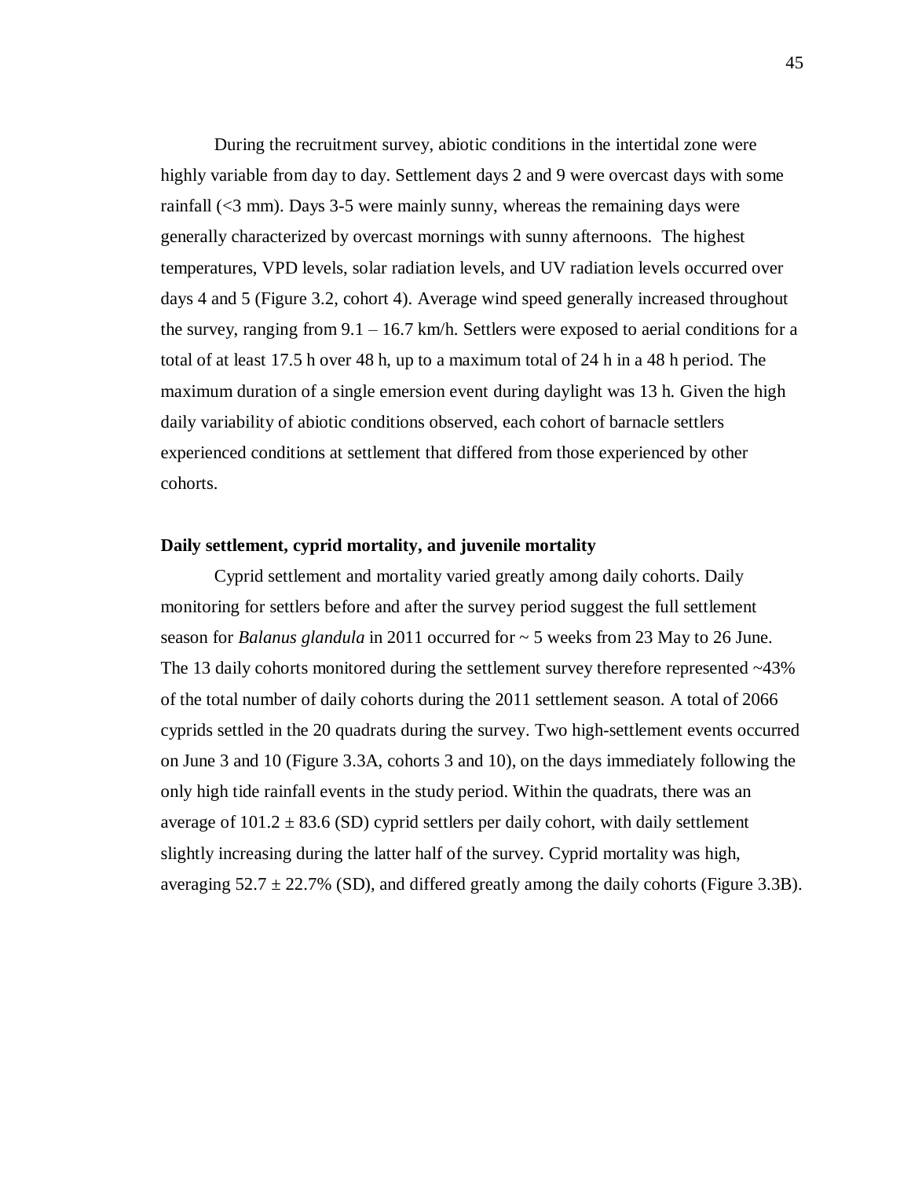During the recruitment survey, abiotic conditions in the intertidal zone were highly variable from day to day. Settlement days 2 and 9 were overcast days with some rainfall (<3 mm). Days 3-5 were mainly sunny, whereas the remaining days were generally characterized by overcast mornings with sunny afternoons. The highest temperatures, VPD levels, solar radiation levels, and UV radiation levels occurred over days 4 and 5 (Figure 3.2, cohort 4). Average wind speed generally increased throughout the survey, ranging from 9.1 – 16.7 km/h. Settlers were exposed to aerial conditions for a total of at least 17.5 h over 48 h, up to a maximum total of 24 h in a 48 h period. The maximum duration of a single emersion event during daylight was 13 h. Given the high daily variability of abiotic conditions observed, each cohort of barnacle settlers experienced conditions at settlement that differed from those experienced by other cohorts.

**Daily settlement, cyprid mortality, and juvenile mortality**

Cyprid settlement and mortality varied greatly among daily cohorts. Daily monitoring for settlers before and after the survey period suggest the full settlement season for *Balanus glandula* in 2011 occurred for ~ 5 weeks from 23 May to 26 June. The 13 daily cohorts monitored during the settlement survey therefore represented ~43% of the total number of daily cohorts during the 2011 settlement season. A total of 2066 cyprids settled in the 20 quadrats during the survey. Two high-settlement events occurred on June 3 and 10 (Figure 3.3A, cohorts 3 and 10), on the days immediately following the only high tide rainfall events in the study period. Within the quadrats, there was an average of $101.2 \pm 83.6$ (SD) cyprid settlers per daily cohort, with daily settlement slightly increasing during the latter half of the survey. Cyprid mortality was high, averaging $52.7 \pm 22.7\%$ (SD), and differed greatly among the daily cohorts (Figure 3.3B).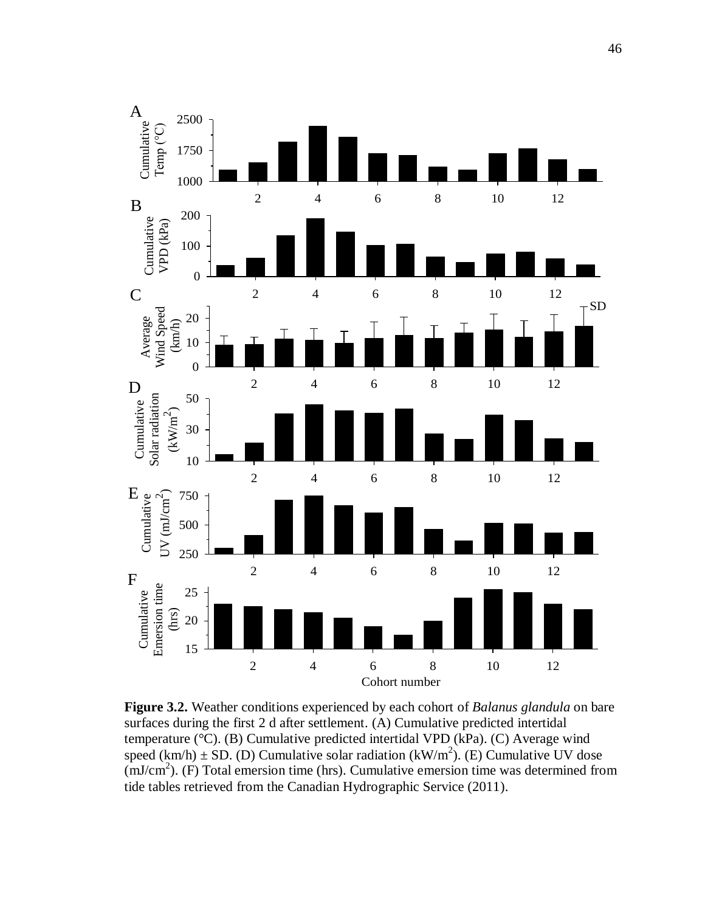**Figure 3.2.** Weather conditions experienced by each cohort of *Balanus glandula* on bare surfaces during the first 2 d after settlement. (A) Cumulative predicted intertidal temperature (°C). (B) Cumulative predicted intertidal VPD (kPa). (C) Average wind speed (km/h) ± SD. (D) Cumulative solar radiation (kW/m$^2$). (E) Cumulative UV dose (mJ/cm$^2$). (F) Total emersion time (hrs). Cumulative emersion time was determined from tide tables retrieved from the Canadian Hydrographic Service (2011).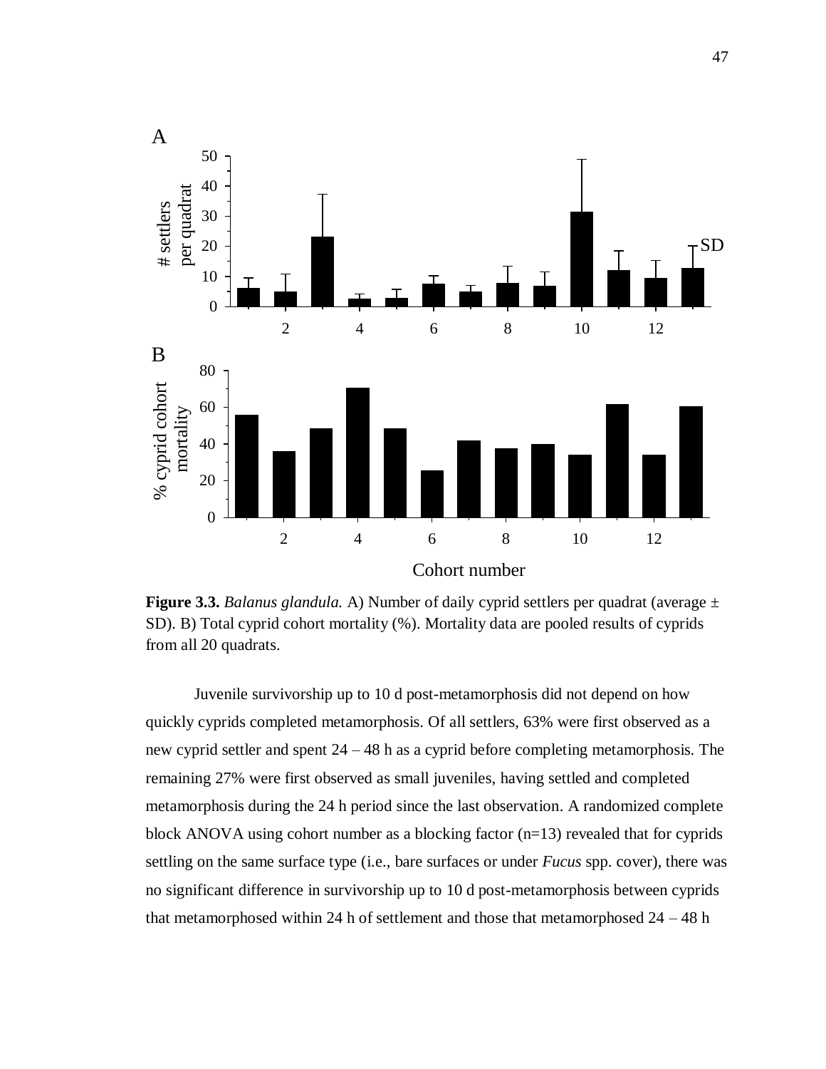**Figure 3.3.** *Balanus glandula.* A) Number of daily cyprid settlers per quadrat (average ± SD). B) Total cyprid cohort mortality (%). Mortality data are pooled results of cyprids from all 20 quadrats.

Juvenile survivorship up to 10 d post-metamorphosis did not depend on how quickly cyprids completed metamorphosis. Of all settlers, 63% were first observed as a new cyprid settler and spent 24 – 48 h as a cyprid before completing metamorphosis. The remaining 27% were first observed as small juveniles, having settled and completed metamorphosis during the 24 h period since the last observation. A randomized complete block ANOVA using cohort number as a blocking factor (n=13) revealed that for cyprids settling on the same surface type (i.e., bare surfaces or under *Fucus* spp. cover), there was no significant difference in survivorship up to 10 d post-metamorphosis between cyprids that metamorphosed within 24 h of settlement and those that metamorphosed 24 – 48 h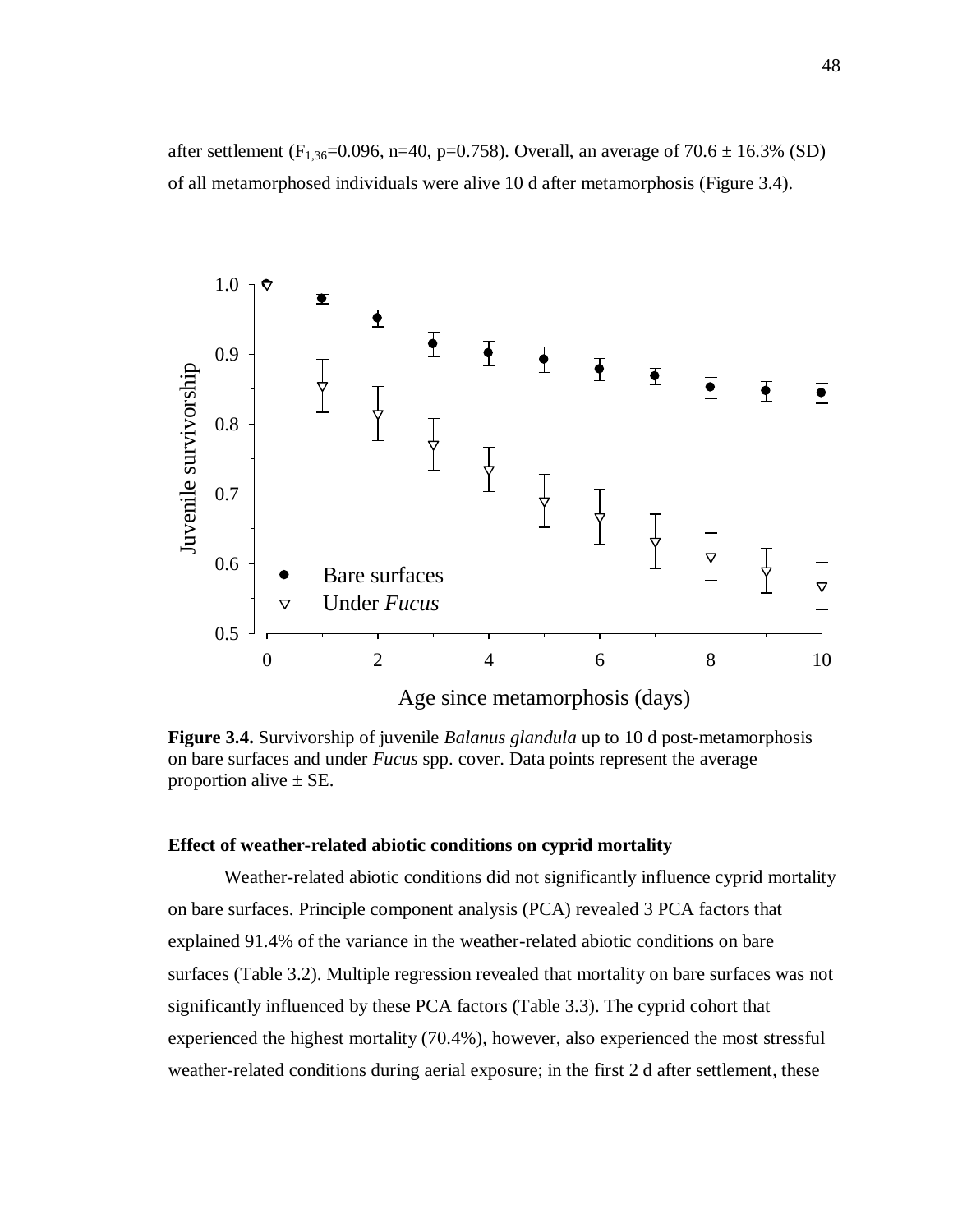after settlement ($F_{1,36}$=0.096, n=40, p=0.758). Overall, an average of 70.6 ± 16.3% (SD) of all metamorphosed individuals were alive 10 d after metamorphosis (Figure 3.4).

**Figure 3.4.** Survivorship of juvenile *Balanus glandula* up to 10 d post-metamorphosis on bare surfaces and under *Fucus* spp. cover. Data points represent the average proportion alive ± SE.

### Effect of weather-related abiotic conditions on cyprid mortality

Weather-related abiotic conditions did not significantly influence cyprid mortality on bare surfaces. Principle component analysis (PCA) revealed 3 PCA factors that explained 91.4% of the variance in the weather-related abiotic conditions on bare surfaces (Table 3.2). Multiple regression revealed that mortality on bare surfaces was not significantly influenced by these PCA factors (Table 3.3). The cyprid cohort that experienced the highest mortality (70.4%), however, also experienced the most stressful weather-related conditions during aerial exposure; in the first 2 d after settlement, these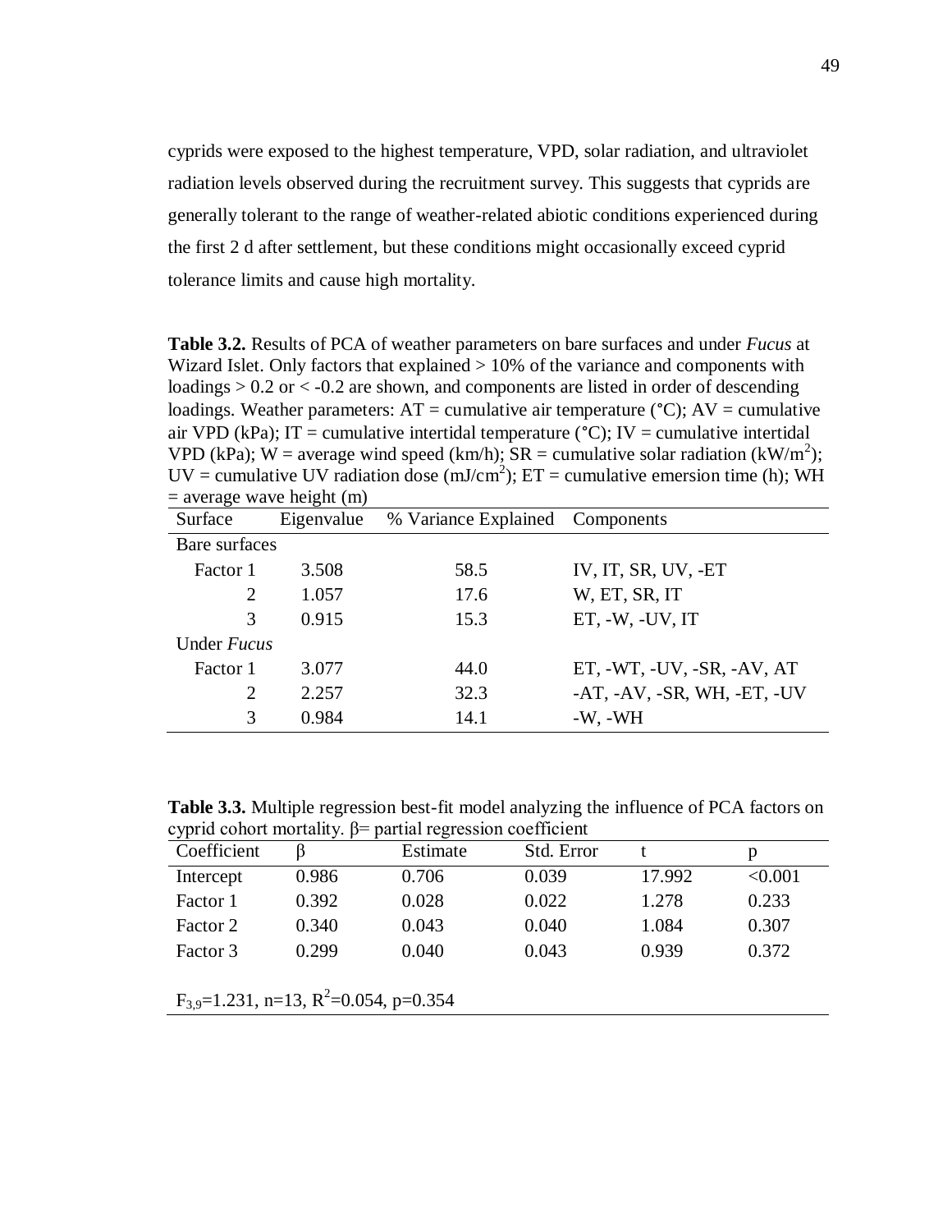cyprids were exposed to the highest temperature, VPD, solar radiation, and ultraviolet radiation levels observed during the recruitment survey. This suggests that cyprids are generally tolerant to the range of weather-related abiotic conditions experienced during the first 2 d after settlement, but these conditions might occasionally exceed cyprid tolerance limits and cause high mortality.

**Table 3.2.** Results of PCA of weather parameters on bare surfaces and under *Fucus* at Wizard Islet. Only factors that explained > 10% of the variance and components with loadings > 0.2 or < -0.2 are shown, and components are listed in order of descending loadings. Weather parameters: AT = cumulative air temperature (°C); AV = cumulative air VPD (kPa); IT = cumulative intertidal temperature (°C); IV = cumulative intertidal VPD (kPa); W = average wind speed (km/h); SR = cumulative solar radiation (kW/m$^2$); UV = cumulative UV radiation dose (mJ/cm$^2$); ET = cumulative emersion time (h); WH = average wave height (m)

| Surface | Eigenvalue | % Variance Explained | Components |
|---|---|---|---|
| Bare surfaces | | | |
| Factor 1 | 3.508 | 58.5 | IV, IT, SR, UV, -ET |
| 2 | 1.057 | 17.6 | W, ET, SR, IT |
| 3 | 0.915 | 15.3 | ET, -W, -UV, IT |
| Under *Fucus* | | | |
| Factor 1 | 3.077 | 44.0 | ET, -WT, -UV, -SR, -AV, AT |
| 2 | 2.257 | 32.3 | -AT, -AV, -SR, WH, -ET, -UV |
| 3 | 0.984 | 14.1 | -W, -WH |

**Table 3.3.** Multiple regression best-fit model analyzing the influence of PCA factors on cyprid cohort mortality. β= partial regression coefficient

| Coefficient | β | Estimate | Std. Error | t | p |
|---|---|---|---|---|---|
| Intercept | 0.986 | 0.706 | 0.039 | 17.992 | <0.001 |
| Factor 1 | 0.392 | 0.028 | 0.022 | 1.278 | 0.233 |
| Factor 2 | 0.340 | 0.043 | 0.040 | 1.084 | 0.307 |
| Factor 3 | 0.299 | 0.040 | 0.043 | 0.939 | 0.372 |

$F_{3,9}$=1.231, n=13, $R^2$=0.054, p=0.354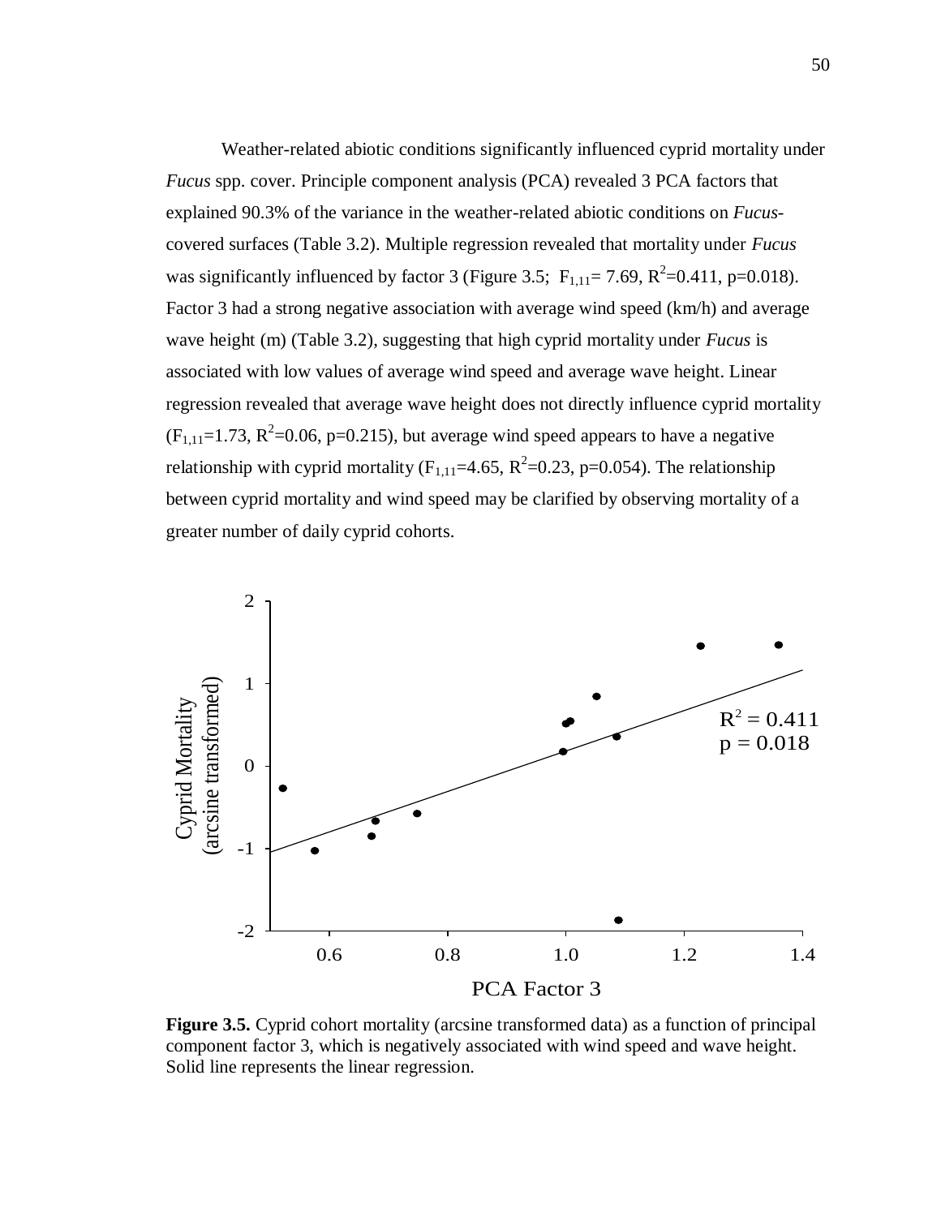Weather-related abiotic conditions significantly influenced cyprid mortality under *Fucus* spp. cover. Principle component analysis (PCA) revealed 3 PCA factors that explained 90.3% of the variance in the weather-related abiotic conditions on *Fucus*-covered surfaces (Table 3.2). Multiple regression revealed that mortality under *Fucus* was significantly influenced by factor 3 (Figure 3.5; $F_{1,11}$= 7.69, $R^2$=0.411, p=0.018). Factor 3 had a strong negative association with average wind speed (km/h) and average wave height (m) (Table 3.2), suggesting that high cyprid mortality under *Fucus* is associated with low values of average wind speed and average wave height. Linear regression revealed that average wave height does not directly influence cyprid mortality ($F_{1,11}$=1.73, $R^2$=0.06, p=0.215), but average wind speed appears to have a negative relationship with cyprid mortality ($F_{1,11}$=4.65, $R^2$=0.23, p=0.054). The relationship between cyprid mortality and wind speed may be clarified by observing mortality of a greater number of daily cyprid cohorts.

**Figure 3.5.** Cyprid cohort mortality (arcsine transformed data) as a function of principal component factor 3, which is negatively associated with wind speed and wave height. Solid line represents the linear regression.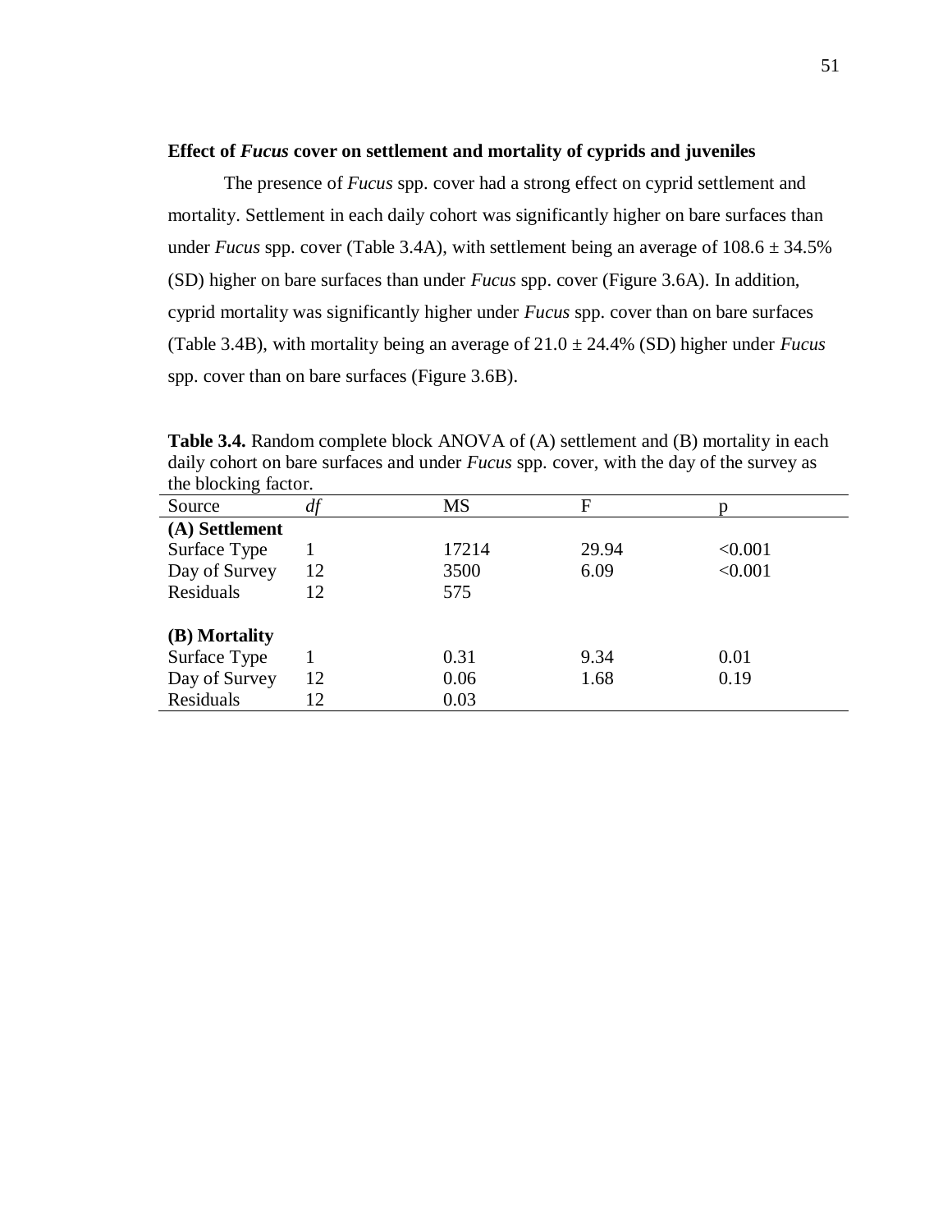### Effect of *Fucus* cover on settlement and mortality of cyprids and juveniles

The presence of *Fucus* spp. cover had a strong effect on cyprid settlement and mortality. Settlement in each daily cohort was significantly higher on bare surfaces than under *Fucus* spp. cover (Table 3.4A), with settlement being an average of 108.6 ± 34.5% (SD) higher on bare surfaces than under *Fucus* spp. cover (Figure 3.6A). In addition, cyprid mortality was significantly higher under *Fucus* spp. cover than on bare surfaces (Table 3.4B), with mortality being an average of 21.0 ± 24.4% (SD) higher under *Fucus* spp. cover than on bare surfaces (Figure 3.6B).

**Table 3.4.** Random complete block ANOVA of (A) settlement and (B) mortality in each daily cohort on bare surfaces and under *Fucus* spp. cover, with the day of the survey as the blocking factor.

| Source | *df* | MS | F | p |
|---|---|---|---|---|
| **(A) Settlement** | | | | |
| Surface Type | 1 | 17214 | 29.94 | <0.001 |
| Day of Survey | 12 | 3500 | 6.09 | <0.001 |
| Residuals | 12 | 575 | | |
| **(B) Mortality** | | | | |
| Surface Type | 1 | 0.31 | 9.34 | 0.01 |
| Day of Survey | 12 | 0.06 | 1.68 | 0.19 |
| Residuals | 12 | 0.03 | | |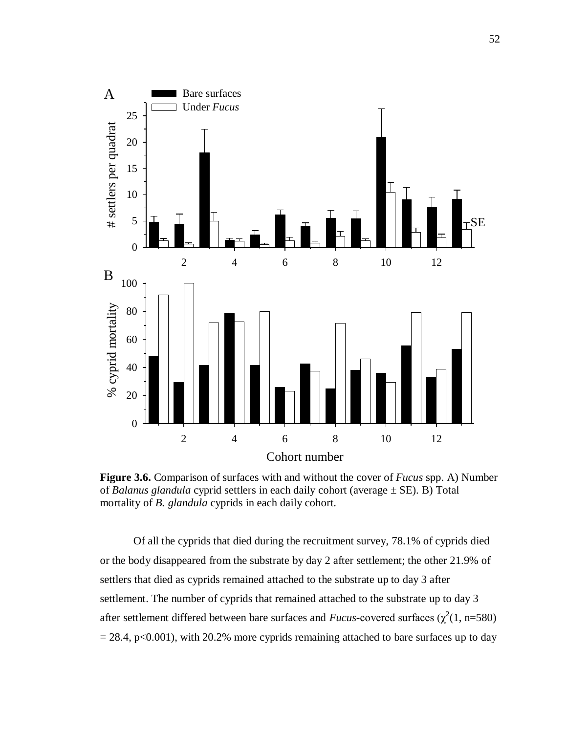**Figure 3.6.** Comparison of surfaces with and without the cover of *Fucus* spp. A) Number of *Balanus glandula* cyprid settlers in each daily cohort (average ± SE). B) Total mortality of *B. glandula* cyprids in each daily cohort.

Of all the cyprids that died during the recruitment survey, 78.1% of cyprids died or the body disappeared from the substrate by day 2 after settlement; the other 21.9% of settlers that died as cyprids remained attached to the substrate up to day 3 after settlement. The number of cyprids that remained attached to the substrate up to day 3 after settlement differed between bare surfaces and *Fucus*-covered surfaces ($\chi^2(1, n=580) = 28.4, p<0.001$), with 20.2% more cyprids remaining attached to bare surfaces up to day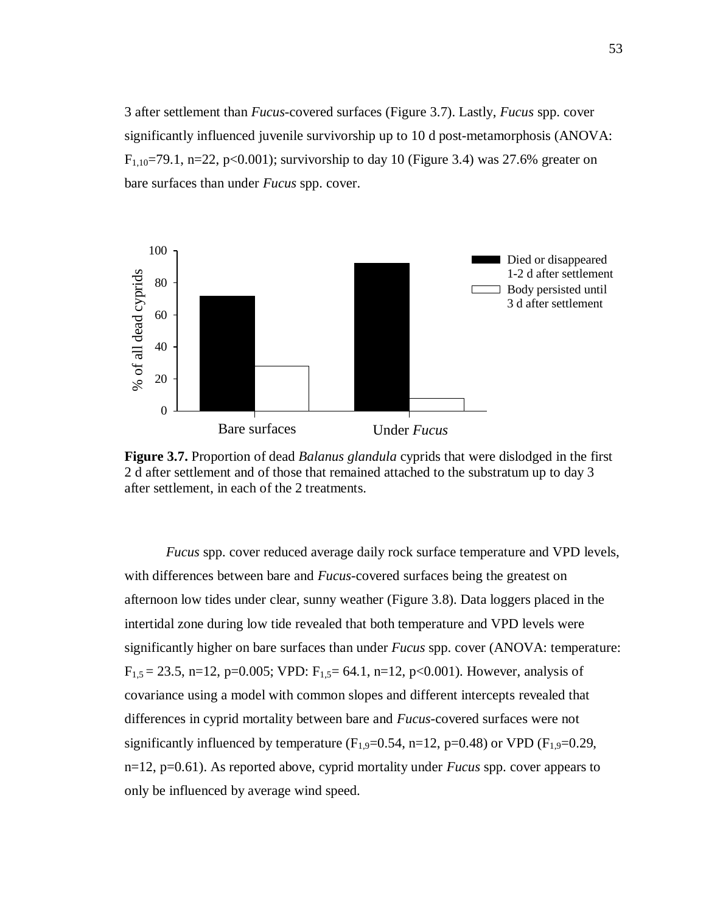3 after settlement than *Fucus*-covered surfaces (Figure 3.7). Lastly, *Fucus* spp. cover significantly influenced juvenile survivorship up to 10 d post-metamorphosis (ANOVA: $F_{1,10}$=79.1, n=22, p<0.001); survivorship to day 10 (Figure 3.4) was 27.6% greater on bare surfaces than under *Fucus* spp. cover.

**Figure 3.7.** Proportion of dead *Balanus glandula* cyprids that were dislodged in the first 2 d after settlement and of those that remained attached to the substratum up to day 3 after settlement, in each of the 2 treatments.

*Fucus* spp. cover reduced average daily rock surface temperature and VPD levels, with differences between bare and *Fucus*-covered surfaces being the greatest on afternoon low tides under clear, sunny weather (Figure 3.8). Data loggers placed in the intertidal zone during low tide revealed that both temperature and VPD levels were significantly higher on bare surfaces than under *Fucus* spp. cover (ANOVA: temperature: $F_{1,5}$ = 23.5, n=12, p=0.005; VPD: $F_{1,5}$= 64.1, n=12, p<0.001). However, analysis of covariance using a model with common slopes and different intercepts revealed that differences in cyprid mortality between bare and *Fucus*-covered surfaces were not significantly influenced by temperature ($F_{1,9}$=0.54, n=12, p=0.48) or VPD ($F_{1,9}$=0.29, n=12, p=0.61). As reported above, cyprid mortality under *Fucus* spp. cover appears to only be influenced by average wind speed.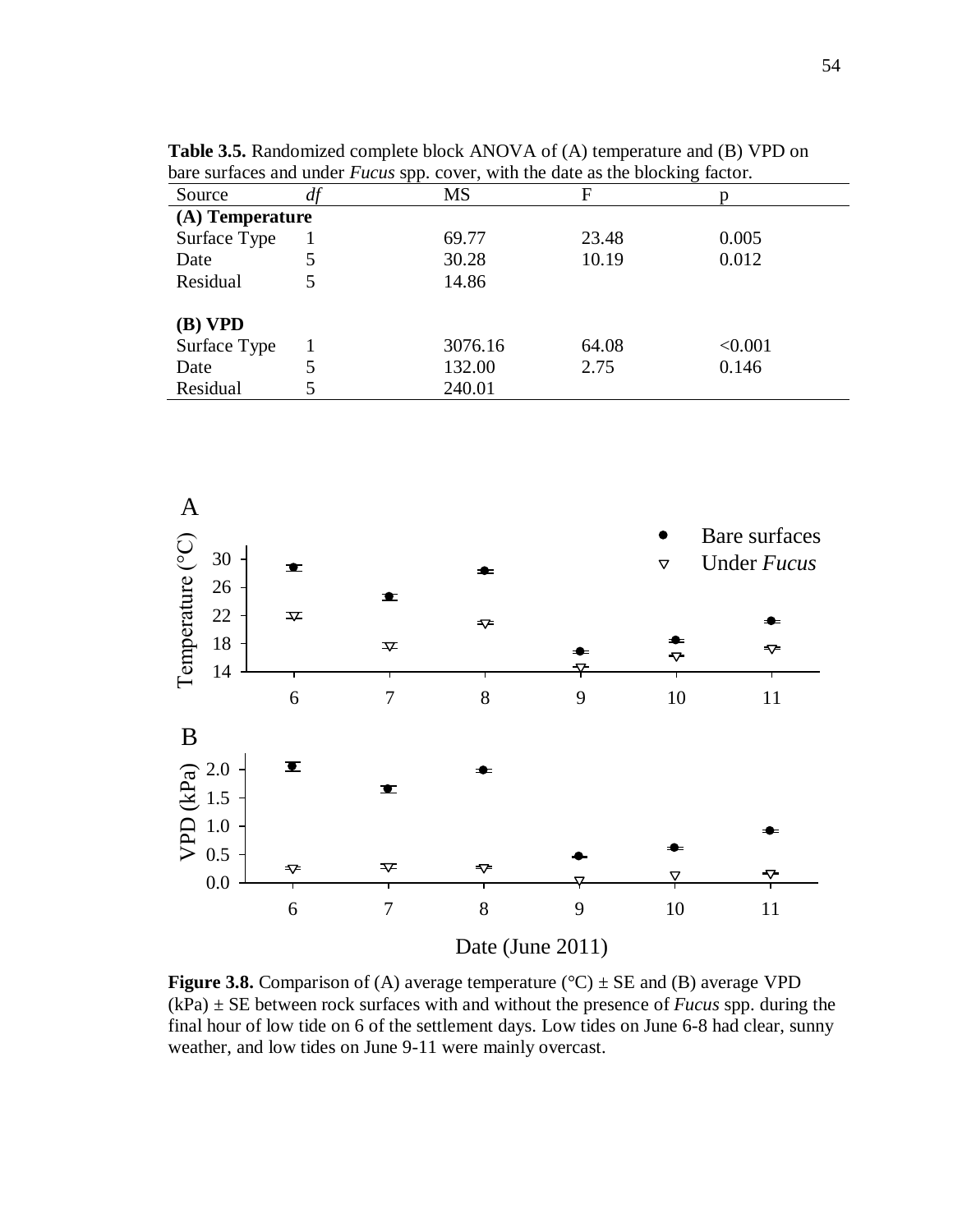**Table 3.5.** Randomized complete block ANOVA of (A) temperature and (B) VPD on bare surfaces and under *Fucus* spp. cover, with the date as the blocking factor.

| Source | *df* | MS | F | p |
|---|---|---|---|---|
| **(A) Temperature** | | | | |
| Surface Type | 1 | 69.77 | 23.48 | 0.005 |
| Date | 5 | 30.28 | 10.19 | 0.012 |
| Residual | 5 | 14.86 | | |
| **(B) VPD** | | | | |
| Surface Type | 1 | 3076.16 | 64.08 | <0.001 |
| Date | 5 | 132.00 | 2.75 | 0.146 |
| Residual | 5 | 240.01 | | |

**Figure 3.8.** Comparison of (A) average temperature (°C) ± SE and (B) average VPD (kPa) ± SE between rock surfaces with and without the presence of *Fucus* spp. during the final hour of low tide on 6 of the settlement days. Low tides on June 6-8 had clear, sunny weather, and low tides on June 9-11 were mainly overcast.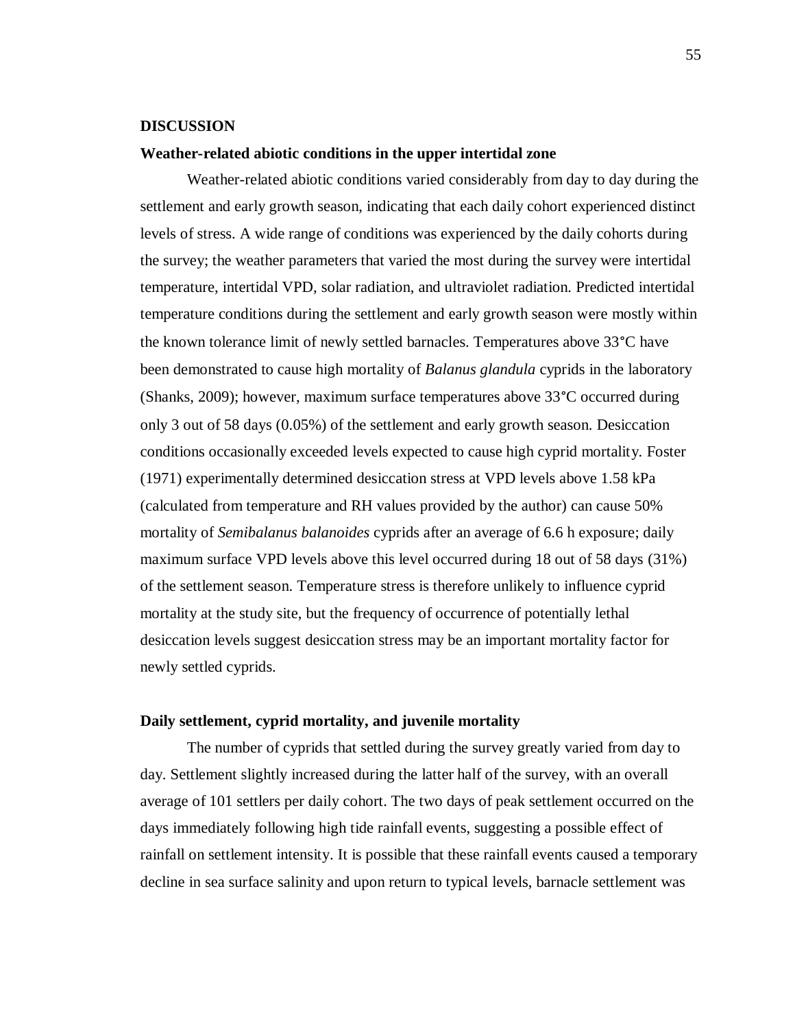## DISCUSSION

### Weather-related abiotic conditions in the upper intertidal zone

Weather-related abiotic conditions varied considerably from day to day during the settlement and early growth season, indicating that each daily cohort experienced distinct levels of stress. A wide range of conditions was experienced by the daily cohorts during the survey; the weather parameters that varied the most during the survey were intertidal temperature, intertidal VPD, solar radiation, and ultraviolet radiation. Predicted intertidal temperature conditions during the settlement and early growth season were mostly within the known tolerance limit of newly settled barnacles. Temperatures above 33°C have been demonstrated to cause high mortality of *Balanus glandula* cyprids in the laboratory (Shanks, 2009); however, maximum surface temperatures above 33°C occurred during only 3 out of 58 days (0.05%) of the settlement and early growth season. Desiccation conditions occasionally exceeded levels expected to cause high cyprid mortality. Foster (1971) experimentally determined desiccation stress at VPD levels above 1.58 kPa (calculated from temperature and RH values provided by the author) can cause 50% mortality of *Semibalanus balanoides* cyprids after an average of 6.6 h exposure; daily maximum surface VPD levels above this level occurred during 18 out of 58 days (31%) of the settlement season. Temperature stress is therefore unlikely to influence cyprid mortality at the study site, but the frequency of occurrence of potentially lethal desiccation levels suggest desiccation stress may be an important mortality factor for newly settled cyprids.

### Daily settlement, cyprid mortality, and juvenile mortality

The number of cyprids that settled during the survey greatly varied from day to day. Settlement slightly increased during the latter half of the survey, with an overall average of 101 settlers per daily cohort. The two days of peak settlement occurred on the days immediately following high tide rainfall events, suggesting a possible effect of rainfall on settlement intensity. It is possible that these rainfall events caused a temporary decline in sea surface salinity and upon return to typical levels, barnacle settlement was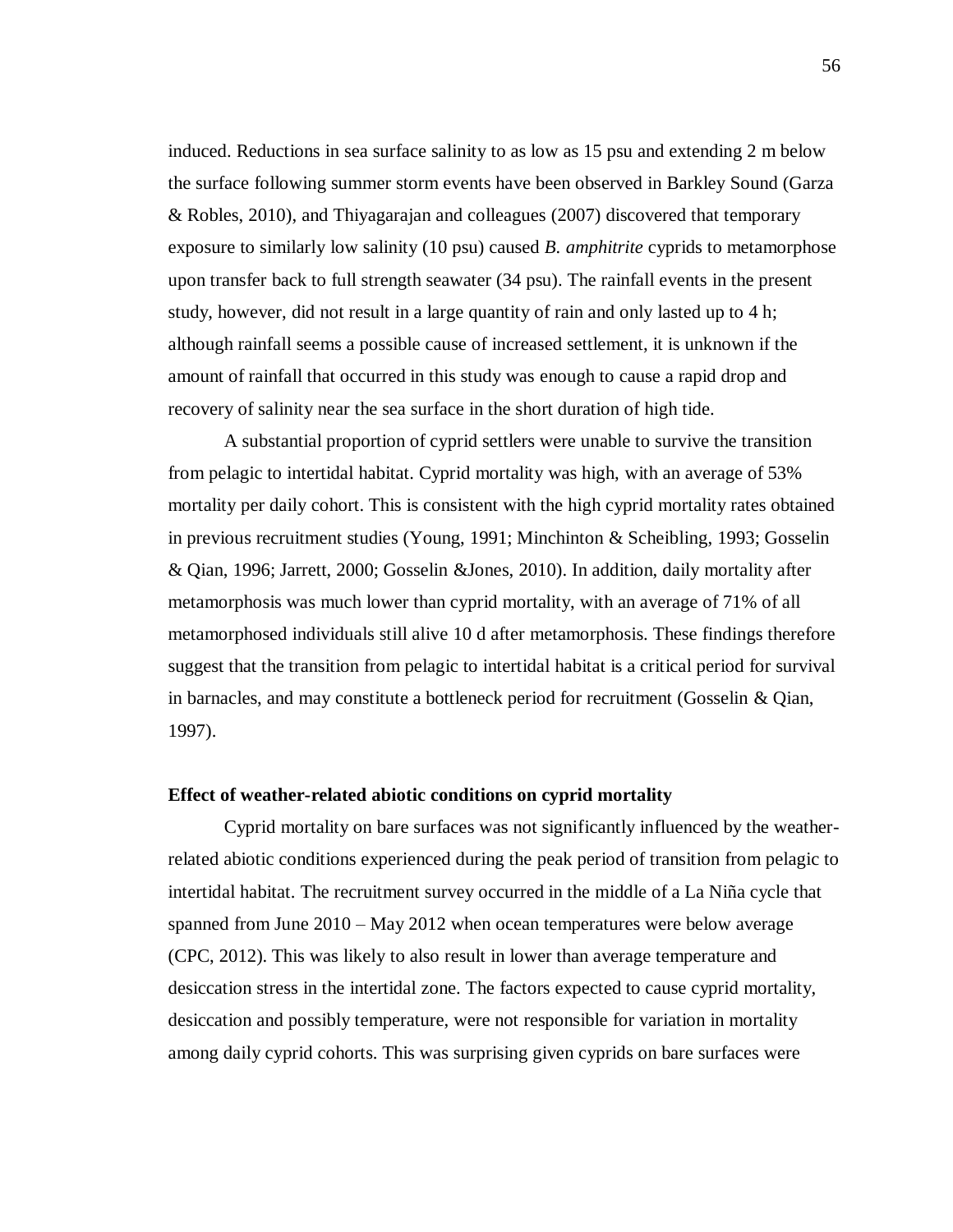induced. Reductions in sea surface salinity to as low as 15 psu and extending 2 m below the surface following summer storm events have been observed in Barkley Sound (Garza & Robles, 2010), and Thiyagarajan and colleagues (2007) discovered that temporary exposure to similarly low salinity (10 psu) caused *B. amphitrite* cyprids to metamorphose upon transfer back to full strength seawater (34 psu). The rainfall events in the present study, however, did not result in a large quantity of rain and only lasted up to 4 h; although rainfall seems a possible cause of increased settlement, it is unknown if the amount of rainfall that occurred in this study was enough to cause a rapid drop and recovery of salinity near the sea surface in the short duration of high tide.

A substantial proportion of cyprid settlers were unable to survive the transition from pelagic to intertidal habitat. Cyprid mortality was high, with an average of 53% mortality per daily cohort. This is consistent with the high cyprid mortality rates obtained in previous recruitment studies (Young, 1991; Minchinton & Scheibling, 1993; Gosselin & Qian, 1996; Jarrett, 2000; Gosselin &Jones, 2010). In addition, daily mortality after metamorphosis was much lower than cyprid mortality, with an average of 71% of all metamorphosed individuals still alive 10 d after metamorphosis. These findings therefore suggest that the transition from pelagic to intertidal habitat is a critical period for survival in barnacles, and may constitute a bottleneck period for recruitment (Gosselin & Qian, 1997).

### Effect of weather-related abiotic conditions on cyprid mortality

Cyprid mortality on bare surfaces was not significantly influenced by the weather-related abiotic conditions experienced during the peak period of transition from pelagic to intertidal habitat. The recruitment survey occurred in the middle of a La Niña cycle that spanned from June 2010 – May 2012 when ocean temperatures were below average (CPC, 2012). This was likely to also result in lower than average temperature and desiccation stress in the intertidal zone. The factors expected to cause cyprid mortality, desiccation and possibly temperature, were not responsible for variation in mortality among daily cyprid cohorts. This was surprising given cyprids on bare surfaces were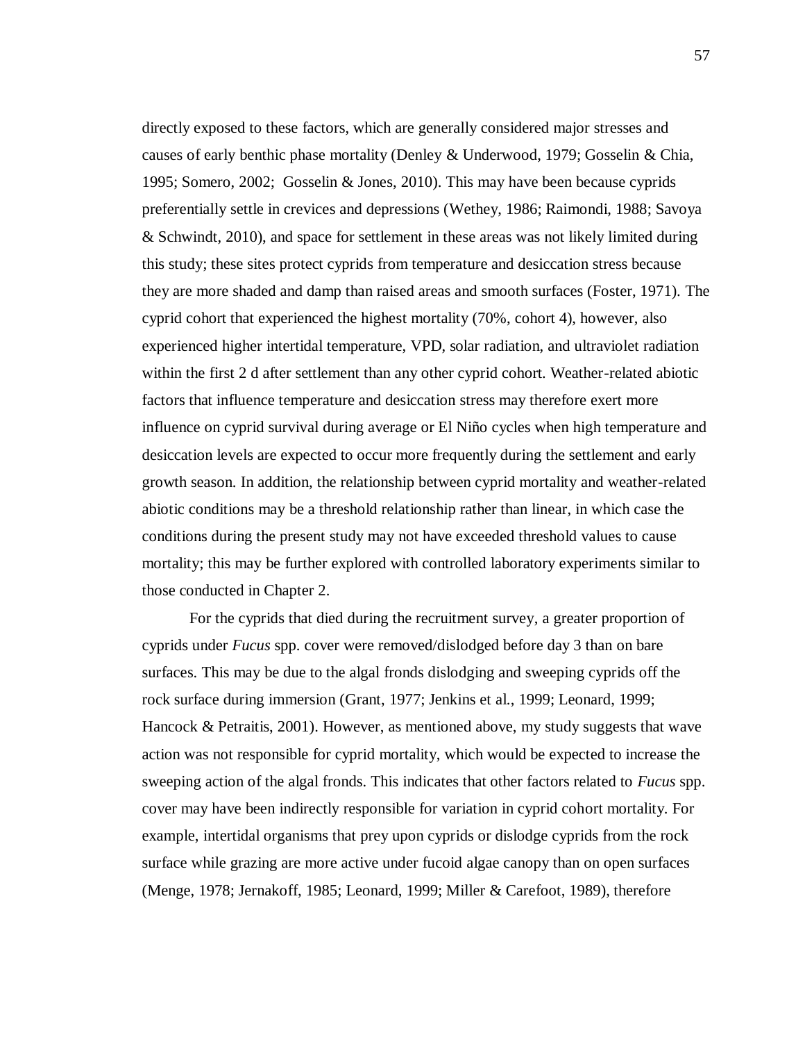directly exposed to these factors, which are generally considered major stresses and causes of early benthic phase mortality (Denley & Underwood, 1979; Gosselin & Chia, 1995; Somero, 2002; Gosselin & Jones, 2010). This may have been because cyprids preferentially settle in crevices and depressions (Wethey, 1986; Raimondi, 1988; Savoya & Schwindt, 2010), and space for settlement in these areas was not likely limited during this study; these sites protect cyprids from temperature and desiccation stress because they are more shaded and damp than raised areas and smooth surfaces (Foster, 1971). The cyprid cohort that experienced the highest mortality (70%, cohort 4), however, also experienced higher intertidal temperature, VPD, solar radiation, and ultraviolet radiation within the first 2 d after settlement than any other cyprid cohort. Weather-related abiotic factors that influence temperature and desiccation stress may therefore exert more influence on cyprid survival during average or El Niño cycles when high temperature and desiccation levels are expected to occur more frequently during the settlement and early growth season. In addition, the relationship between cyprid mortality and weather-related abiotic conditions may be a threshold relationship rather than linear, in which case the conditions during the present study may not have exceeded threshold values to cause mortality; this may be further explored with controlled laboratory experiments similar to those conducted in Chapter 2.

For the cyprids that died during the recruitment survey, a greater proportion of cyprids under *Fucus* spp. cover were removed/dislodged before day 3 than on bare surfaces. This may be due to the algal fronds dislodging and sweeping cyprids off the rock surface during immersion (Grant, 1977; Jenkins et al., 1999; Leonard, 1999; Hancock & Petraitis, 2001). However, as mentioned above, my study suggests that wave action was not responsible for cyprid mortality, which would be expected to increase the sweeping action of the algal fronds. This indicates that other factors related to *Fucus* spp. cover may have been indirectly responsible for variation in cyprid cohort mortality. For example, intertidal organisms that prey upon cyprids or dislodge cyprids from the rock surface while grazing are more active under fucoid algae canopy than on open surfaces (Menge, 1978; Jernakoff, 1985; Leonard, 1999; Miller & Carefoot, 1989), therefore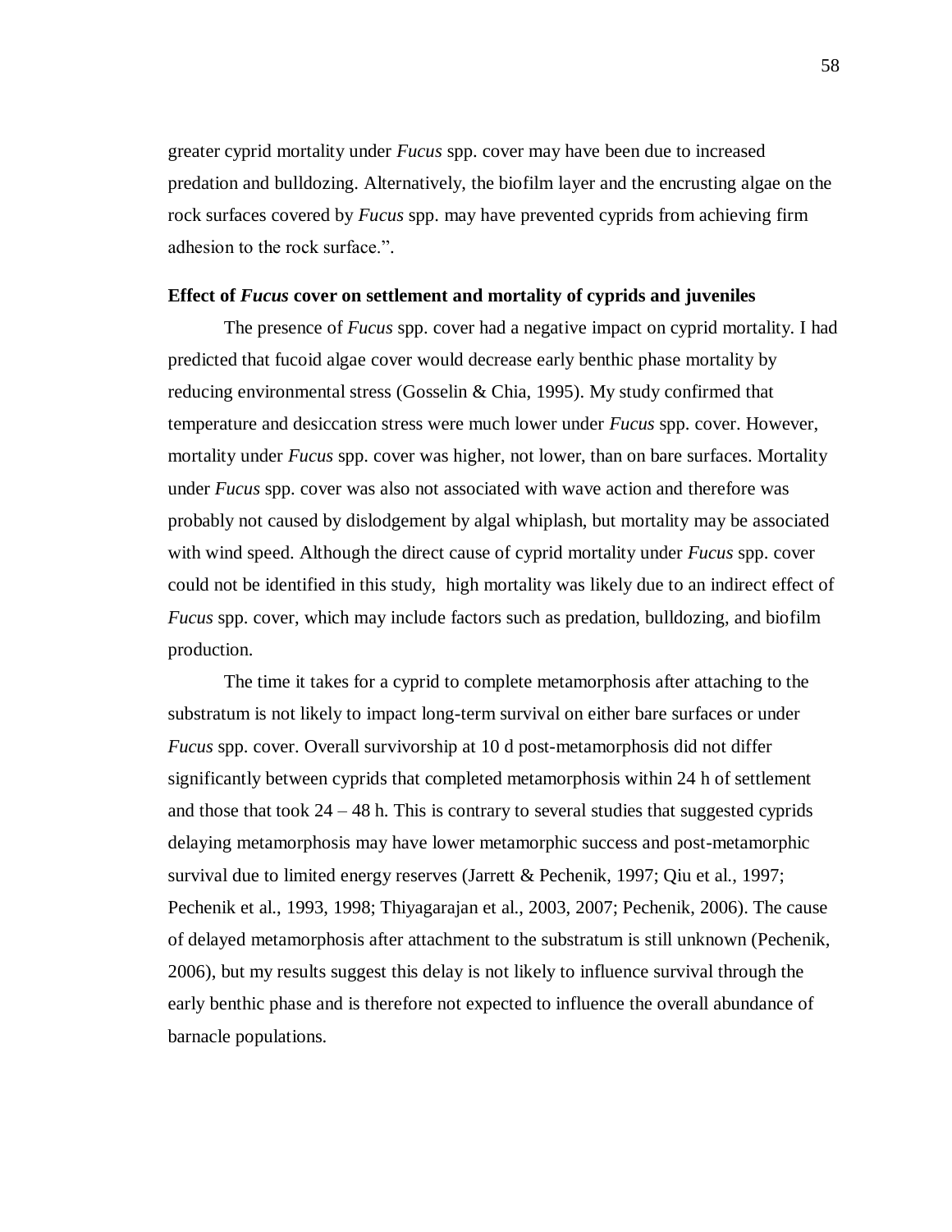greater cyprid mortality under *Fucus* spp. cover may have been due to increased predation and bulldozing. Alternatively, the biofilm layer and the encrusting algae on the rock surfaces covered by *Fucus* spp. may have prevented cyprids from achieving firm adhesion to the rock surface.".

### Effect of *Fucus* cover on settlement and mortality of cyprids and juveniles

The presence of *Fucus* spp. cover had a negative impact on cyprid mortality. I had predicted that fucoid algae cover would decrease early benthic phase mortality by reducing environmental stress (Gosselin & Chia, 1995). My study confirmed that temperature and desiccation stress were much lower under *Fucus* spp. cover. However, mortality under *Fucus* spp. cover was higher, not lower, than on bare surfaces. Mortality under *Fucus* spp. cover was also not associated with wave action and therefore was probably not caused by dislodgement by algal whiplash, but mortality may be associated with wind speed. Although the direct cause of cyprid mortality under *Fucus* spp. cover could not be identified in this study, high mortality was likely due to an indirect effect of *Fucus* spp. cover, which may include factors such as predation, bulldozing, and biofilm production.

The time it takes for a cyprid to complete metamorphosis after attaching to the substratum is not likely to impact long-term survival on either bare surfaces or under *Fucus* spp. cover. Overall survivorship at 10 d post-metamorphosis did not differ significantly between cyprids that completed metamorphosis within 24 h of settlement and those that took 24 – 48 h. This is contrary to several studies that suggested cyprids delaying metamorphosis may have lower metamorphic success and post-metamorphic survival due to limited energy reserves (Jarrett & Pechenik, 1997; Qiu et al., 1997; Pechenik et al., 1993, 1998; Thiyagarajan et al., 2003, 2007; Pechenik, 2006). The cause of delayed metamorphosis after attachment to the substratum is still unknown (Pechenik, 2006), but my results suggest this delay is not likely to influence survival through the early benthic phase and is therefore not expected to influence the overall abundance of barnacle populations.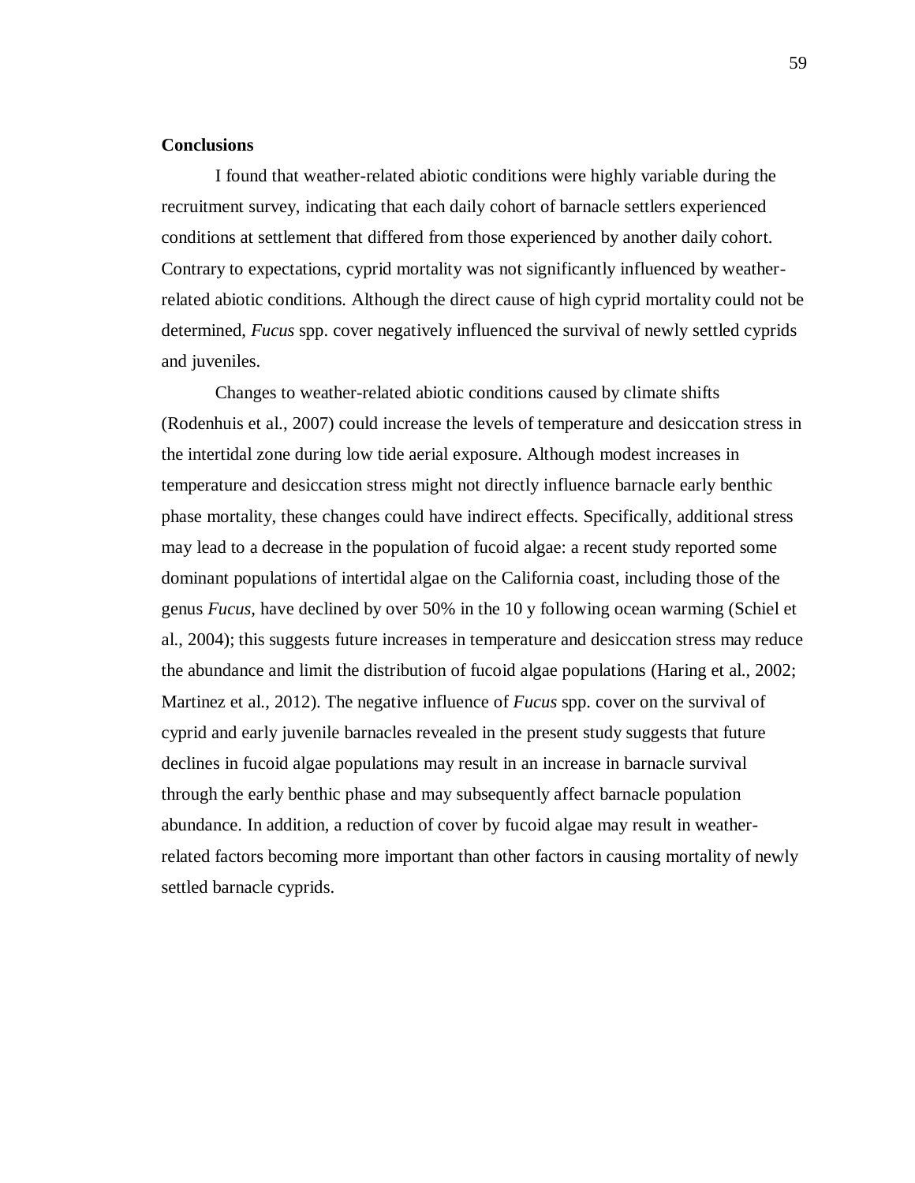**Conclusions**

I found that weather-related abiotic conditions were highly variable during the recruitment survey, indicating that each daily cohort of barnacle settlers experienced conditions at settlement that differed from those experienced by another daily cohort. Contrary to expectations, cyprid mortality was not significantly influenced by weather-related abiotic conditions. Although the direct cause of high cyprid mortality could not be determined, *Fucus* spp. cover negatively influenced the survival of newly settled cyprids and juveniles.

Changes to weather-related abiotic conditions caused by climate shifts (Rodenhuis et al., 2007) could increase the levels of temperature and desiccation stress in the intertidal zone during low tide aerial exposure. Although modest increases in temperature and desiccation stress might not directly influence barnacle early benthic phase mortality, these changes could have indirect effects. Specifically, additional stress may lead to a decrease in the population of fucoid algae: a recent study reported some dominant populations of intertidal algae on the California coast, including those of the genus *Fucus*, have declined by over 50% in the 10 y following ocean warming (Schiel et al., 2004); this suggests future increases in temperature and desiccation stress may reduce the abundance and limit the distribution of fucoid algae populations (Haring et al., 2002; Martinez et al., 2012). The negative influence of *Fucus* spp. cover on the survival of cyprid and early juvenile barnacles revealed in the present study suggests that future declines in fucoid algae populations may result in an increase in barnacle survival through the early benthic phase and may subsequently affect barnacle population abundance. In addition, a reduction of cover by fucoid algae may result in weather-related factors becoming more important than other factors in causing mortality of newly settled barnacle cyprids.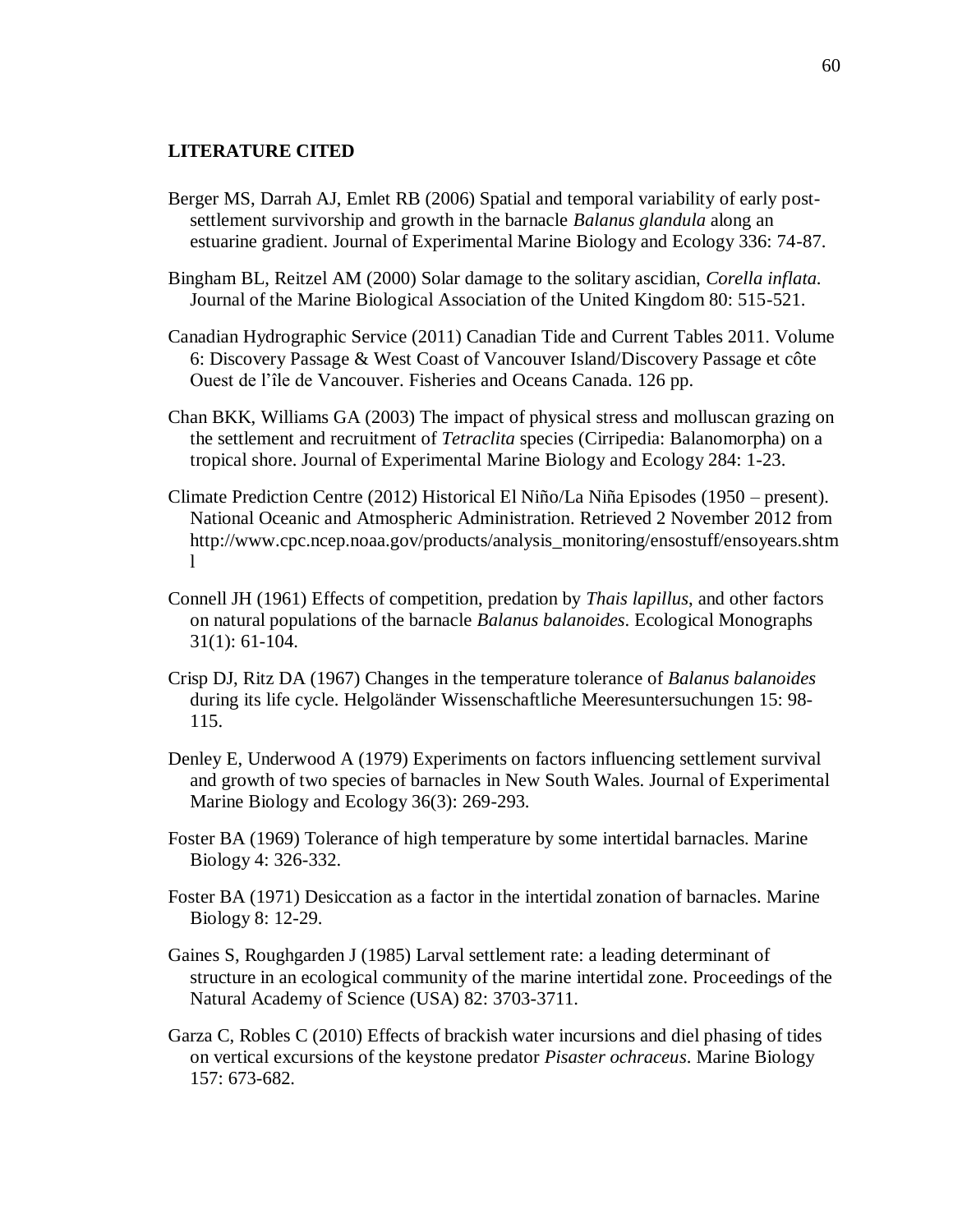## LITERATURE CITED

Berger MS, Darrah AJ, Emlet RB (2006) Spatial and temporal variability of early post-settlement survivorship and growth in the barnacle *Balanus glandula* along an estuarine gradient. Journal of Experimental Marine Biology and Ecology 336: 74-87.

Bingham BL, Reitzel AM (2000) Solar damage to the solitary ascidian, *Corella inflata*. Journal of the Marine Biological Association of the United Kingdom 80: 515-521.

Canadian Hydrographic Service (2011) Canadian Tide and Current Tables 2011. Volume 6: Discovery Passage & West Coast of Vancouver Island/Discovery Passage et côte Ouest de l'île de Vancouver. Fisheries and Oceans Canada. 126 pp.

Chan BKK, Williams GA (2003) The impact of physical stress and molluscan grazing on the settlement and recruitment of *Tetraclita* species (Cirripedia: Balanomorpha) on a tropical shore. Journal of Experimental Marine Biology and Ecology 284: 1-23.

Climate Prediction Centre (2012) Historical El Niño/La Niña Episodes (1950 – present). National Oceanic and Atmospheric Administration. Retrieved 2 November 2012 from http://www.cpc.ncep.noaa.gov/products/analysis_monitoring/ensostuff/ensoyears.shtml

Connell JH (1961) Effects of competition, predation by *Thais lapillus*, and other factors on natural populations of the barnacle *Balanus balanoides*. Ecological Monographs 31(1): 61-104.

Crisp DJ, Ritz DA (1967) Changes in the temperature tolerance of *Balanus balanoides* during its life cycle. Helgoländer Wissenschaftliche Meeresuntersuchungen 15: 98-115.

Denley E, Underwood A (1979) Experiments on factors influencing settlement survival and growth of two species of barnacles in New South Wales. Journal of Experimental Marine Biology and Ecology 36(3): 269-293.

Foster BA (1969) Tolerance of high temperature by some intertidal barnacles. Marine Biology 4: 326-332.

Foster BA (1971) Desiccation as a factor in the intertidal zonation of barnacles. Marine Biology 8: 12-29.

Gaines S, Roughgarden J (1985) Larval settlement rate: a leading determinant of structure in an ecological community of the marine intertidal zone. Proceedings of the Natural Academy of Science (USA) 82: 3703-3711.

Garza C, Robles C (2010) Effects of brackish water incursions and diel phasing of tides on vertical excursions of the keystone predator *Pisaster ochraceus*. Marine Biology 157: 673-682.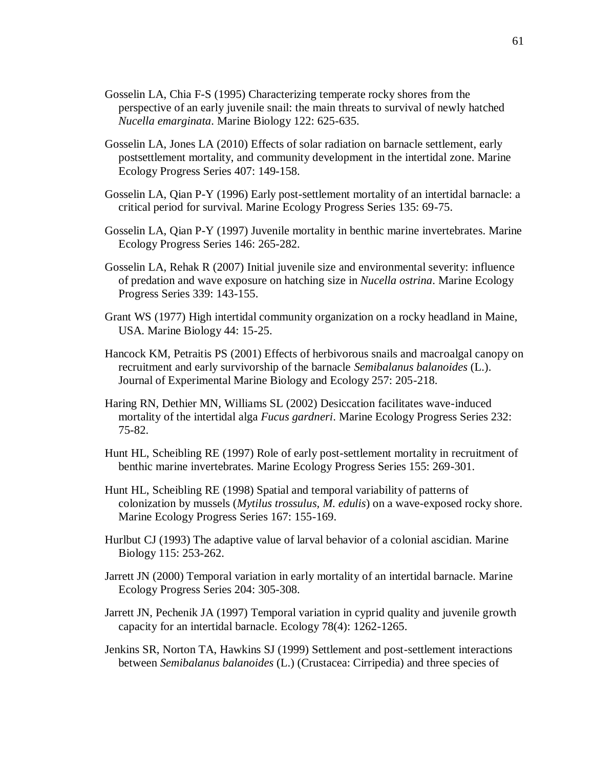Gosselin LA, Chia F-S (1995) Characterizing temperate rocky shores from the perspective of an early juvenile snail: the main threats to survival of newly hatched *Nucella emarginata*. Marine Biology 122: 625-635.

Gosselin LA, Jones LA (2010) Effects of solar radiation on barnacle settlement, early postsettlement mortality, and community development in the intertidal zone. Marine Ecology Progress Series 407: 149-158.

Gosselin LA, Qian P-Y (1996) Early post-settlement mortality of an intertidal barnacle: a critical period for survival. Marine Ecology Progress Series 135: 69-75.

Gosselin LA, Qian P-Y (1997) Juvenile mortality in benthic marine invertebrates. Marine Ecology Progress Series 146: 265-282.

Gosselin LA, Rehak R (2007) Initial juvenile size and environmental severity: influence of predation and wave exposure on hatching size in *Nucella ostrina*. Marine Ecology Progress Series 339: 143-155.

Grant WS (1977) High intertidal community organization on a rocky headland in Maine, USA. Marine Biology 44: 15-25.

Hancock KM, Petraitis PS (2001) Effects of herbivorous snails and macroalgal canopy on recruitment and early survivorship of the barnacle *Semibalanus balanoides* (L.). Journal of Experimental Marine Biology and Ecology 257: 205-218.

Haring RN, Dethier MN, Williams SL (2002) Desiccation facilitates wave-induced mortality of the intertidal alga *Fucus gardneri*. Marine Ecology Progress Series 232: 75-82.

Hunt HL, Scheibling RE (1997) Role of early post-settlement mortality in recruitment of benthic marine invertebrates. Marine Ecology Progress Series 155: 269-301.

Hunt HL, Scheibling RE (1998) Spatial and temporal variability of patterns of colonization by mussels (*Mytilus trossulus*, *M. edulis*) on a wave-exposed rocky shore. Marine Ecology Progress Series 167: 155-169.

Hurlbut CJ (1993) The adaptive value of larval behavior of a colonial ascidian. Marine Biology 115: 253-262.

Jarrett JN (2000) Temporal variation in early mortality of an intertidal barnacle. Marine Ecology Progress Series 204: 305-308.

Jarrett JN, Pechenik JA (1997) Temporal variation in cyprid quality and juvenile growth capacity for an intertidal barnacle. Ecology 78(4): 1262-1265.

Jenkins SR, Norton TA, Hawkins SJ (1999) Settlement and post-settlement interactions between *Semibalanus balanoides* (L.) (Crustacea: Cirripedia) and three species of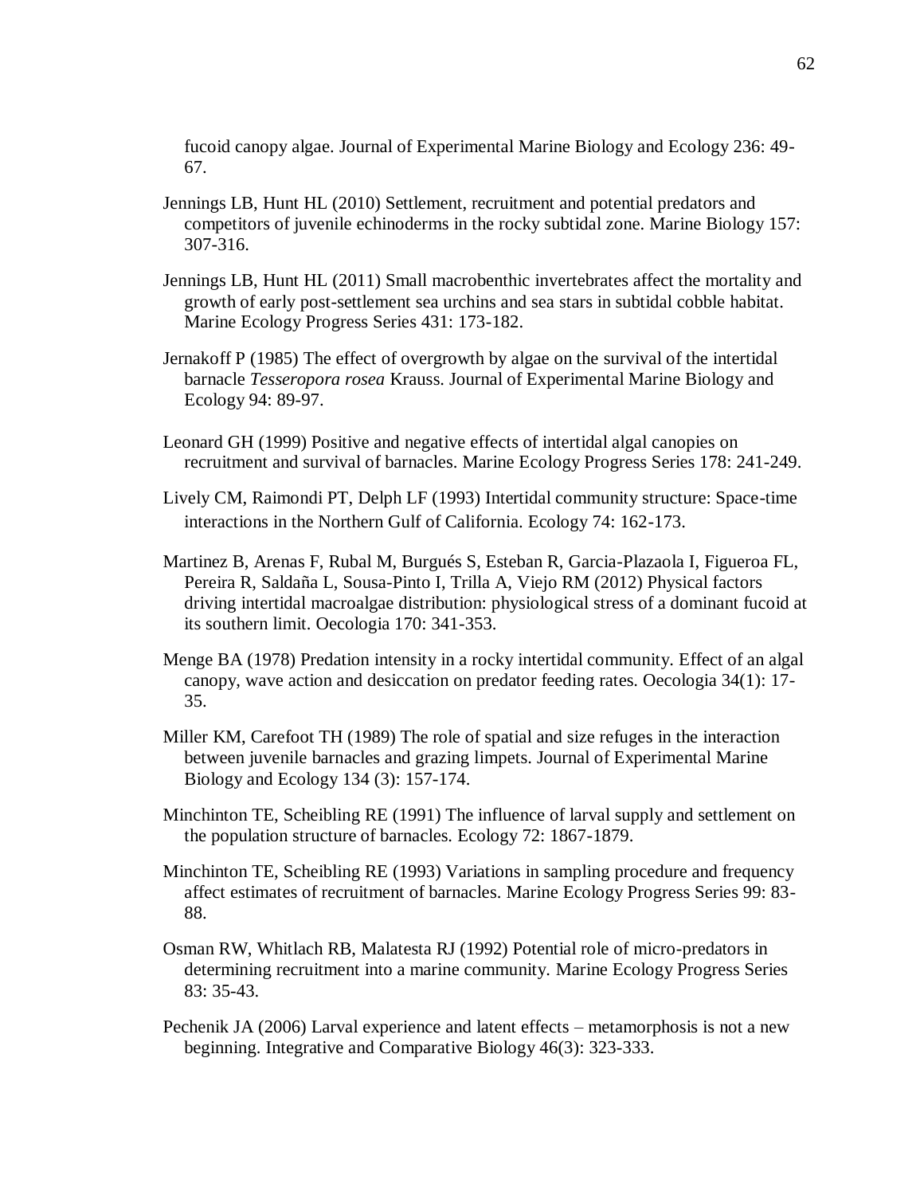fucoid canopy algae. Journal of Experimental Marine Biology and Ecology 236: 49-67.

Jennings LB, Hunt HL (2010) Settlement, recruitment and potential predators and competitors of juvenile echinoderms in the rocky subtidal zone. Marine Biology 157: 307-316.

Jennings LB, Hunt HL (2011) Small macrobenthic invertebrates affect the mortality and growth of early post-settlement sea urchins and sea stars in subtidal cobble habitat. Marine Ecology Progress Series 431: 173-182.

Jernakoff P (1985) The effect of overgrowth by algae on the survival of the intertidal barnacle *Tesseropora rosea* Krauss. Journal of Experimental Marine Biology and Ecology 94: 89-97.

Leonard GH (1999) Positive and negative effects of intertidal algal canopies on recruitment and survival of barnacles. Marine Ecology Progress Series 178: 241-249.

Lively CM, Raimondi PT, Delph LF (1993) Intertidal community structure: Space-time interactions in the Northern Gulf of California. Ecology 74: 162-173.

Martinez B, Arenas F, Rubal M, Burgués S, Esteban R, Garcia-Plazaola I, Figueroa FL, Pereira R, Saldaña L, Sousa-Pinto I, Trilla A, Viejo RM (2012) Physical factors driving intertidal macroalgae distribution: physiological stress of a dominant fucoid at its southern limit. Oecologia 170: 341-353.

Menge BA (1978) Predation intensity in a rocky intertidal community. Effect of an algal canopy, wave action and desiccation on predator feeding rates. Oecologia 34(1): 17-35.

Miller KM, Carefoot TH (1989) The role of spatial and size refuges in the interaction between juvenile barnacles and grazing limpets. Journal of Experimental Marine Biology and Ecology 134 (3): 157-174.

Minchinton TE, Scheibling RE (1991) The influence of larval supply and settlement on the population structure of barnacles. Ecology 72: 1867-1879.

Minchinton TE, Scheibling RE (1993) Variations in sampling procedure and frequency affect estimates of recruitment of barnacles. Marine Ecology Progress Series 99: 83-88.

Osman RW, Whitlach RB, Malatesta RJ (1992) Potential role of micro-predators in determining recruitment into a marine community. Marine Ecology Progress Series 83: 35-43.

Pechenik JA (2006) Larval experience and latent effects – metamorphosis is not a new beginning. Integrative and Comparative Biology 46(3): 323-333.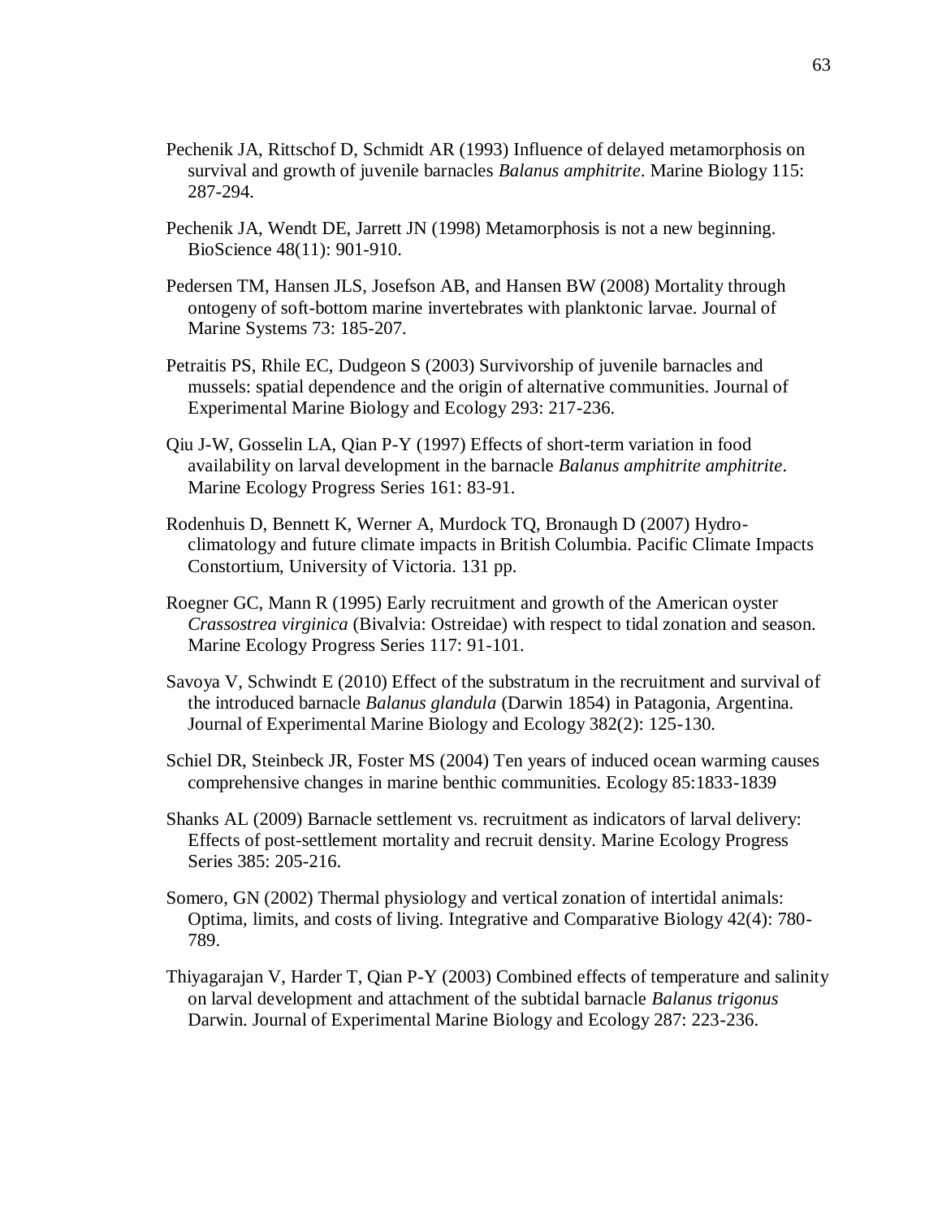Pechenik JA, Rittschof D, Schmidt AR (1993) Influence of delayed metamorphosis on survival and growth of juvenile barnacles *Balanus amphitrite*. Marine Biology 115: 287-294.

Pechenik JA, Wendt DE, Jarrett JN (1998) Metamorphosis is not a new beginning. BioScience 48(11): 901-910.

Pedersen TM, Hansen JLS, Josefson AB, and Hansen BW (2008) Mortality through ontogeny of soft-bottom marine invertebrates with planktonic larvae. Journal of Marine Systems 73: 185-207.

Petraitis PS, Rhile EC, Dudgeon S (2003) Survivorship of juvenile barnacles and mussels: spatial dependence and the origin of alternative communities. Journal of Experimental Marine Biology and Ecology 293: 217-236.

Qiu J-W, Gosselin LA, Qian P-Y (1997) Effects of short-term variation in food availability on larval development in the barnacle *Balanus amphitrite amphitrite*. Marine Ecology Progress Series 161: 83-91.

Rodenhuis D, Bennett K, Werner A, Murdock TQ, Bronaugh D (2007) Hydro-climatology and future climate impacts in British Columbia. Pacific Climate Impacts Constortium, University of Victoria. 131 pp.

Roegner GC, Mann R (1995) Early recruitment and growth of the American oyster *Crassostrea virginica* (Bivalvia: Ostreidae) with respect to tidal zonation and season. Marine Ecology Progress Series 117: 91-101.

Savoya V, Schwindt E (2010) Effect of the substratum in the recruitment and survival of the introduced barnacle *Balanus glandula* (Darwin 1854) in Patagonia, Argentina. Journal of Experimental Marine Biology and Ecology 382(2): 125-130.

Schiel DR, Steinbeck JR, Foster MS (2004) Ten years of induced ocean warming causes comprehensive changes in marine benthic communities. Ecology 85:1833-1839

Shanks AL (2009) Barnacle settlement vs. recruitment as indicators of larval delivery: Effects of post-settlement mortality and recruit density. Marine Ecology Progress Series 385: 205-216.

Somero, GN (2002) Thermal physiology and vertical zonation of intertidal animals: Optima, limits, and costs of living. Integrative and Comparative Biology 42(4): 780-789.

Thiyagarajan V, Harder T, Qian P-Y (2003) Combined effects of temperature and salinity on larval development and attachment of the subtidal barnacle *Balanus trigonus* Darwin. Journal of Experimental Marine Biology and Ecology 287: 223-236.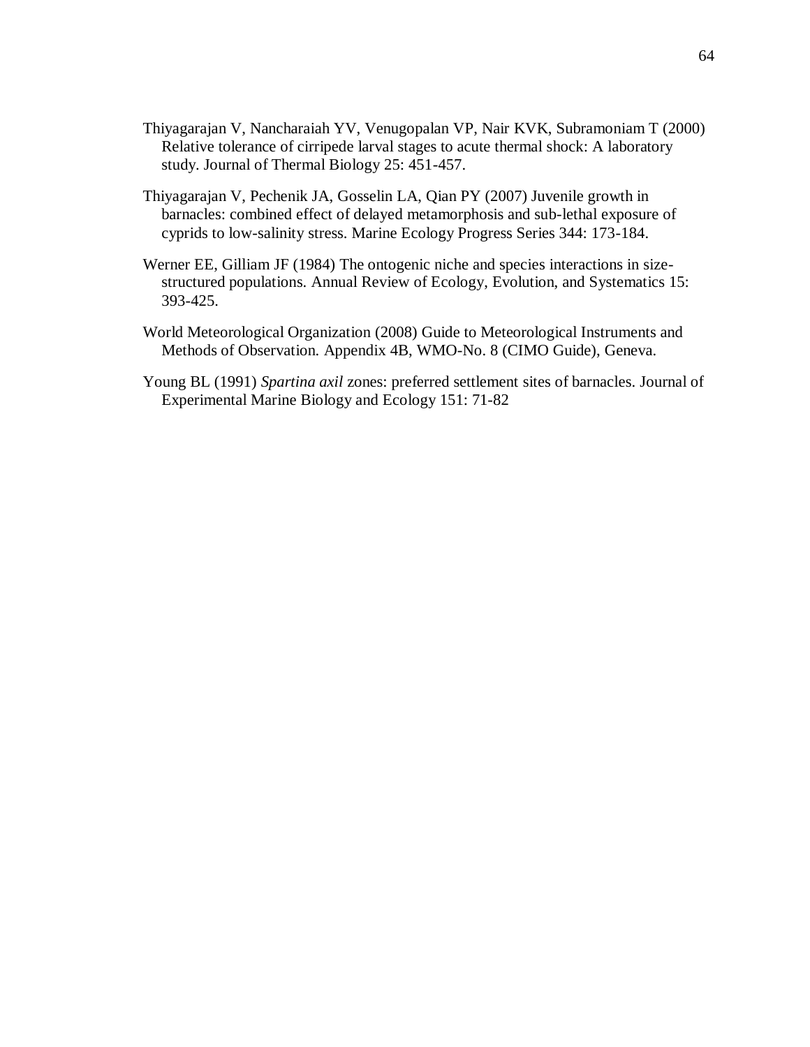Thiyagarajan V, Nancharaiah YV, Venugopalan VP, Nair KVK, Subramoniam T (2000) Relative tolerance of cirripede larval stages to acute thermal shock: A laboratory study. Journal of Thermal Biology 25: 451-457.

Thiyagarajan V, Pechenik JA, Gosselin LA, Qian PY (2007) Juvenile growth in barnacles: combined effect of delayed metamorphosis and sub-lethal exposure of cyprids to low-salinity stress. Marine Ecology Progress Series 344: 173-184.

Werner EE, Gilliam JF (1984) The ontogenic niche and species interactions in size-structured populations. Annual Review of Ecology, Evolution, and Systematics 15: 393-425.

World Meteorological Organization (2008) Guide to Meteorological Instruments and Methods of Observation. Appendix 4B, WMO-No. 8 (CIMO Guide), Geneva.

Young BL (1991) *Spartina axil* zones: preferred settlement sites of barnacles. Journal of Experimental Marine Biology and Ecology 151: 71-82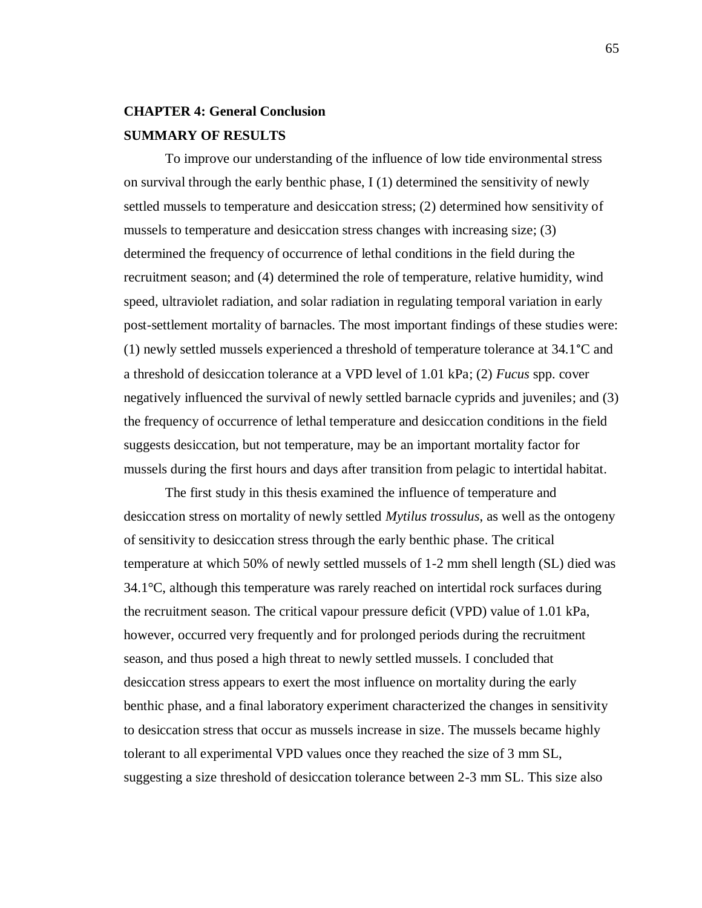# CHAPTER 4: General Conclusion

## SUMMARY OF RESULTS

To improve our understanding of the influence of low tide environmental stress on survival through the early benthic phase, I (1) determined the sensitivity of newly settled mussels to temperature and desiccation stress; (2) determined how sensitivity of mussels to temperature and desiccation stress changes with increasing size; (3) determined the frequency of occurrence of lethal conditions in the field during the recruitment season; and (4) determined the role of temperature, relative humidity, wind speed, ultraviolet radiation, and solar radiation in regulating temporal variation in early post-settlement mortality of barnacles. The most important findings of these studies were: (1) newly settled mussels experienced a threshold of temperature tolerance at 34.1°C and a threshold of desiccation tolerance at a VPD level of 1.01 kPa; (2) *Fucus* spp. cover negatively influenced the survival of newly settled barnacle cyprids and juveniles; and (3) the frequency of occurrence of lethal temperature and desiccation conditions in the field suggests desiccation, but not temperature, may be an important mortality factor for mussels during the first hours and days after transition from pelagic to intertidal habitat.

The first study in this thesis examined the influence of temperature and desiccation stress on mortality of newly settled *Mytilus trossulus*, as well as the ontogeny of sensitivity to desiccation stress through the early benthic phase. The critical temperature at which 50% of newly settled mussels of 1-2 mm shell length (SL) died was 34.1°C, although this temperature was rarely reached on intertidal rock surfaces during the recruitment season. The critical vapour pressure deficit (VPD) value of 1.01 kPa, however, occurred very frequently and for prolonged periods during the recruitment season, and thus posed a high threat to newly settled mussels. I concluded that desiccation stress appears to exert the most influence on mortality during the early benthic phase, and a final laboratory experiment characterized the changes in sensitivity to desiccation stress that occur as mussels increase in size. The mussels became highly tolerant to all experimental VPD values once they reached the size of 3 mm SL, suggesting a size threshold of desiccation tolerance between 2-3 mm SL. This size also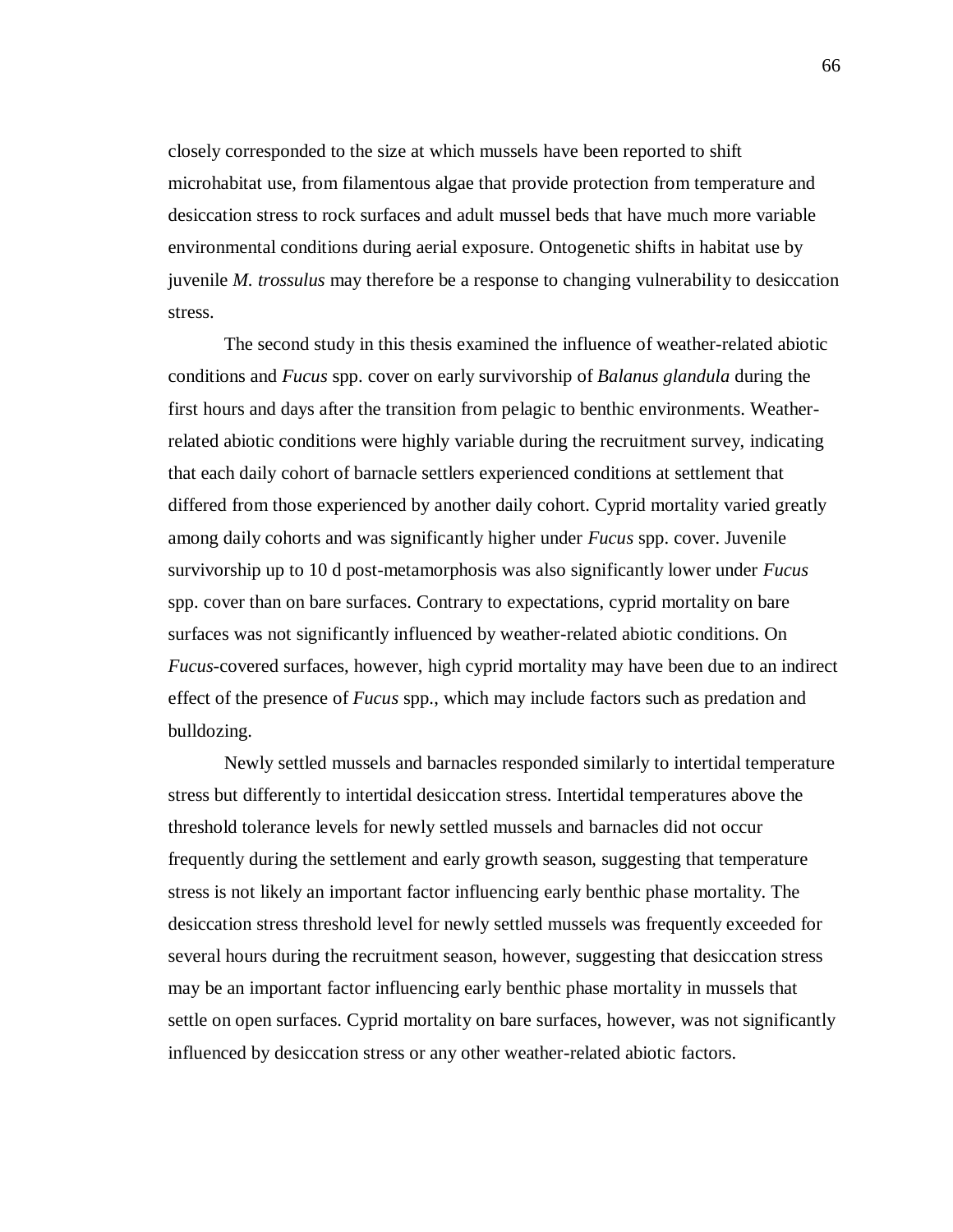closely corresponded to the size at which mussels have been reported to shift microhabitat use, from filamentous algae that provide protection from temperature and desiccation stress to rock surfaces and adult mussel beds that have much more variable environmental conditions during aerial exposure. Ontogenetic shifts in habitat use by juvenile *M. trossulus* may therefore be a response to changing vulnerability to desiccation stress.

The second study in this thesis examined the influence of weather-related abiotic conditions and *Fucus* spp. cover on early survivorship of *Balanus glandula* during the first hours and days after the transition from pelagic to benthic environments. Weather-related abiotic conditions were highly variable during the recruitment survey, indicating that each daily cohort of barnacle settlers experienced conditions at settlement that differed from those experienced by another daily cohort. Cyprid mortality varied greatly among daily cohorts and was significantly higher under *Fucus* spp. cover. Juvenile survivorship up to 10 d post-metamorphosis was also significantly lower under *Fucus* spp. cover than on bare surfaces. Contrary to expectations, cyprid mortality on bare surfaces was not significantly influenced by weather-related abiotic conditions. On *Fucus*-covered surfaces, however, high cyprid mortality may have been due to an indirect effect of the presence of *Fucus* spp., which may include factors such as predation and bulldozing.

Newly settled mussels and barnacles responded similarly to intertidal temperature stress but differently to intertidal desiccation stress. Intertidal temperatures above the threshold tolerance levels for newly settled mussels and barnacles did not occur frequently during the settlement and early growth season, suggesting that temperature stress is not likely an important factor influencing early benthic phase mortality. The desiccation stress threshold level for newly settled mussels was frequently exceeded for several hours during the recruitment season, however, suggesting that desiccation stress may be an important factor influencing early benthic phase mortality in mussels that settle on open surfaces. Cyprid mortality on bare surfaces, however, was not significantly influenced by desiccation stress or any other weather-related abiotic factors.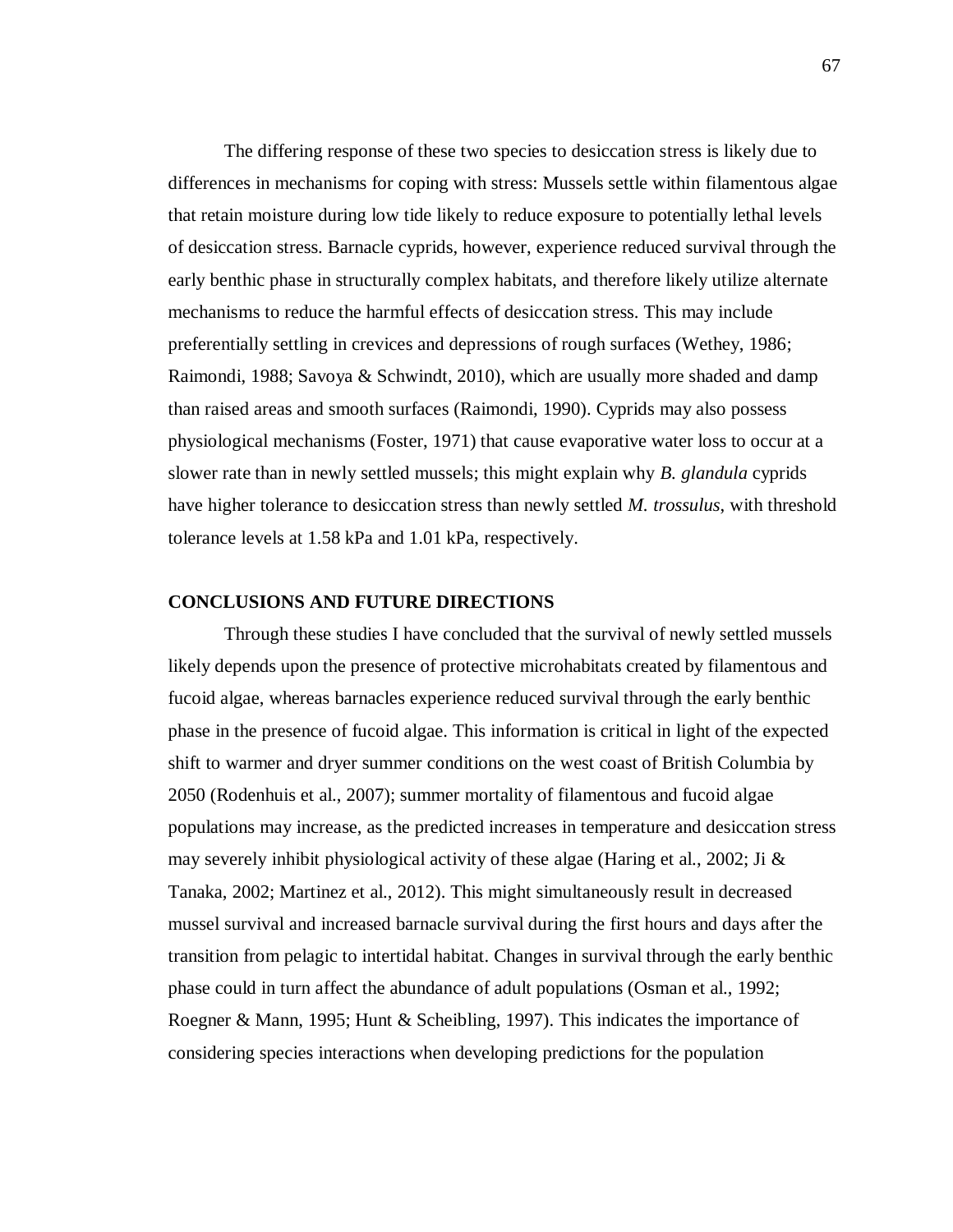The differing response of these two species to desiccation stress is likely due to differences in mechanisms for coping with stress: Mussels settle within filamentous algae that retain moisture during low tide likely to reduce exposure to potentially lethal levels of desiccation stress. Barnacle cyprids, however, experience reduced survival through the early benthic phase in structurally complex habitats, and therefore likely utilize alternate mechanisms to reduce the harmful effects of desiccation stress. This may include preferentially settling in crevices and depressions of rough surfaces (Wethey, 1986; Raimondi, 1988; Savoya & Schwindt, 2010), which are usually more shaded and damp than raised areas and smooth surfaces (Raimondi, 1990). Cyprids may also possess physiological mechanisms (Foster, 1971) that cause evaporative water loss to occur at a slower rate than in newly settled mussels; this might explain why *B. glandula* cyprids have higher tolerance to desiccation stress than newly settled *M. trossulus*, with threshold tolerance levels at 1.58 kPa and 1.01 kPa, respectively.

## CONCLUSIONS AND FUTURE DIRECTIONS

Through these studies I have concluded that the survival of newly settled mussels likely depends upon the presence of protective microhabitats created by filamentous and fucoid algae, whereas barnacles experience reduced survival through the early benthic phase in the presence of fucoid algae. This information is critical in light of the expected shift to warmer and dryer summer conditions on the west coast of British Columbia by 2050 (Rodenhuis et al., 2007); summer mortality of filamentous and fucoid algae populations may increase, as the predicted increases in temperature and desiccation stress may severely inhibit physiological activity of these algae (Haring et al., 2002; Ji & Tanaka, 2002; Martinez et al., 2012). This might simultaneously result in decreased mussel survival and increased barnacle survival during the first hours and days after the transition from pelagic to intertidal habitat. Changes in survival through the early benthic phase could in turn affect the abundance of adult populations (Osman et al., 1992; Roegner & Mann, 1995; Hunt & Scheibling, 1997). This indicates the importance of considering species interactions when developing predictions for the population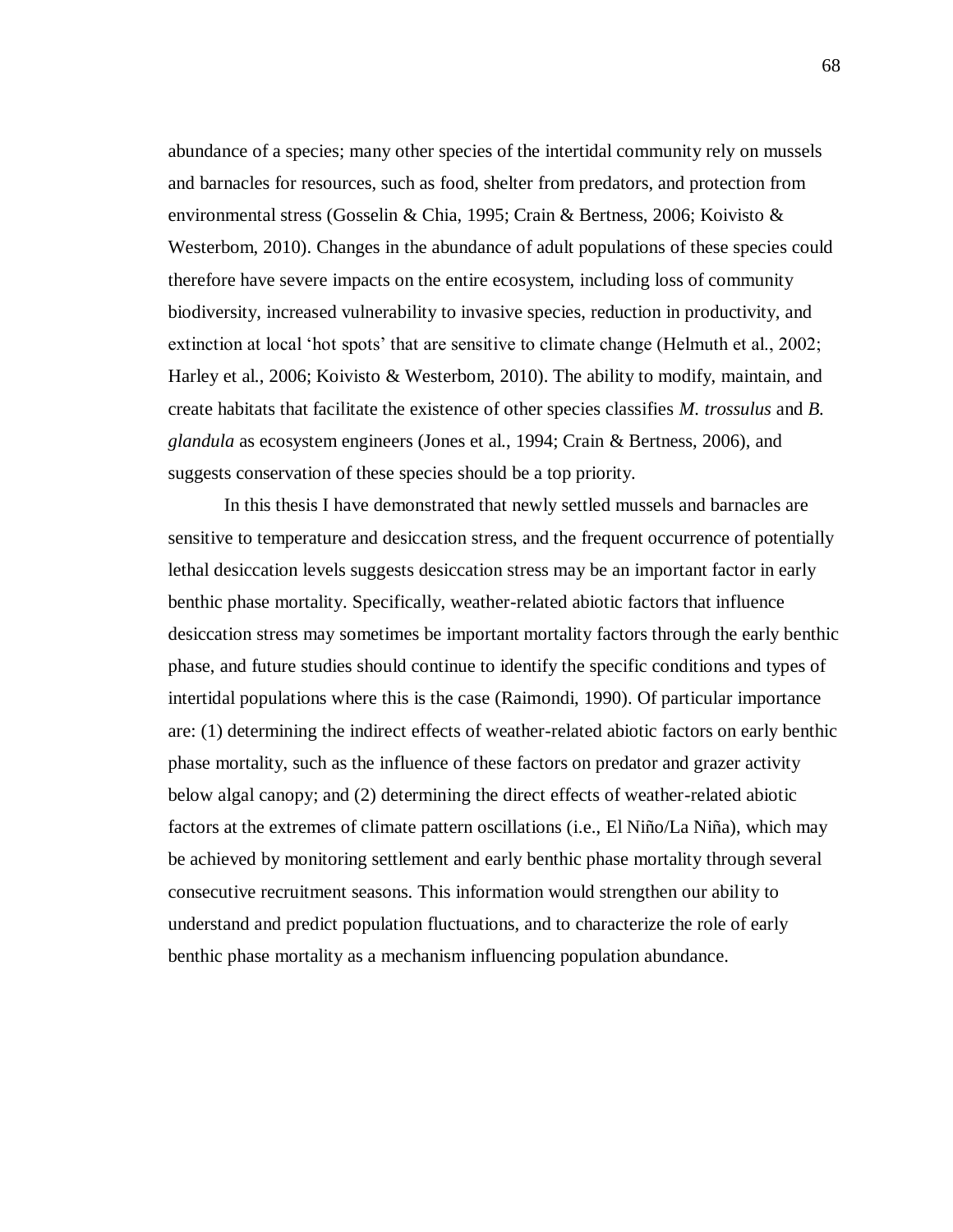abundance of a species; many other species of the intertidal community rely on mussels and barnacles for resources, such as food, shelter from predators, and protection from environmental stress (Gosselin & Chia, 1995; Crain & Bertness, 2006; Koivisto & Westerbom, 2010). Changes in the abundance of adult populations of these species could therefore have severe impacts on the entire ecosystem, including loss of community biodiversity, increased vulnerability to invasive species, reduction in productivity, and extinction at local 'hot spots' that are sensitive to climate change (Helmuth et al., 2002; Harley et al., 2006; Koivisto & Westerbom, 2010). The ability to modify, maintain, and create habitats that facilitate the existence of other species classifies *M. trossulus* and *B. glandula* as ecosystem engineers (Jones et al., 1994; Crain & Bertness, 2006), and suggests conservation of these species should be a top priority.

In this thesis I have demonstrated that newly settled mussels and barnacles are sensitive to temperature and desiccation stress, and the frequent occurrence of potentially lethal desiccation levels suggests desiccation stress may be an important factor in early benthic phase mortality. Specifically, weather-related abiotic factors that influence desiccation stress may sometimes be important mortality factors through the early benthic phase, and future studies should continue to identify the specific conditions and types of intertidal populations where this is the case (Raimondi, 1990). Of particular importance are: (1) determining the indirect effects of weather-related abiotic factors on early benthic phase mortality, such as the influence of these factors on predator and grazer activity below algal canopy; and (2) determining the direct effects of weather-related abiotic factors at the extremes of climate pattern oscillations (i.e., El Niño/La Niña), which may be achieved by monitoring settlement and early benthic phase mortality through several consecutive recruitment seasons. This information would strengthen our ability to understand and predict population fluctuations, and to characterize the role of early benthic phase mortality as a mechanism influencing population abundance.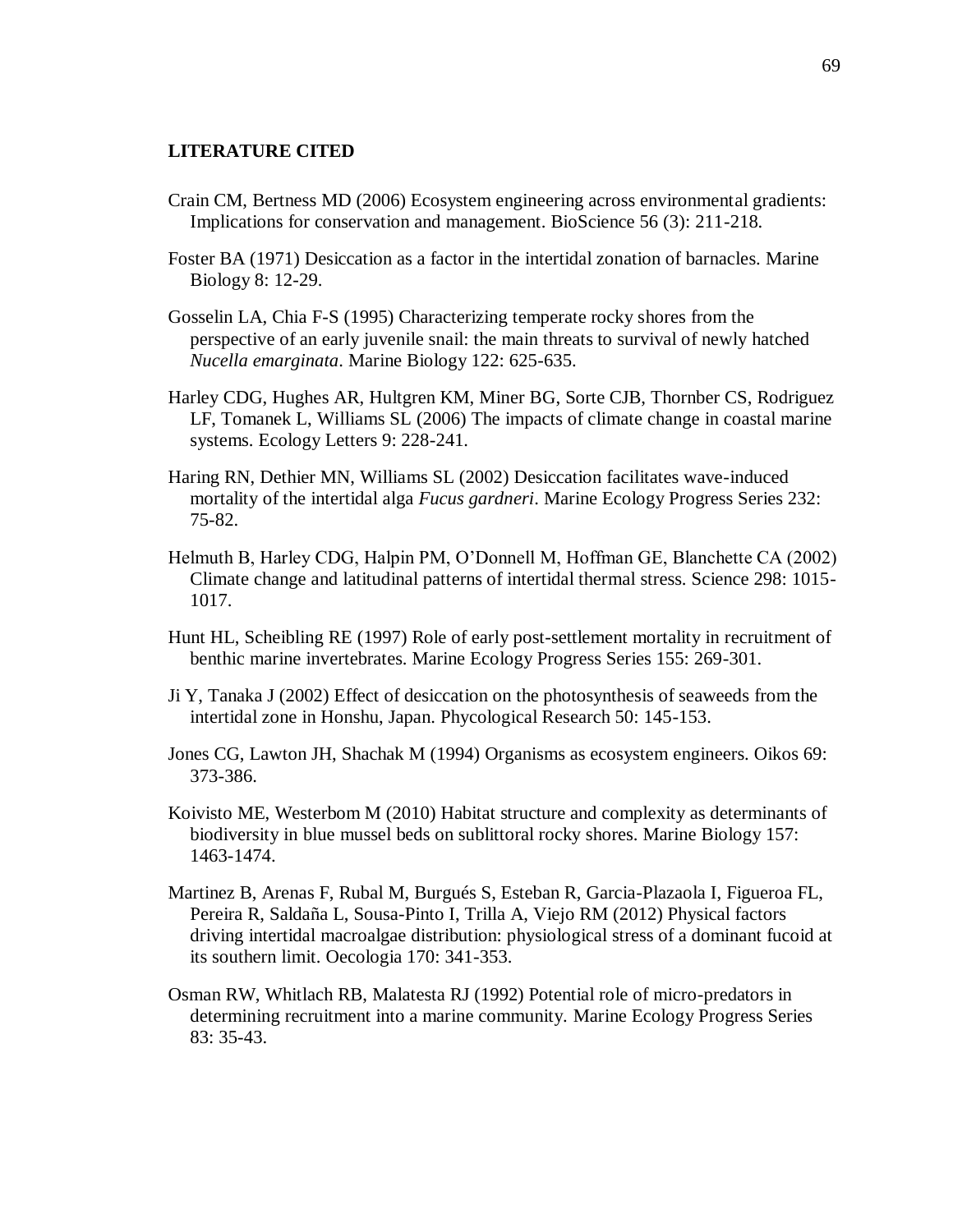## LITERATURE CITED

Crain CM, Bertness MD (2006) Ecosystem engineering across environmental gradients: Implications for conservation and management. BioScience 56 (3): 211-218.

Foster BA (1971) Desiccation as a factor in the intertidal zonation of barnacles. Marine Biology 8: 12-29.

Gosselin LA, Chia F-S (1995) Characterizing temperate rocky shores from the perspective of an early juvenile snail: the main threats to survival of newly hatched *Nucella emarginata*. Marine Biology 122: 625-635.

Harley CDG, Hughes AR, Hultgren KM, Miner BG, Sorte CJB, Thornber CS, Rodriguez LF, Tomanek L, Williams SL (2006) The impacts of climate change in coastal marine systems. Ecology Letters 9: 228-241.

Haring RN, Dethier MN, Williams SL (2002) Desiccation facilitates wave-induced mortality of the intertidal alga *Fucus gardneri*. Marine Ecology Progress Series 232: 75-82.

Helmuth B, Harley CDG, Halpin PM, O'Donnell M, Hoffman GE, Blanchette CA (2002) Climate change and latitudinal patterns of intertidal thermal stress. Science 298: 1015-1017.

Hunt HL, Scheibling RE (1997) Role of early post-settlement mortality in recruitment of benthic marine invertebrates. Marine Ecology Progress Series 155: 269-301.

Ji Y, Tanaka J (2002) Effect of desiccation on the photosynthesis of seaweeds from the intertidal zone in Honshu, Japan. Phycological Research 50: 145-153.

Jones CG, Lawton JH, Shachak M (1994) Organisms as ecosystem engineers. Oikos 69: 373-386.

Koivisto ME, Westerbom M (2010) Habitat structure and complexity as determinants of biodiversity in blue mussel beds on sublittoral rocky shores. Marine Biology 157: 1463-1474.

Martinez B, Arenas F, Rubal M, Burgués S, Esteban R, Garcia-Plazaola I, Figueroa FL, Pereira R, Saldaña L, Sousa-Pinto I, Trilla A, Viejo RM (2012) Physical factors driving intertidal macroalgae distribution: physiological stress of a dominant fucoid at its southern limit. Oecologia 170: 341-353.

Osman RW, Whitlach RB, Malatesta RJ (1992) Potential role of micro-predators in determining recruitment into a marine community. Marine Ecology Progress Series 83: 35-43.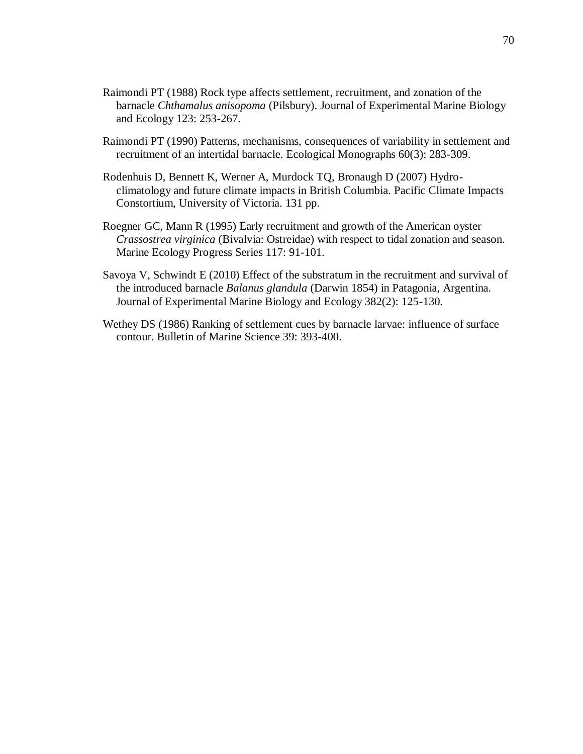Raimondi PT (1988) Rock type affects settlement, recruitment, and zonation of the barnacle *Chthamalus anisopoma* (Pilsbury). Journal of Experimental Marine Biology and Ecology 123: 253-267.

Raimondi PT (1990) Patterns, mechanisms, consequences of variability in settlement and recruitment of an intertidal barnacle. Ecological Monographs 60(3): 283-309.

Rodenhuis D, Bennett K, Werner A, Murdock TQ, Bronaugh D (2007) Hydro-climatology and future climate impacts in British Columbia. Pacific Climate Impacts Constortium, University of Victoria. 131 pp.

Roegner GC, Mann R (1995) Early recruitment and growth of the American oyster *Crassostrea virginica* (Bivalvia: Ostreidae) with respect to tidal zonation and season. Marine Ecology Progress Series 117: 91-101.

Savoya V, Schwindt E (2010) Effect of the substratum in the recruitment and survival of the introduced barnacle *Balanus glandula* (Darwin 1854) in Patagonia, Argentina. Journal of Experimental Marine Biology and Ecology 382(2): 125-130.

Wethey DS (1986) Ranking of settlement cues by barnacle larvae: influence of surface contour. Bulletin of Marine Science 39: 393-400.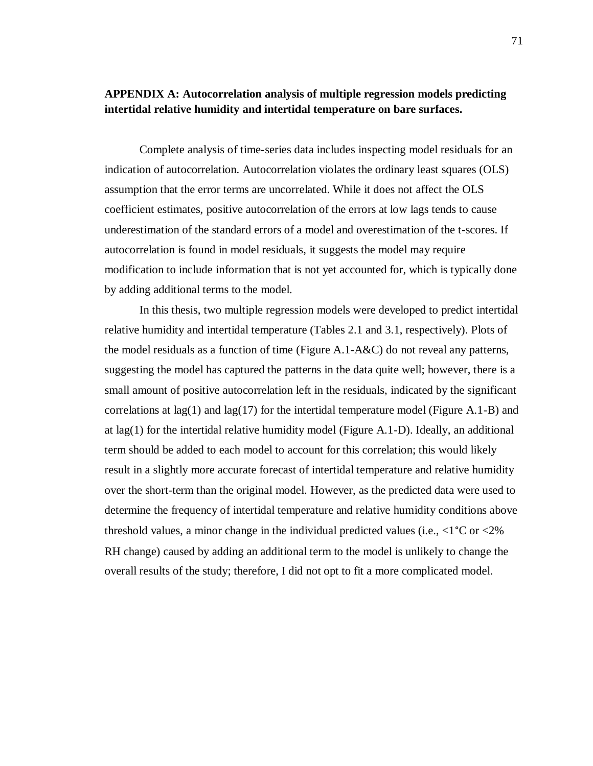## APPENDIX A: Autocorrelation analysis of multiple regression models predicting intertidal relative humidity and intertidal temperature on bare surfaces.

Complete analysis of time-series data includes inspecting model residuals for an indication of autocorrelation. Autocorrelation violates the ordinary least squares (OLS) assumption that the error terms are uncorrelated. While it does not affect the OLS coefficient estimates, positive autocorrelation of the errors at low lags tends to cause underestimation of the standard errors of a model and overestimation of the t-scores. If autocorrelation is found in model residuals, it suggests the model may require modification to include information that is not yet accounted for, which is typically done by adding additional terms to the model.

In this thesis, two multiple regression models were developed to predict intertidal relative humidity and intertidal temperature (Tables 2.1 and 3.1, respectively). Plots of the model residuals as a function of time (Figure A.1-A&C) do not reveal any patterns, suggesting the model has captured the patterns in the data quite well; however, there is a small amount of positive autocorrelation left in the residuals, indicated by the significant correlations at lag(1) and lag(17) for the intertidal temperature model (Figure A.1-B) and at lag(1) for the intertidal relative humidity model (Figure A.1-D). Ideally, an additional term should be added to each model to account for this correlation; this would likely result in a slightly more accurate forecast of intertidal temperature and relative humidity over the short-term than the original model. However, as the predicted data were used to determine the frequency of intertidal temperature and relative humidity conditions above threshold values, a minor change in the individual predicted values (i.e., <1°C or <2% RH change) caused by adding an additional term to the model is unlikely to change the overall results of the study; therefore, I did not opt to fit a more complicated model.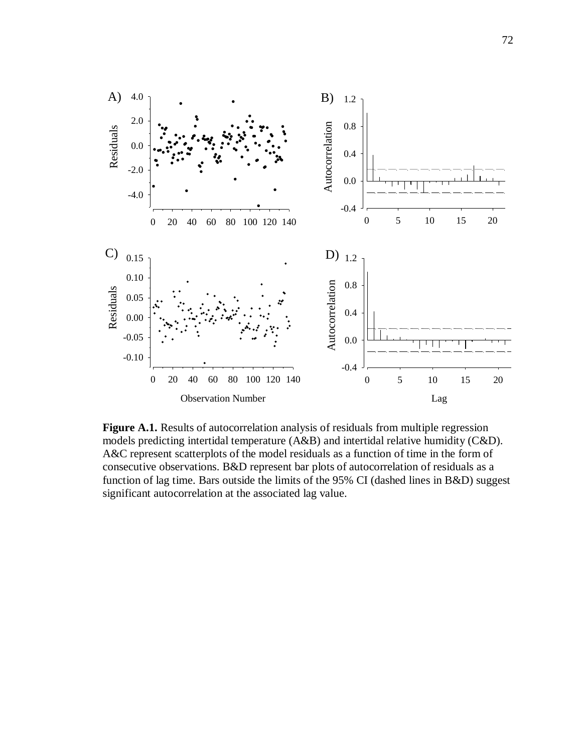**Figure A.1.** Results of autocorrelation analysis of residuals from multiple regression models predicting intertidal temperature (A&B) and intertidal relative humidity (C&D). A&C represent scatterplots of the model residuals as a function of time in the form of consecutive observations. B&D represent bar plots of autocorrelation of residuals as a function of lag time. Bars outside the limits of the 95% CI (dashed lines in B&D) suggest significant autocorrelation at the associated lag value.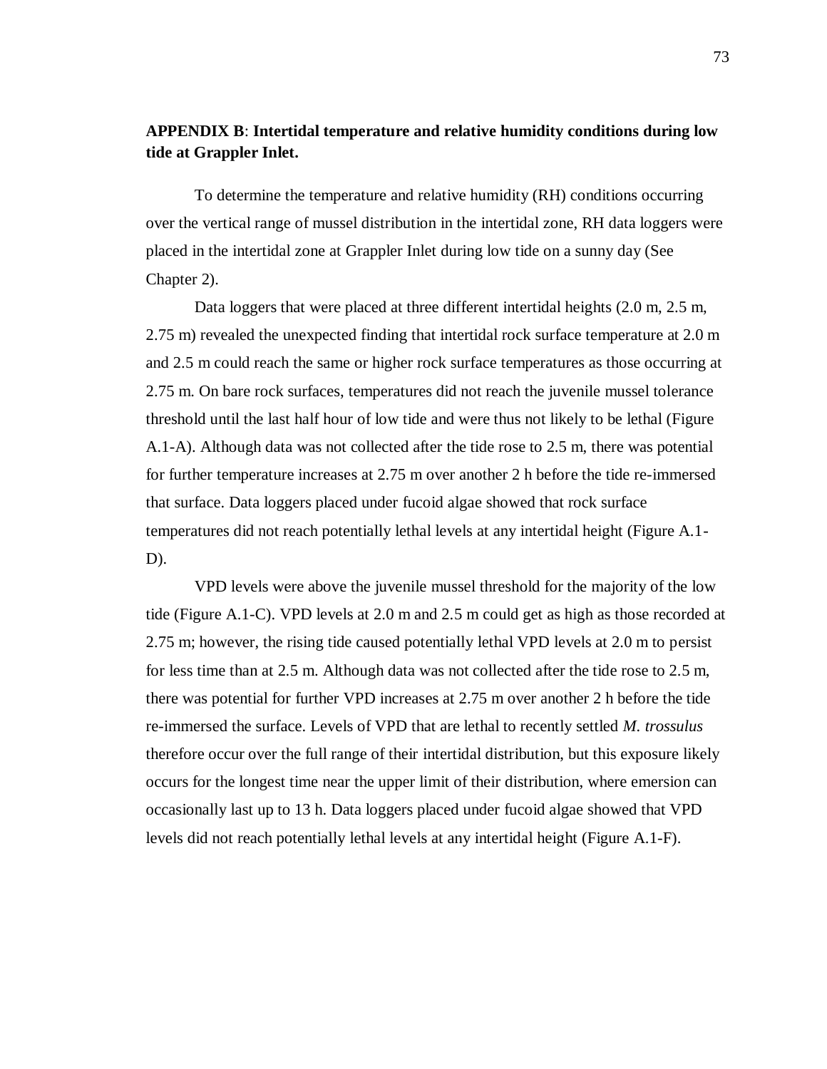## APPENDIX B: Intertidal temperature and relative humidity conditions during low tide at Grappler Inlet.

To determine the temperature and relative humidity (RH) conditions occurring over the vertical range of mussel distribution in the intertidal zone, RH data loggers were placed in the intertidal zone at Grappler Inlet during low tide on a sunny day (See Chapter 2).

Data loggers that were placed at three different intertidal heights (2.0 m, 2.5 m, 2.75 m) revealed the unexpected finding that intertidal rock surface temperature at 2.0 m and 2.5 m could reach the same or higher rock surface temperatures as those occurring at 2.75 m. On bare rock surfaces, temperatures did not reach the juvenile mussel tolerance threshold until the last half hour of low tide and were thus not likely to be lethal (Figure A.1-A). Although data was not collected after the tide rose to 2.5 m, there was potential for further temperature increases at 2.75 m over another 2 h before the tide re-immersed that surface. Data loggers placed under fucoid algae showed that rock surface temperatures did not reach potentially lethal levels at any intertidal height (Figure A.1-D).

VPD levels were above the juvenile mussel threshold for the majority of the low tide (Figure A.1-C). VPD levels at 2.0 m and 2.5 m could get as high as those recorded at 2.75 m; however, the rising tide caused potentially lethal VPD levels at 2.0 m to persist for less time than at 2.5 m. Although data was not collected after the tide rose to 2.5 m, there was potential for further VPD increases at 2.75 m over another 2 h before the tide re-immersed the surface. Levels of VPD that are lethal to recently settled *M. trossulus* therefore occur over the full range of their intertidal distribution, but this exposure likely occurs for the longest time near the upper limit of their distribution, where emersion can occasionally last up to 13 h. Data loggers placed under fucoid algae showed that VPD levels did not reach potentially lethal levels at any intertidal height (Figure A.1-F).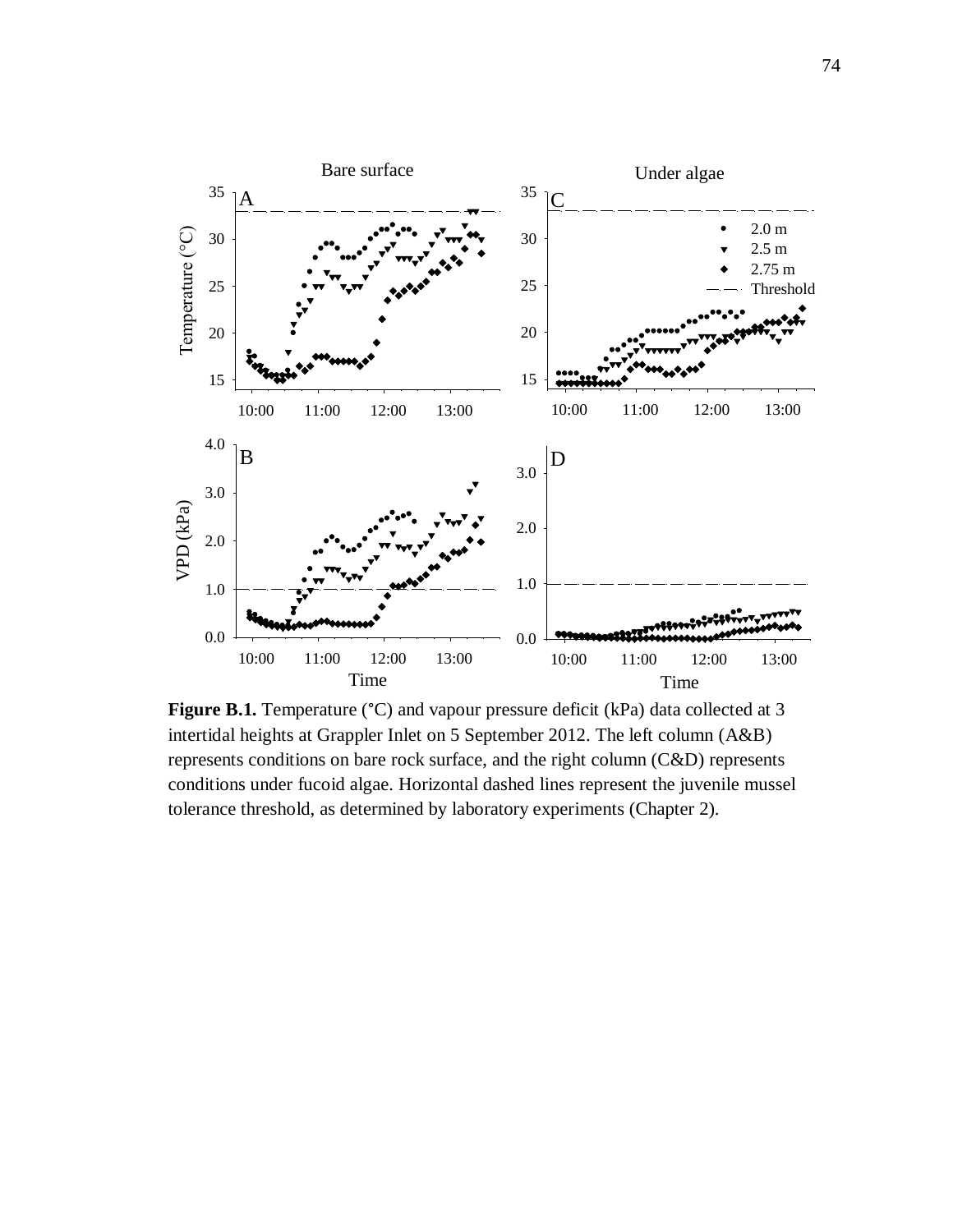Bare surface

Under algae

A

Temperature (°C)

35
30
25
20
15

10:00 11:00 12:00 13:00

C

35
30
25
20
15

10:00 11:00 12:00 13:00

2.0 m
2.5 m
2.75 m
Threshold

B

VPD (kPa)

4.0
3.0
2.0
1.0
0.0

10:00 11:00 12:00 13:00

Time

D

3.0
2.0
1.0
0.0

10:00 11:00 12:00 13:00

Time

**Figure B.1.** Temperature (°C) and vapour pressure deficit (kPa) data collected at 3 intertidal heights at Grappler Inlet on 5 September 2012. The left column (A&B) represents conditions on bare rock surface, and the right column (C&D) represents conditions under fucoid algae. Horizontal dashed lines represent the juvenile mussel tolerance threshold, as determined by laboratory experiments (Chapter 2).